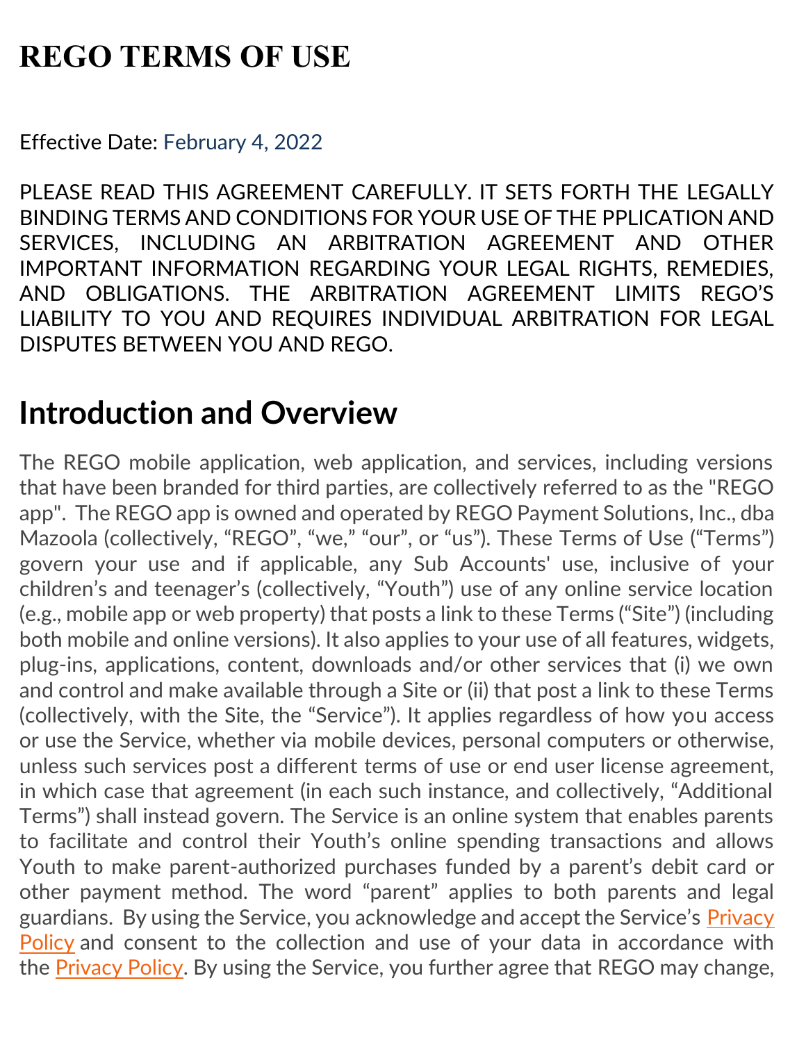# REGO TERMS OF USE

Effective Date: February 4, 2022

PLEASE READ THIS AGREEMENT CAREFULLY. IT SETS FORTH THE LEGALLY BINDING TERMS AND CONDITIONS FOR YOUR USE OF THE PPLICATION AND SERVICES, INCLUDING AN ARBITRATION AGREEMENT AND OTHER IMPORTANT INFORMATION REGARDING YOUR LEGAL RIGHTS, REMEDIES, AND OBLIGATIONS. THE ARBITRATION AGREEMENT LIMITS REGO'S LIABILITY TO YOU AND REQUIRES INDIVIDUAL ARBITRATION FOR LEGAL DISPUTES BETWEEN YOU AND REGO.

## Introduction and Overview

The REGO mobile application, web application, and services, including versions that have been branded for third parties, are collectively referred to as the "REGO app". The REGO app is owned and operated by REGO Payment Solutions, Inc., dba Mazoola (collectively, "REGO", "we," "our", or "us"). These Terms of Use ("Terms") govern your use and if applicable, any Sub Accounts' use, inclusive of your children's and teenager's (collectively, "Youth") use of any online service location (e.g., mobile app or web property) that posts a link to these Terms ("Site") (including both mobile and online versions). It also applies to your use of all features, widgets, plug-ins, applications, content, downloads and/or other services that (i) we own and control and make available through a Site or (ii) that post a link to these Terms (collectively, with the Site, the "Service"). It applies regardless of how you access or use the Service, whether via mobile devices, personal computers or otherwise, unless such services post a different terms of use or end user license agreement, in which case that agreement (in each such instance, and collectively, "Additional Terms") shall instead govern. The Service is an online system that enables parents to facilitate and control their Youth's online spending transactions and allows Youth to make parent-authorized purchases funded by a parent's debit card or other payment method. The word "parent" applies to both parents and legal guardians. By using the Service, you acknowledge and accept the Service's Privacy Policy and consent to the collection and use of your data in accordance with the Privacy Policy. By using the Service, you further agree that REGO may change,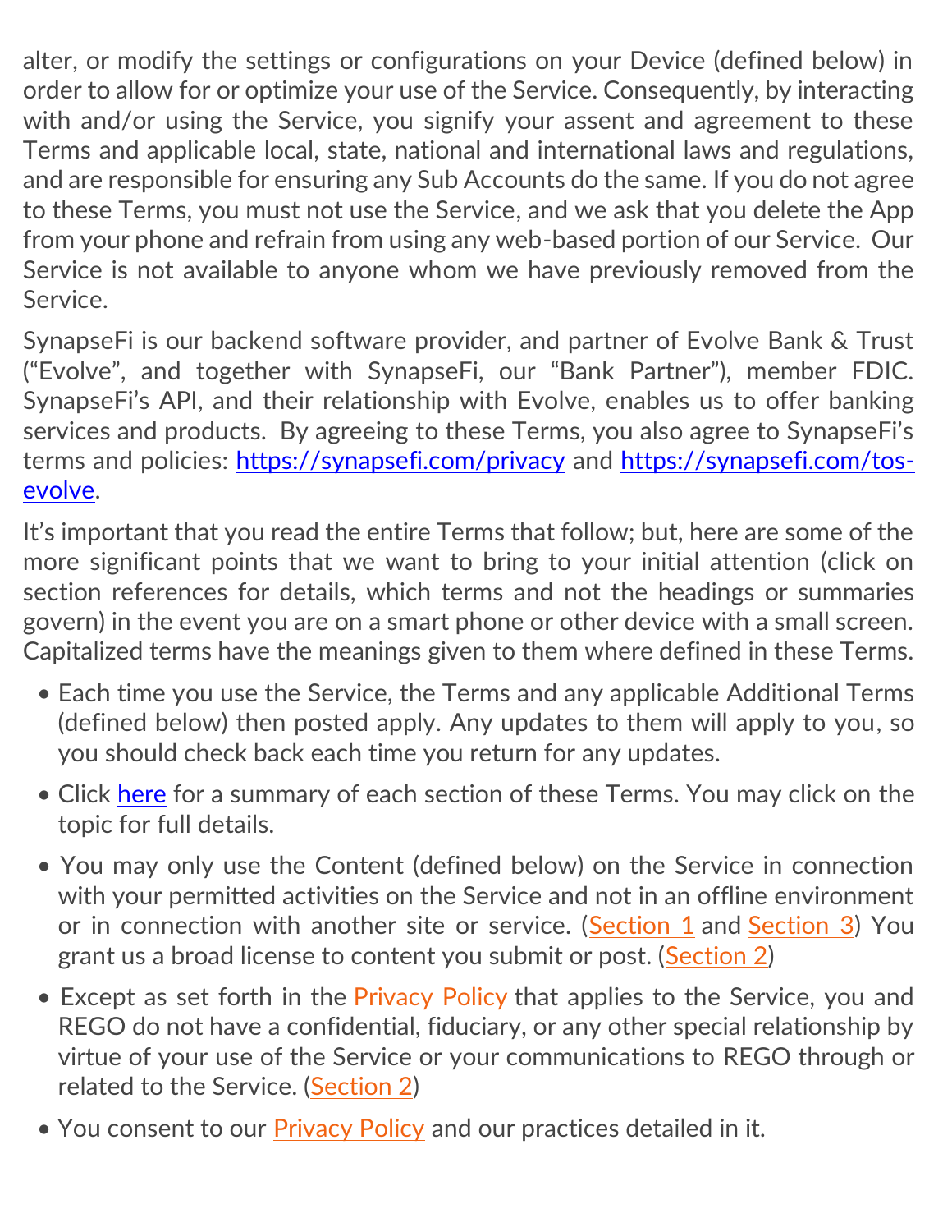alter, or modify the settings or configurations on your Device (defined below) in order to allow for or optimize your use of the Service. Consequently, by interacting with and/or using the Service, you signify your assent and agreement to these Terms and applicable local, state, national and international laws and regulations, and are responsible for ensuring any Sub Accounts do the same. If you do not agree to these Terms, you must not use the Service, and we ask that you delete the App from your phone and refrain from using any web-based portion of our Service. Our Service is not available to anyone whom we have previously removed from the Service.

SynapseFi is our backend software provider, and partner of Evolve Bank & Trust ("Evolve", and together with SynapseFi, our "Bank Partner"), member FDIC. SynapseFi's API, and their relationship with Evolve, enables us to offer banking services and products. By agreeing to these Terms, you also agree to SynapseFi's terms and policies: https://synapsefi.com/privacy and https://synapsefi.com/tos-evolve.

It's important that you read the entire Terms that follow; but, here are some of the more significant points that we want to bring to your initial attention (click on section references for details, which terms and not the headings or summaries govern) in the event you are on a smart phone or other device with a small screen. Capitalized terms have the meanings given to them where defined in these Terms.

- Each time you use the Service, the Terms and any applicable Additional Terms (defined below) then posted apply. Any updates to them will apply to you, so you should check back each time you return for any updates.
- Click here for a summary of each section of these Terms. You may click on the topic for full details.
- You may only use the Content (defined below) on the Service in connection with your permitted activities on the Service and not in an offline environment or in connection with another site or service. (Section 1 and Section 3) You grant us a broad license to content you submit or post. (Section 2)
- Except as set forth in the Privacy Policy that applies to the Service, you and REGO do not have a confidential, fiduciary, or any other special relationship by virtue of your use of the Service or your communications to REGO through or related to the Service. (Section 2)
- You consent to our Privacy Policy and our practices detailed in it.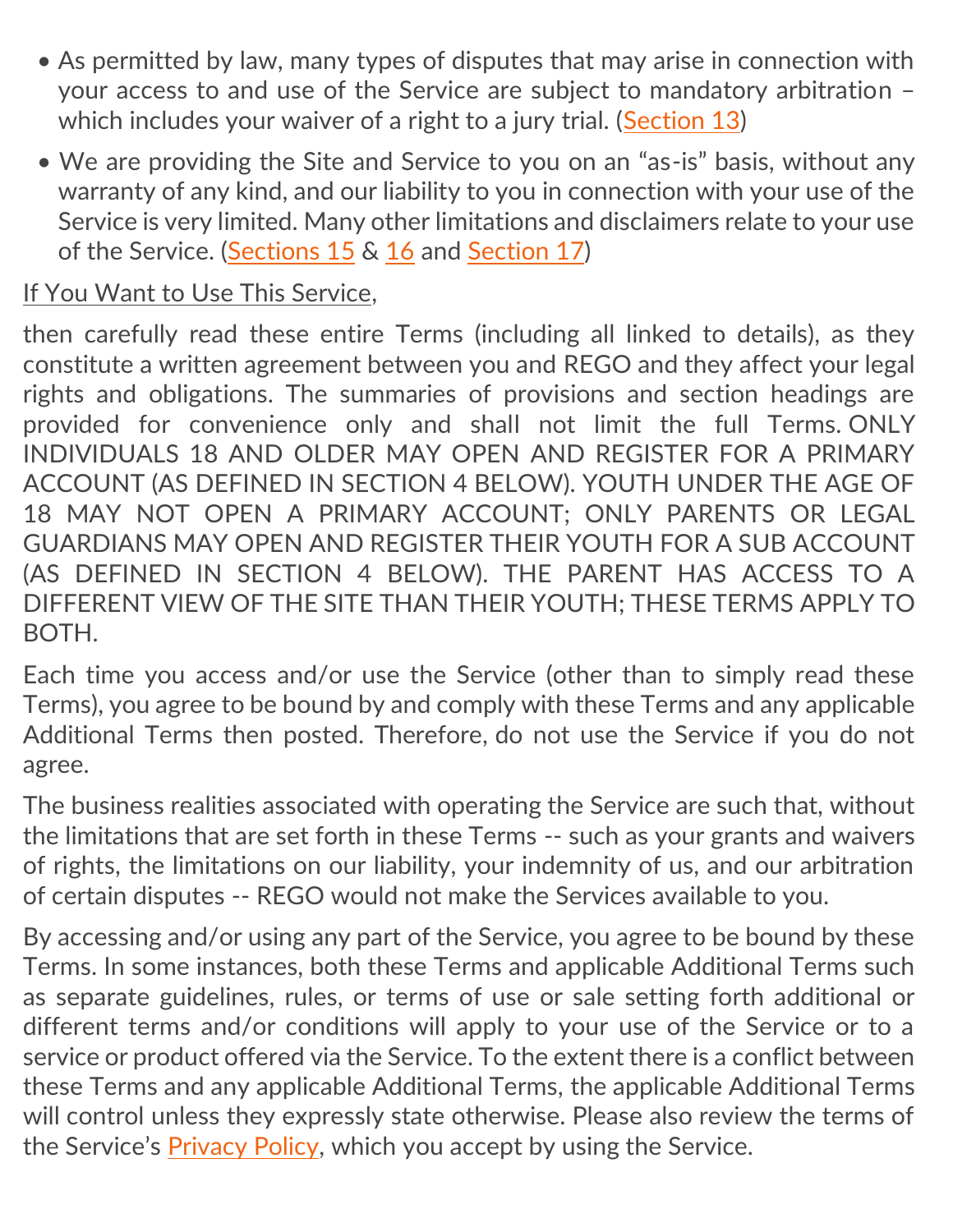- As permitted by law, many types of disputes that may arise in connection with your access to and use of the Service are subject to mandatory arbitration – which includes your waiver of a right to a jury trial. (Section 13)
- We are providing the Site and Service to you on an "as-is" basis, without any warranty of any kind, and our liability to you in connection with your use of the Service is very limited. Many other limitations and disclaimers relate to your use of the Service. (Sections 15 & 16 and Section 17)

If You Want to Use This Service,

then carefully read these entire Terms (including all linked to details), as they constitute a written agreement between you and REGO and they affect your legal rights and obligations. The summaries of provisions and section headings are provided for convenience only and shall not limit the full Terms. ONLY INDIVIDUALS 18 AND OLDER MAY OPEN AND REGISTER FOR A PRIMARY ACCOUNT (AS DEFINED IN SECTION 4 BELOW). YOUTH UNDER THE AGE OF 18 MAY NOT OPEN A PRIMARY ACCOUNT; ONLY PARENTS OR LEGAL GUARDIANS MAY OPEN AND REGISTER THEIR YOUTH FOR A SUB ACCOUNT (AS DEFINED IN SECTION 4 BELOW). THE PARENT HAS ACCESS TO A DIFFERENT VIEW OF THE SITE THAN THEIR YOUTH; THESE TERMS APPLY TO BOTH.

Each time you access and/or use the Service (other than to simply read these Terms), you agree to be bound by and comply with these Terms and any applicable Additional Terms then posted. Therefore, do not use the Service if you do not agree.

The business realities associated with operating the Service are such that, without the limitations that are set forth in these Terms -- such as your grants and waivers of rights, the limitations on our liability, your indemnity of us, and our arbitration of certain disputes -- REGO would not make the Services available to you.

By accessing and/or using any part of the Service, you agree to be bound by these Terms. In some instances, both these Terms and applicable Additional Terms such as separate guidelines, rules, or terms of use or sale setting forth additional or different terms and/or conditions will apply to your use of the Service or to a service or product offered via the Service. To the extent there is a conflict between these Terms and any applicable Additional Terms, the applicable Additional Terms will control unless they expressly state otherwise. Please also review the terms of the Service's Privacy Policy, which you accept by using the Service.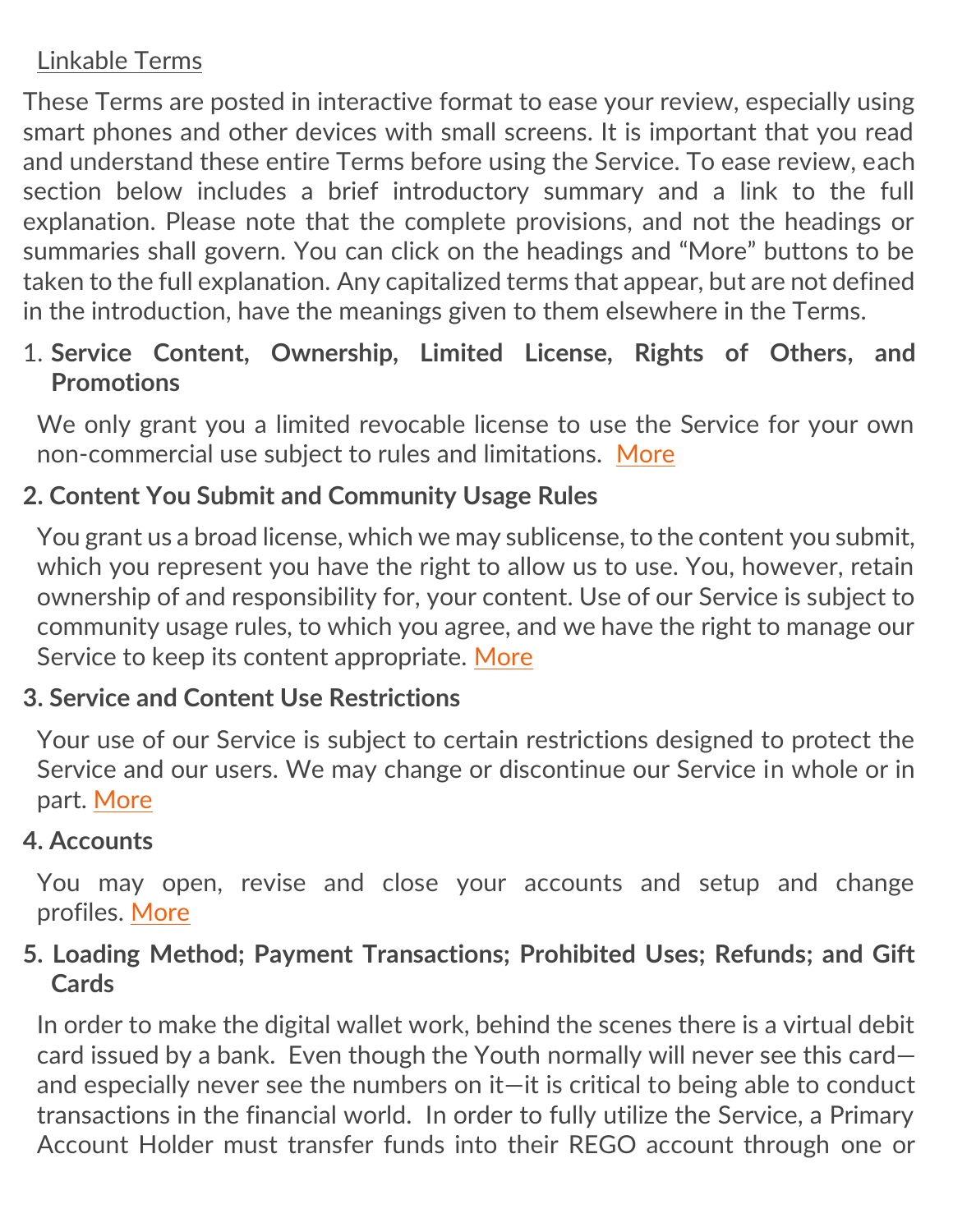Linkable Terms

These Terms are posted in interactive format to ease your review, especially using smart phones and other devices with small screens. It is important that you read and understand these entire Terms before using the Service. To ease review, each section below includes a brief introductory summary and a link to the full explanation. Please note that the complete provisions, and not the headings or summaries shall govern. You can click on the headings and "More" buttons to be taken to the full explanation. Any capitalized terms that appear, but are not defined in the introduction, have the meanings given to them elsewhere in the Terms.

1. **Service Content, Ownership, Limited License, Rights of Others, and Promotions**

We only grant you a limited revocable license to use the Service for your own non-commercial use subject to rules and limitations. More

**2. Content You Submit and Community Usage Rules**

You grant us a broad license, which we may sublicense, to the content you submit, which you represent you have the right to allow us to use. You, however, retain ownership of and responsibility for, your content. Use of our Service is subject to community usage rules, to which you agree, and we have the right to manage our Service to keep its content appropriate. More

**3. Service and Content Use Restrictions**

Your use of our Service is subject to certain restrictions designed to protect the Service and our users. We may change or discontinue our Service in whole or in part. More

**4. Accounts**

You may open, revise and close your accounts and setup and change profiles. More

**5. Loading Method; Payment Transactions; Prohibited Uses; Refunds; and Gift Cards**

In order to make the digital wallet work, behind the scenes there is a virtual debit card issued by a bank. Even though the Youth normally will never see this card—and especially never see the numbers on it—it is critical to being able to conduct transactions in the financial world. In order to fully utilize the Service, a Primary Account Holder must transfer funds into their REGO account through one or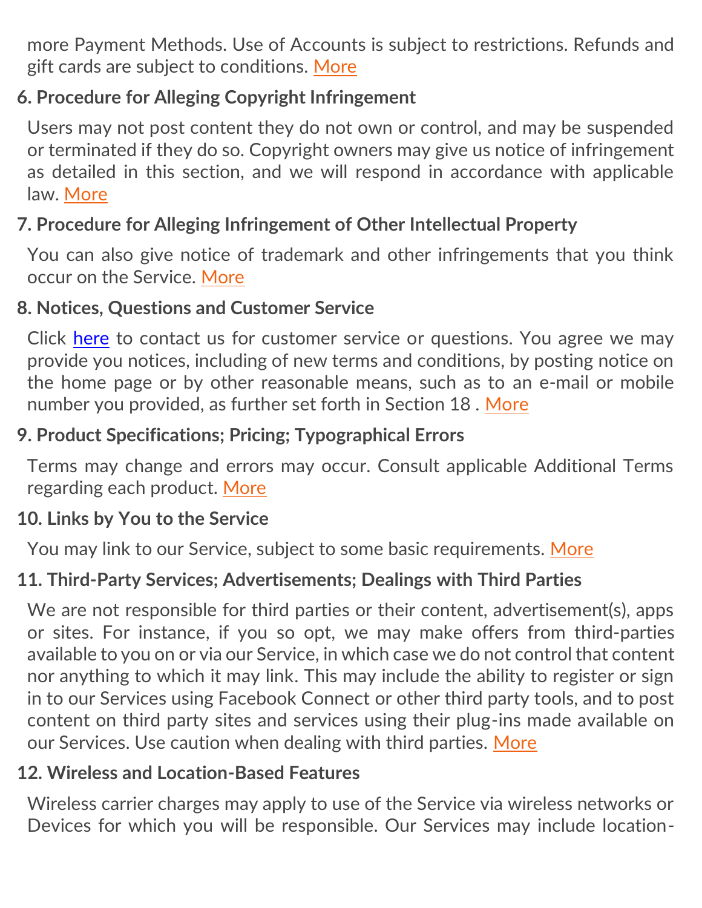more Payment Methods. Use of Accounts is subject to restrictions. Refunds and gift cards are subject to conditions. More

**6. Procedure for Alleging Copyright Infringement**

Users may not post content they do not own or control, and may be suspended or terminated if they do so. Copyright owners may give us notice of infringement as detailed in this section, and we will respond in accordance with applicable law. More

**7. Procedure for Alleging Infringement of Other Intellectual Property**

You can also give notice of trademark and other infringements that you think occur on the Service. More

**8. Notices, Questions and Customer Service**

Click here to contact us for customer service or questions. You agree we may provide you notices, including of new terms and conditions, by posting notice on the home page or by other reasonable means, such as to an e-mail or mobile number you provided, as further set forth in Section 18 . More

**9. Product Specifications; Pricing; Typographical Errors**

Terms may change and errors may occur. Consult applicable Additional Terms regarding each product. More

**10. Links by You to the Service**

You may link to our Service, subject to some basic requirements. More

**11. Third-Party Services; Advertisements; Dealings with Third Parties**

We are not responsible for third parties or their content, advertisement(s), apps or sites. For instance, if you so opt, we may make offers from third-parties available to you on or via our Service, in which case we do not control that content nor anything to which it may link. This may include the ability to register or sign in to our Services using Facebook Connect or other third party tools, and to post content on third party sites and services using their plug-ins made available on our Services. Use caution when dealing with third parties. More

**12. Wireless and Location-Based Features**

Wireless carrier charges may apply to use of the Service via wireless networks or Devices for which you will be responsible. Our Services may include location-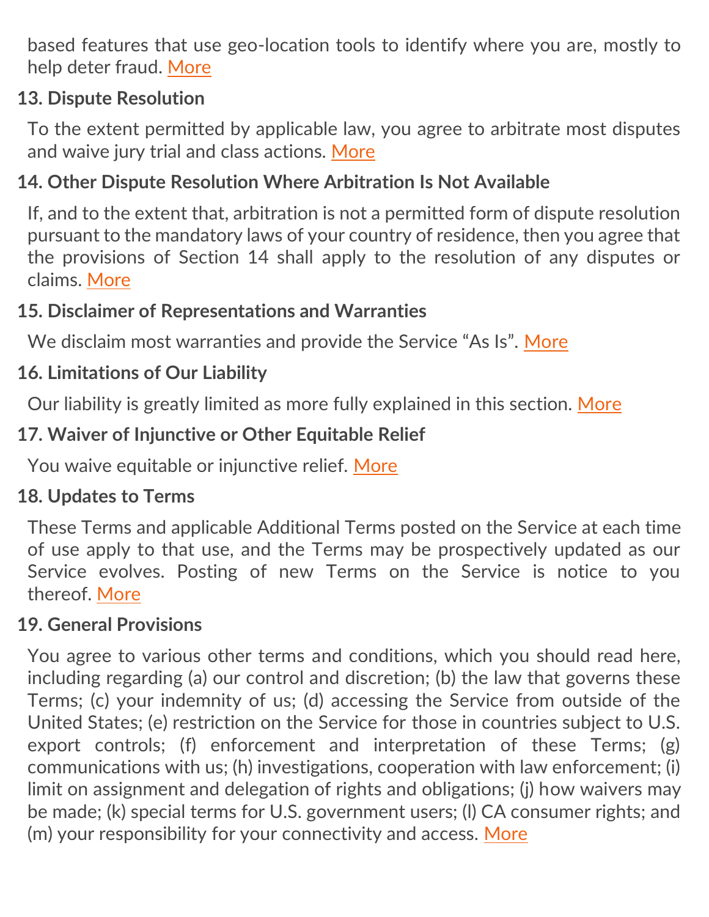based features that use geo-location tools to identify where you are, mostly to help deter fraud. More

**13. Dispute Resolution**

To the extent permitted by applicable law, you agree to arbitrate most disputes and waive jury trial and class actions. More

**14. Other Dispute Resolution Where Arbitration Is Not Available**

If, and to the extent that, arbitration is not a permitted form of dispute resolution pursuant to the mandatory laws of your country of residence, then you agree that the provisions of Section 14 shall apply to the resolution of any disputes or claims. More

**15. Disclaimer of Representations and Warranties**

We disclaim most warranties and provide the Service “As Is”. More

**16. Limitations of Our Liability**

Our liability is greatly limited as more fully explained in this section. More

**17. Waiver of Injunctive or Other Equitable Relief**

You waive equitable or injunctive relief. More

**18. Updates to Terms**

These Terms and applicable Additional Terms posted on the Service at each time of use apply to that use, and the Terms may be prospectively updated as our Service evolves. Posting of new Terms on the Service is notice to you thereof. More

**19. General Provisions**

You agree to various other terms and conditions, which you should read here, including regarding (a) our control and discretion; (b) the law that governs these Terms; (c) your indemnity of us; (d) accessing the Service from outside of the United States; (e) restriction on the Service for those in countries subject to U.S. export controls; (f) enforcement and interpretation of these Terms; (g) communications with us; (h) investigations, cooperation with law enforcement; (i) limit on assignment and delegation of rights and obligations; (j) how waivers may be made; (k) special terms for U.S. government users; (l) CA consumer rights; and (m) your responsibility for your connectivity and access. More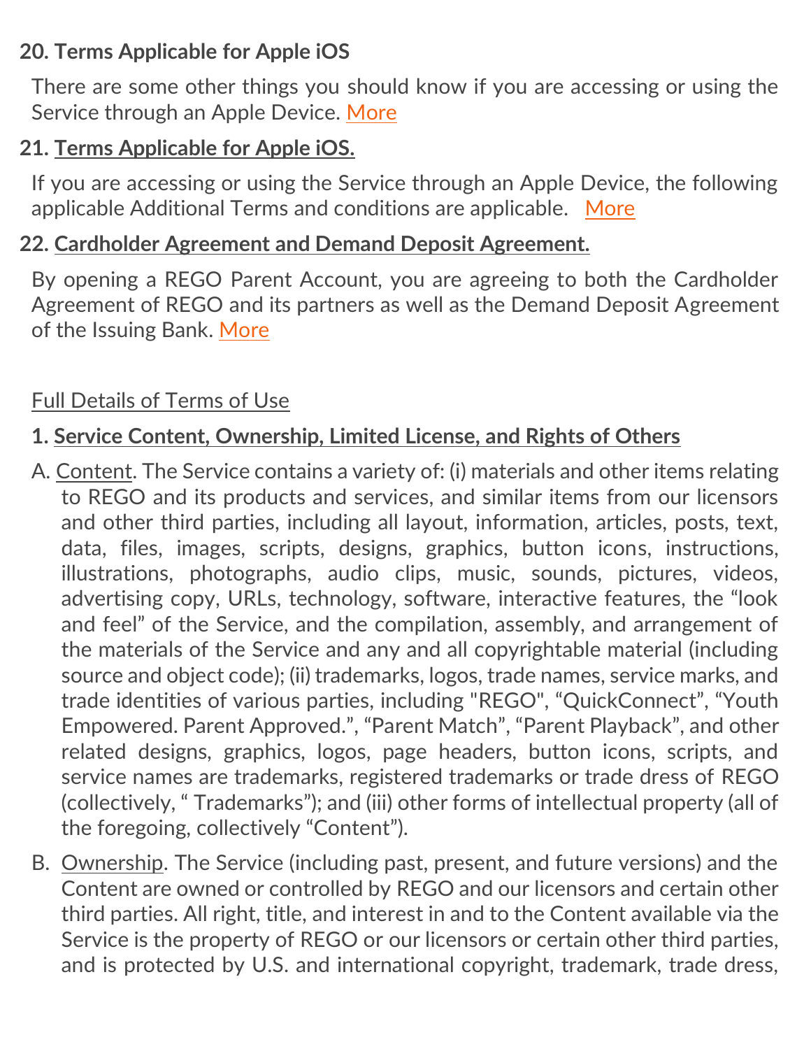**20. Terms Applicable for Apple iOS**

There are some other things you should know if you are accessing or using the Service through an Apple Device. More

**21. Terms Applicable for Apple iOS.**

If you are accessing or using the Service through an Apple Device, the following applicable Additional Terms and conditions are applicable. More

**22. Cardholder Agreement and Demand Deposit Agreement.**

By opening a REGO Parent Account, you are agreeing to both the Cardholder Agreement of REGO and its partners as well as the Demand Deposit Agreement of the Issuing Bank. More

Full Details of Terms of Use

**1. Service Content, Ownership, Limited License, and Rights of Others**

A. Content. The Service contains a variety of: (i) materials and other items relating to REGO and its products and services, and similar items from our licensors and other third parties, including all layout, information, articles, posts, text, data, files, images, scripts, designs, graphics, button icons, instructions, illustrations, photographs, audio clips, music, sounds, pictures, videos, advertising copy, URLs, technology, software, interactive features, the "look and feel" of the Service, and the compilation, assembly, and arrangement of the materials of the Service and any and all copyrightable material (including source and object code); (ii) trademarks, logos, trade names, service marks, and trade identities of various parties, including "REGO", "QuickConnect", "Youth Empowered. Parent Approved.", "Parent Match", "Parent Playback", and other related designs, graphics, logos, page headers, button icons, scripts, and service names are trademarks, registered trademarks or trade dress of REGO (collectively, " Trademarks"); and (iii) other forms of intellectual property (all of the foregoing, collectively "Content").

B. Ownership. The Service (including past, present, and future versions) and the Content are owned or controlled by REGO and our licensors and certain other third parties. All right, title, and interest in and to the Content available via the Service is the property of REGO or our licensors or certain other third parties, and is protected by U.S. and international copyright, trademark, trade dress,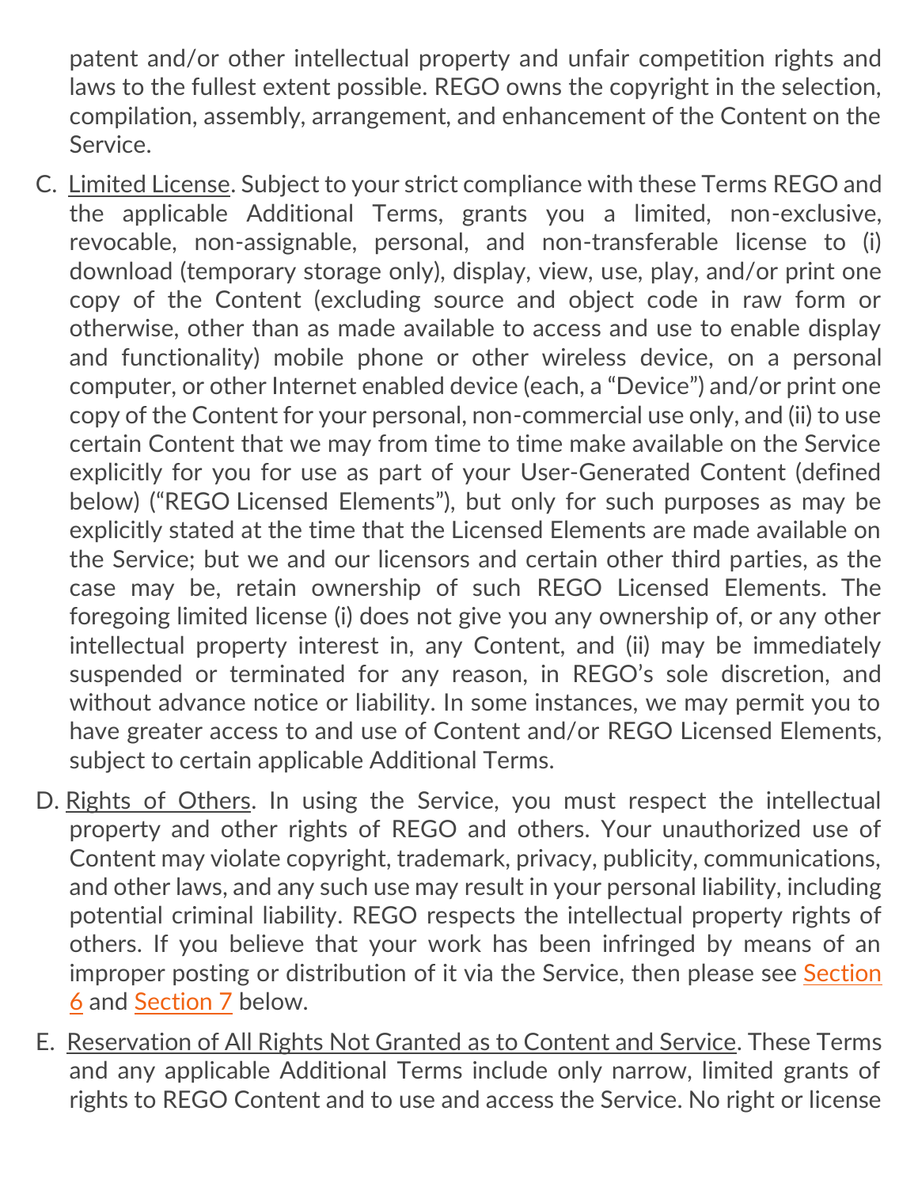patent and/or other intellectual property and unfair competition rights and laws to the fullest extent possible. REGO owns the copyright in the selection, compilation, assembly, arrangement, and enhancement of the Content on the Service.

C. Limited License. Subject to your strict compliance with these Terms REGO and the applicable Additional Terms, grants you a limited, non-exclusive, revocable, non-assignable, personal, and non-transferable license to (i) download (temporary storage only), display, view, use, play, and/or print one copy of the Content (excluding source and object code in raw form or otherwise, other than as made available to access and use to enable display and functionality) mobile phone or other wireless device, on a personal computer, or other Internet enabled device (each, a "Device") and/or print one copy of the Content for your personal, non-commercial use only, and (ii) to use certain Content that we may from time to time make available on the Service explicitly for you for use as part of your User-Generated Content (defined below) ("REGO Licensed Elements"), but only for such purposes as may be explicitly stated at the time that the Licensed Elements are made available on the Service; but we and our licensors and certain other third parties, as the case may be, retain ownership of such REGO Licensed Elements. The foregoing limited license (i) does not give you any ownership of, or any other intellectual property interest in, any Content, and (ii) may be immediately suspended or terminated for any reason, in REGO's sole discretion, and without advance notice or liability. In some instances, we may permit you to have greater access to and use of Content and/or REGO Licensed Elements, subject to certain applicable Additional Terms.

D. Rights of Others. In using the Service, you must respect the intellectual property and other rights of REGO and others. Your unauthorized use of Content may violate copyright, trademark, privacy, publicity, communications, and other laws, and any such use may result in your personal liability, including potential criminal liability. REGO respects the intellectual property rights of others. If you believe that your work has been infringed by means of an improper posting or distribution of it via the Service, then please see Section 6 and Section 7 below.

E. Reservation of All Rights Not Granted as to Content and Service. These Terms and any applicable Additional Terms include only narrow, limited grants of rights to REGO Content and to use and access the Service. No right or license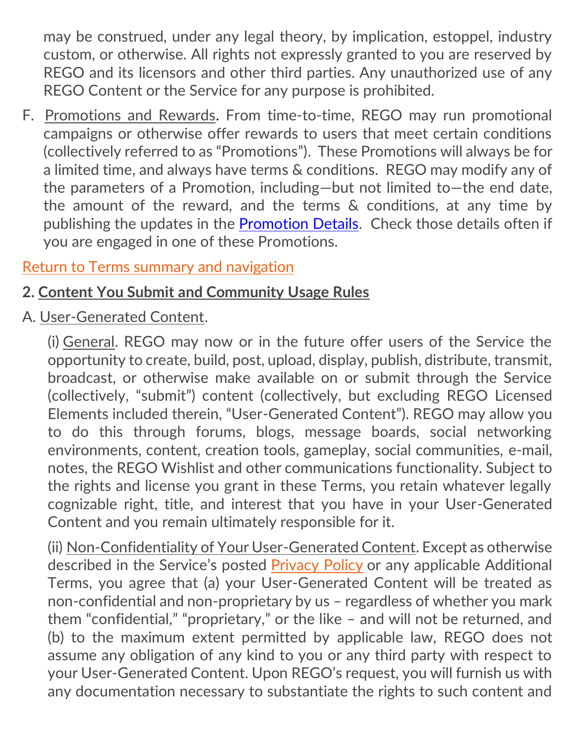may be construed, under any legal theory, by implication, estoppel, industry custom, or otherwise. All rights not expressly granted to you are reserved by REGO and its licensors and other third parties. Any unauthorized use of any REGO Content or the Service for any purpose is prohibited.

F. Promotions and Rewards. From time-to-time, REGO may run promotional campaigns or otherwise offer rewards to users that meet certain conditions (collectively referred to as "Promotions"). These Promotions will always be for a limited time, and always have terms & conditions. REGO may modify any of the parameters of a Promotion, including—but not limited to—the end date, the amount of the reward, and the terms & conditions, at any time by publishing the updates in the Promotion Details. Check those details often if you are engaged in one of these Promotions.

Return to Terms summary and navigation

**2. Content You Submit and Community Usage Rules**

A. User-Generated Content.

(i) General. REGO may now or in the future offer users of the Service the opportunity to create, build, post, upload, display, publish, distribute, transmit, broadcast, or otherwise make available on or submit through the Service (collectively, "submit") content (collectively, but excluding REGO Licensed Elements included therein, "User-Generated Content"). REGO may allow you to do this through forums, blogs, message boards, social networking environments, content, creation tools, gameplay, social communities, e-mail, notes, the REGO Wishlist and other communications functionality. Subject to the rights and license you grant in these Terms, you retain whatever legally cognizable right, title, and interest that you have in your User-Generated Content and you remain ultimately responsible for it.

(ii) Non-Confidentiality of Your User-Generated Content. Except as otherwise described in the Service's posted Privacy Policy or any applicable Additional Terms, you agree that (a) your User-Generated Content will be treated as non-confidential and non-proprietary by us – regardless of whether you mark them "confidential," "proprietary," or the like – and will not be returned, and (b) to the maximum extent permitted by applicable law, REGO does not assume any obligation of any kind to you or any third party with respect to your User-Generated Content. Upon REGO's request, you will furnish us with any documentation necessary to substantiate the rights to such content and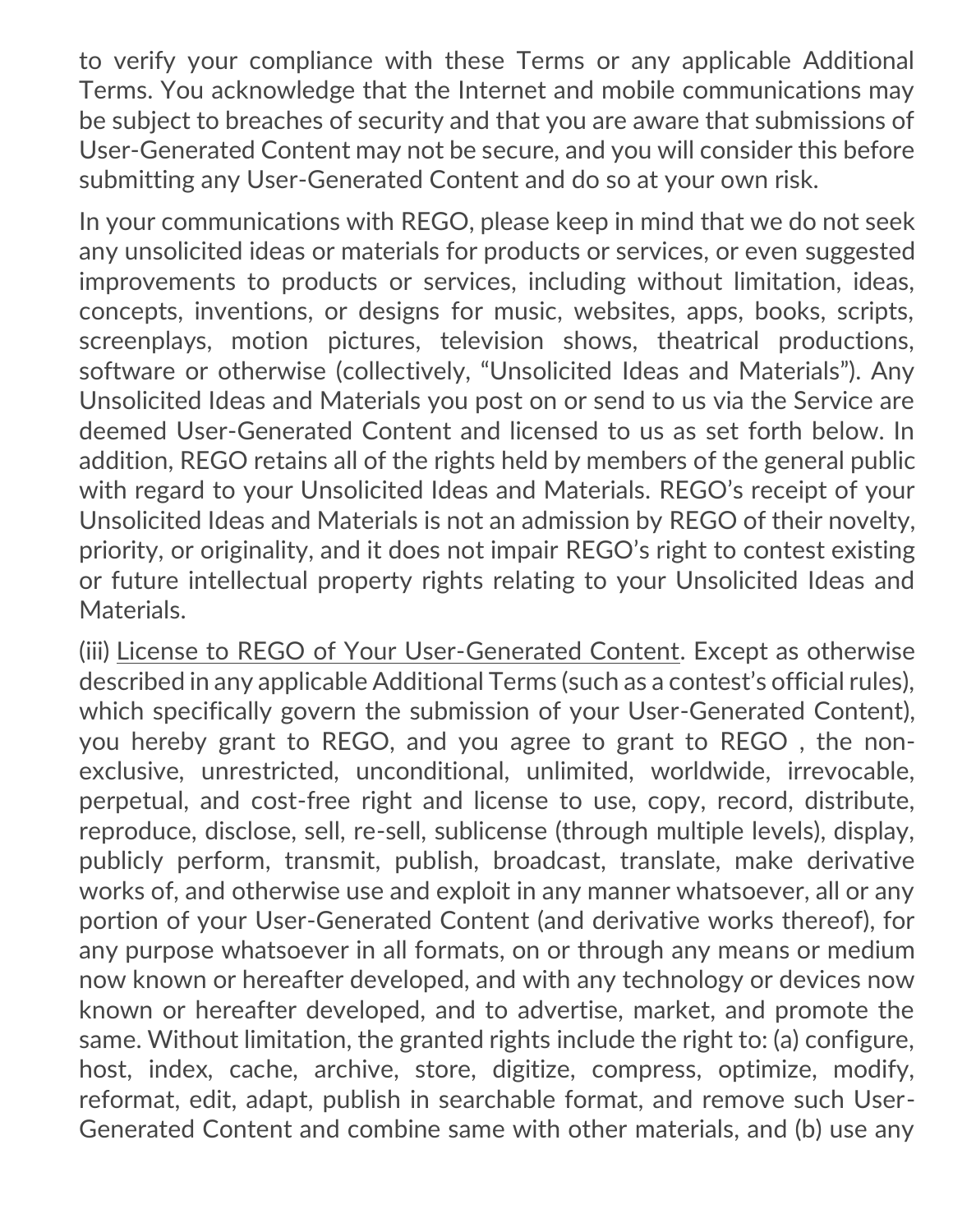to verify your compliance with these Terms or any applicable Additional Terms. You acknowledge that the Internet and mobile communications may be subject to breaches of security and that you are aware that submissions of User-Generated Content may not be secure, and you will consider this before submitting any User-Generated Content and do so at your own risk.

In your communications with REGO, please keep in mind that we do not seek any unsolicited ideas or materials for products or services, or even suggested improvements to products or services, including without limitation, ideas, concepts, inventions, or designs for music, websites, apps, books, scripts, screenplays, motion pictures, television shows, theatrical productions, software or otherwise (collectively, "Unsolicited Ideas and Materials"). Any Unsolicited Ideas and Materials you post on or send to us via the Service are deemed User-Generated Content and licensed to us as set forth below. In addition, REGO retains all of the rights held by members of the general public with regard to your Unsolicited Ideas and Materials. REGO's receipt of your Unsolicited Ideas and Materials is not an admission by REGO of their novelty, priority, or originality, and it does not impair REGO's right to contest existing or future intellectual property rights relating to your Unsolicited Ideas and Materials.

(iii) License to REGO of Your User-Generated Content. Except as otherwise described in any applicable Additional Terms (such as a contest's official rules), which specifically govern the submission of your User-Generated Content), you hereby grant to REGO, and you agree to grant to REGO , the non-exclusive, unrestricted, unconditional, unlimited, worldwide, irrevocable, perpetual, and cost-free right and license to use, copy, record, distribute, reproduce, disclose, sell, re-sell, sublicense (through multiple levels), display, publicly perform, transmit, publish, broadcast, translate, make derivative works of, and otherwise use and exploit in any manner whatsoever, all or any portion of your User-Generated Content (and derivative works thereof), for any purpose whatsoever in all formats, on or through any means or medium now known or hereafter developed, and with any technology or devices now known or hereafter developed, and to advertise, market, and promote the same. Without limitation, the granted rights include the right to: (a) configure, host, index, cache, archive, store, digitize, compress, optimize, modify, reformat, edit, adapt, publish in searchable format, and remove such User-Generated Content and combine same with other materials, and (b) use any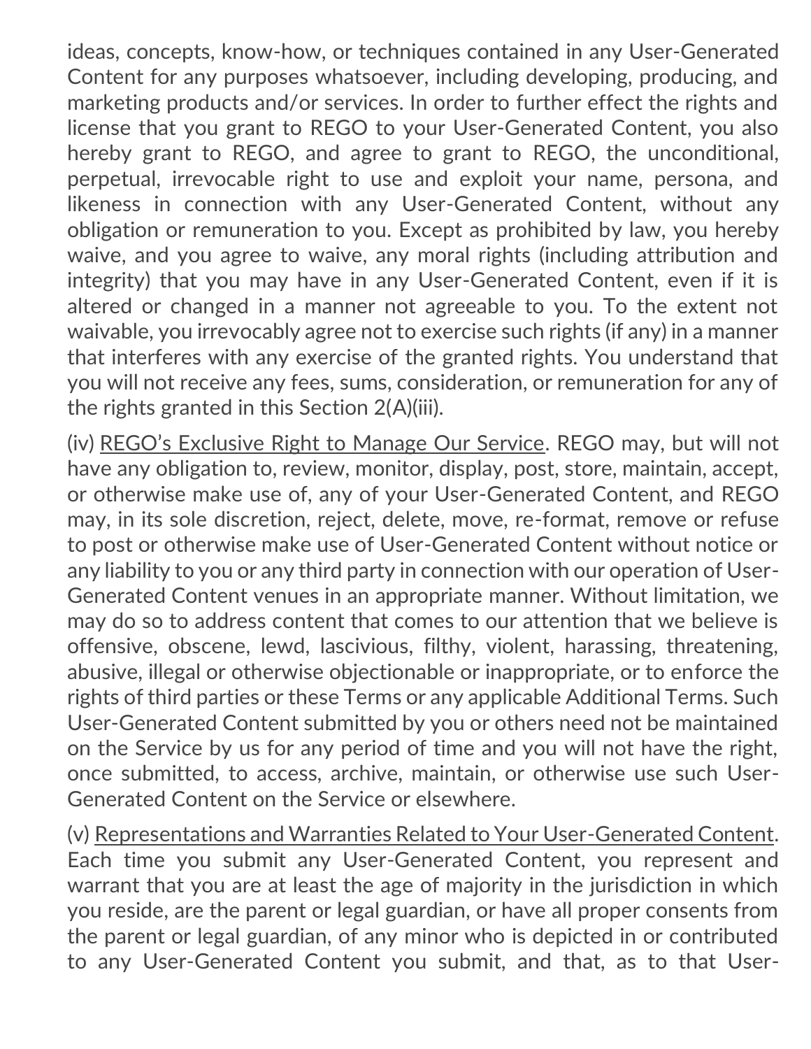ideas, concepts, know-how, or techniques contained in any User-Generated Content for any purposes whatsoever, including developing, producing, and marketing products and/or services. In order to further effect the rights and license that you grant to REGO to your User-Generated Content, you also hereby grant to REGO, and agree to grant to REGO, the unconditional, perpetual, irrevocable right to use and exploit your name, persona, and likeness in connection with any User-Generated Content, without any obligation or remuneration to you. Except as prohibited by law, you hereby waive, and you agree to waive, any moral rights (including attribution and integrity) that you may have in any User-Generated Content, even if it is altered or changed in a manner not agreeable to you. To the extent not waivable, you irrevocably agree not to exercise such rights (if any) in a manner that interferes with any exercise of the granted rights. You understand that you will not receive any fees, sums, consideration, or remuneration for any of the rights granted in this Section 2(A)(iii).

(iv) REGO's Exclusive Right to Manage Our Service. REGO may, but will not have any obligation to, review, monitor, display, post, store, maintain, accept, or otherwise make use of, any of your User-Generated Content, and REGO may, in its sole discretion, reject, delete, move, re-format, remove or refuse to post or otherwise make use of User-Generated Content without notice or any liability to you or any third party in connection with our operation of User-Generated Content venues in an appropriate manner. Without limitation, we may do so to address content that comes to our attention that we believe is offensive, obscene, lewd, lascivious, filthy, violent, harassing, threatening, abusive, illegal or otherwise objectionable or inappropriate, or to enforce the rights of third parties or these Terms or any applicable Additional Terms. Such User-Generated Content submitted by you or others need not be maintained on the Service by us for any period of time and you will not have the right, once submitted, to access, archive, maintain, or otherwise use such User-Generated Content on the Service or elsewhere.

(v) Representations and Warranties Related to Your User-Generated Content. Each time you submit any User-Generated Content, you represent and warrant that you are at least the age of majority in the jurisdiction in which you reside, are the parent or legal guardian, or have all proper consents from the parent or legal guardian, of any minor who is depicted in or contributed to any User-Generated Content you submit, and that, as to that User-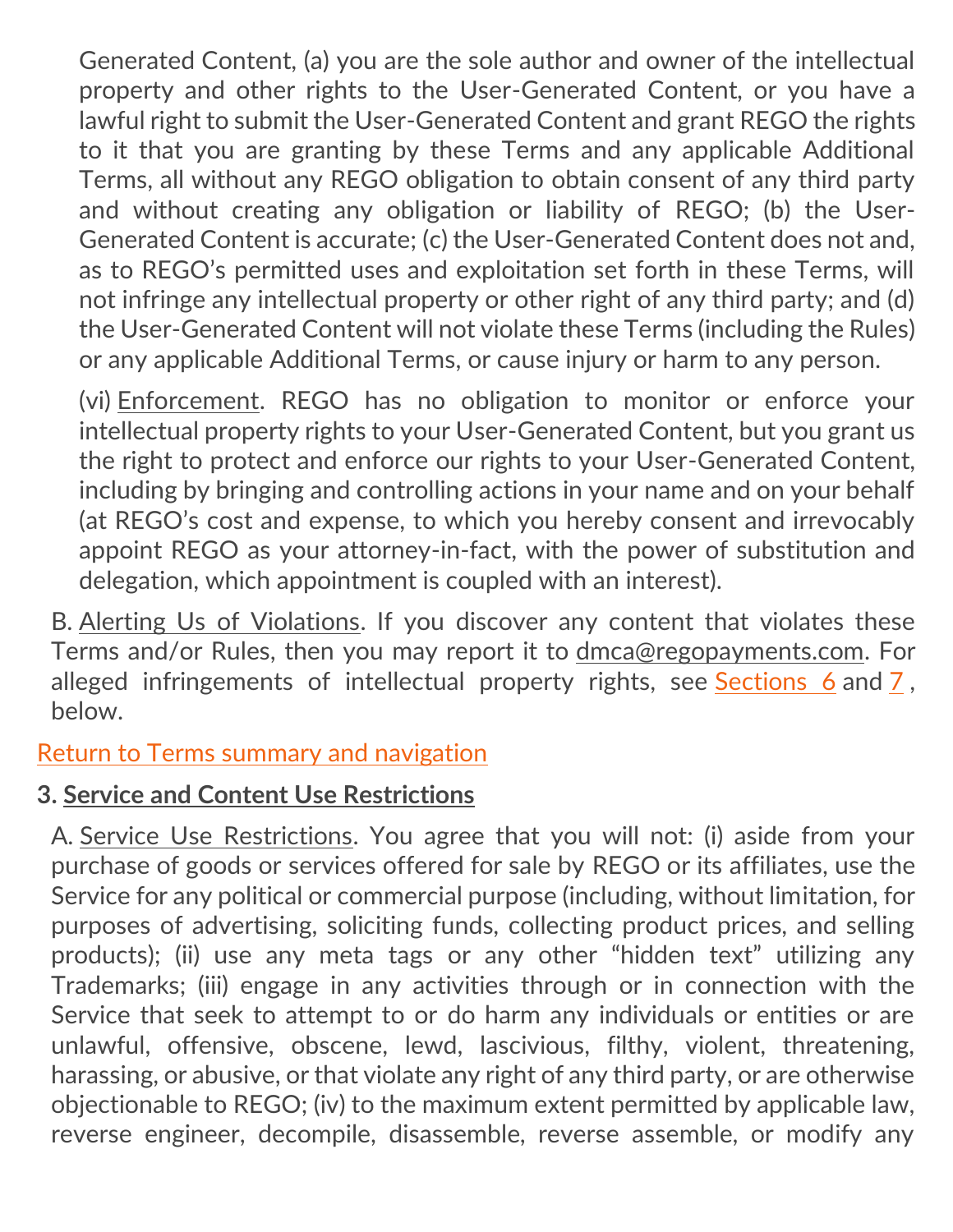Generated Content, (a) you are the sole author and owner of the intellectual property and other rights to the User-Generated Content, or you have a lawful right to submit the User-Generated Content and grant REGO the rights to it that you are granting by these Terms and any applicable Additional Terms, all without any REGO obligation to obtain consent of any third party and without creating any obligation or liability of REGO; (b) the User-Generated Content is accurate; (c) the User-Generated Content does not and, as to REGO's permitted uses and exploitation set forth in these Terms, will not infringe any intellectual property or other right of any third party; and (d) the User-Generated Content will not violate these Terms (including the Rules) or any applicable Additional Terms, or cause injury or harm to any person.

(vi) Enforcement. REGO has no obligation to monitor or enforce your intellectual property rights to your User-Generated Content, but you grant us the right to protect and enforce our rights to your User-Generated Content, including by bringing and controlling actions in your name and on your behalf (at REGO's cost and expense, to which you hereby consent and irrevocably appoint REGO as your attorney-in-fact, with the power of substitution and delegation, which appointment is coupled with an interest).

B. Alerting Us of Violations. If you discover any content that violates these Terms and/or Rules, then you may report it to dmca@regopayments.com. For alleged infringements of intellectual property rights, see Sections 6 and 7, below.

Return to Terms summary and navigation

**3. Service and Content Use Restrictions**

A. Service Use Restrictions. You agree that you will not: (i) aside from your purchase of goods or services offered for sale by REGO or its affiliates, use the Service for any political or commercial purpose (including, without limitation, for purposes of advertising, soliciting funds, collecting product prices, and selling products); (ii) use any meta tags or any other "hidden text" utilizing any Trademarks; (iii) engage in any activities through or in connection with the Service that seek to attempt to or do harm any individuals or entities or are unlawful, offensive, obscene, lewd, lascivious, filthy, violent, threatening, harassing, or abusive, or that violate any right of any third party, or are otherwise objectionable to REGO; (iv) to the maximum extent permitted by applicable law, reverse engineer, decompile, disassemble, reverse assemble, or modify any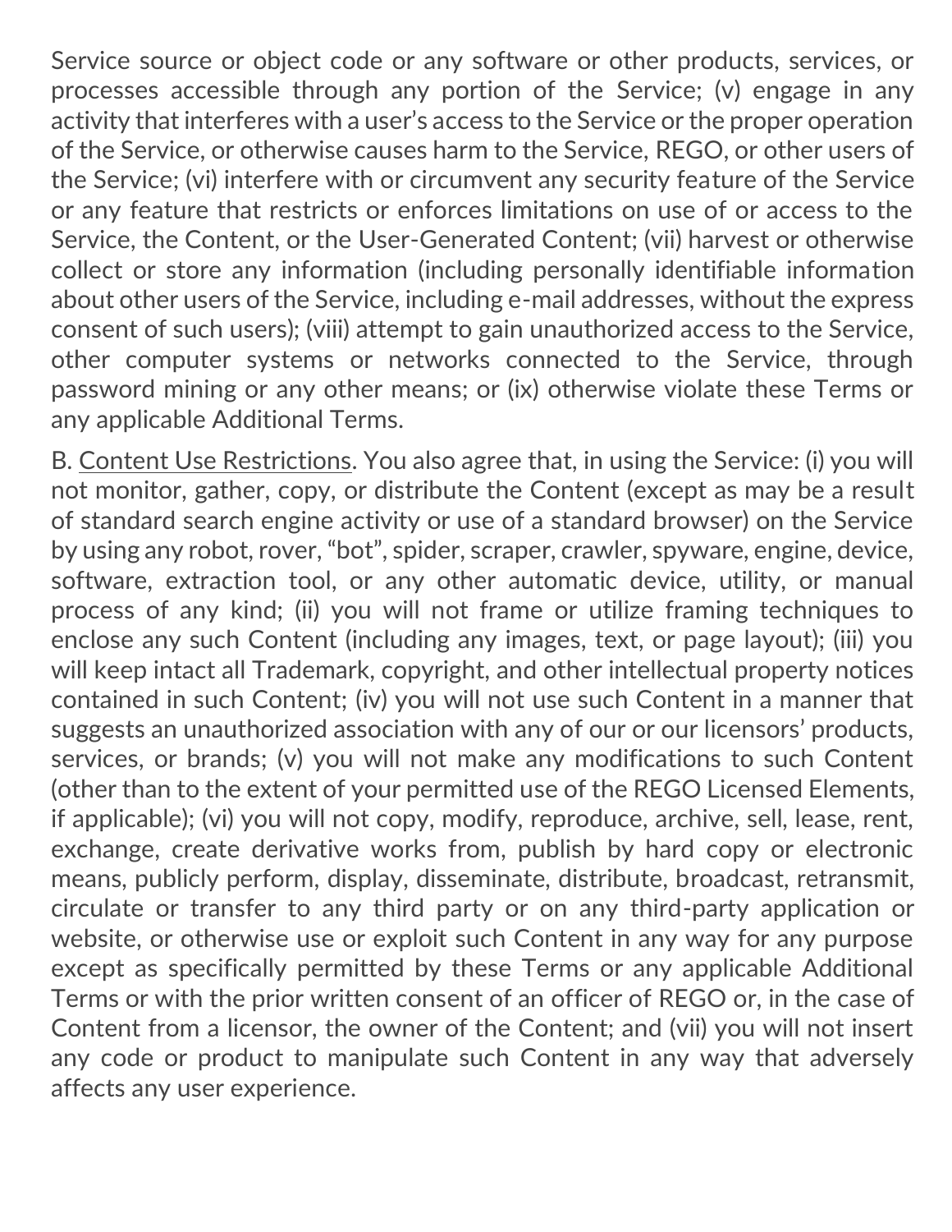Service source or object code or any software or other products, services, or processes accessible through any portion of the Service; (v) engage in any activity that interferes with a user's access to the Service or the proper operation of the Service, or otherwise causes harm to the Service, REGO, or other users of the Service; (vi) interfere with or circumvent any security feature of the Service or any feature that restricts or enforces limitations on use of or access to the Service, the Content, or the User-Generated Content; (vii) harvest or otherwise collect or store any information (including personally identifiable information about other users of the Service, including e-mail addresses, without the express consent of such users); (viii) attempt to gain unauthorized access to the Service, other computer systems or networks connected to the Service, through password mining or any other means; or (ix) otherwise violate these Terms or any applicable Additional Terms.

B. <u>Content Use Restrictions</u>. You also agree that, in using the Service: (i) you will not monitor, gather, copy, or distribute the Content (except as may be a result of standard search engine activity or use of a standard browser) on the Service by using any robot, rover, "bot", spider, scraper, crawler, spyware, engine, device, software, extraction tool, or any other automatic device, utility, or manual process of any kind; (ii) you will not frame or utilize framing techniques to enclose any such Content (including any images, text, or page layout); (iii) you will keep intact all Trademark, copyright, and other intellectual property notices contained in such Content; (iv) you will not use such Content in a manner that suggests an unauthorized association with any of our or our licensors' products, services, or brands; (v) you will not make any modifications to such Content (other than to the extent of your permitted use of the REGO Licensed Elements, if applicable); (vi) you will not copy, modify, reproduce, archive, sell, lease, rent, exchange, create derivative works from, publish by hard copy or electronic means, publicly perform, display, disseminate, distribute, broadcast, retransmit, circulate or transfer to any third party or on any third-party application or website, or otherwise use or exploit such Content in any way for any purpose except as specifically permitted by these Terms or any applicable Additional Terms or with the prior written consent of an officer of REGO or, in the case of Content from a licensor, the owner of the Content; and (vii) you will not insert any code or product to manipulate such Content in any way that adversely affects any user experience.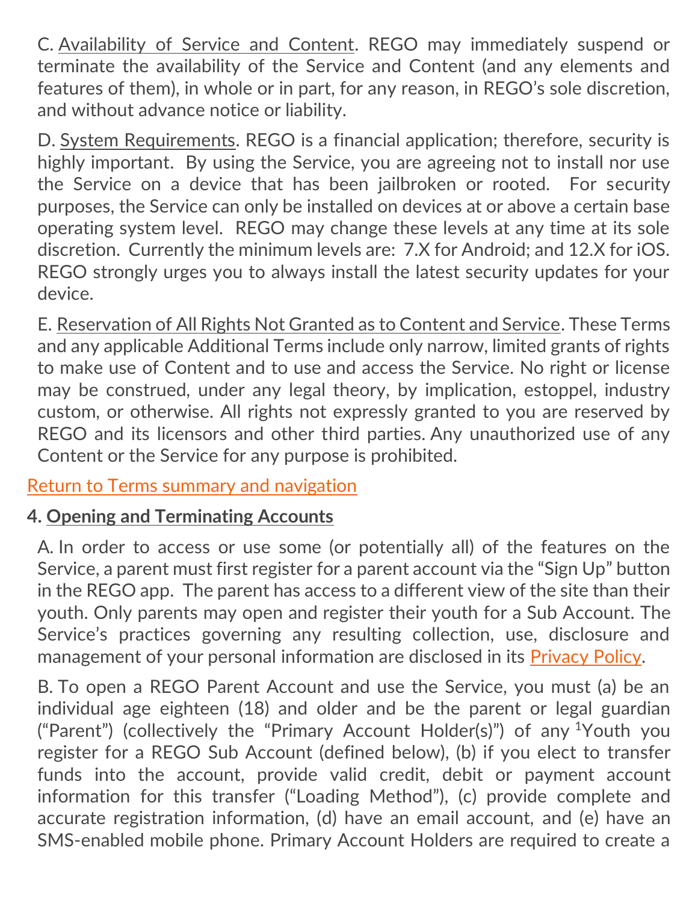C. Availability of Service and Content. REGO may immediately suspend or terminate the availability of the Service and Content (and any elements and features of them), in whole or in part, for any reason, in REGO's sole discretion, and without advance notice or liability.

D. System Requirements. REGO is a financial application; therefore, security is highly important. By using the Service, you are agreeing not to install nor use the Service on a device that has been jailbroken or rooted. For security purposes, the Service can only be installed on devices at or above a certain base operating system level. REGO may change these levels at any time at its sole discretion. Currently the minimum levels are: 7.X for Android; and 12.X for iOS. REGO strongly urges you to always install the latest security updates for your device.

E. Reservation of All Rights Not Granted as to Content and Service. These Terms and any applicable Additional Terms include only narrow, limited grants of rights to make use of Content and to use and access the Service. No right or license may be construed, under any legal theory, by implication, estoppel, industry custom, or otherwise. All rights not expressly granted to you are reserved by REGO and its licensors and other third parties. Any unauthorized use of any Content or the Service for any purpose is prohibited.

Return to Terms summary and navigation

## 4. Opening and Terminating Accounts

A. In order to access or use some (or potentially all) of the features on the Service, a parent must first register for a parent account via the "Sign Up" button in the REGO app. The parent has access to a different view of the site than their youth. Only parents may open and register their youth for a Sub Account. The Service's practices governing any resulting collection, use, disclosure and management of your personal information are disclosed in its Privacy Policy.

B. To open a REGO Parent Account and use the Service, you must (a) be an individual age eighteen (18) and older and be the parent or legal guardian ("Parent") (collectively the "Primary Account Holder(s)") of any [1]Youth you register for a REGO Sub Account (defined below), (b) if you elect to transfer funds into the account, provide valid credit, debit or payment account information for this transfer ("Loading Method"), (c) provide complete and accurate registration information, (d) have an email account, and (e) have an SMS-enabled mobile phone. Primary Account Holders are required to create a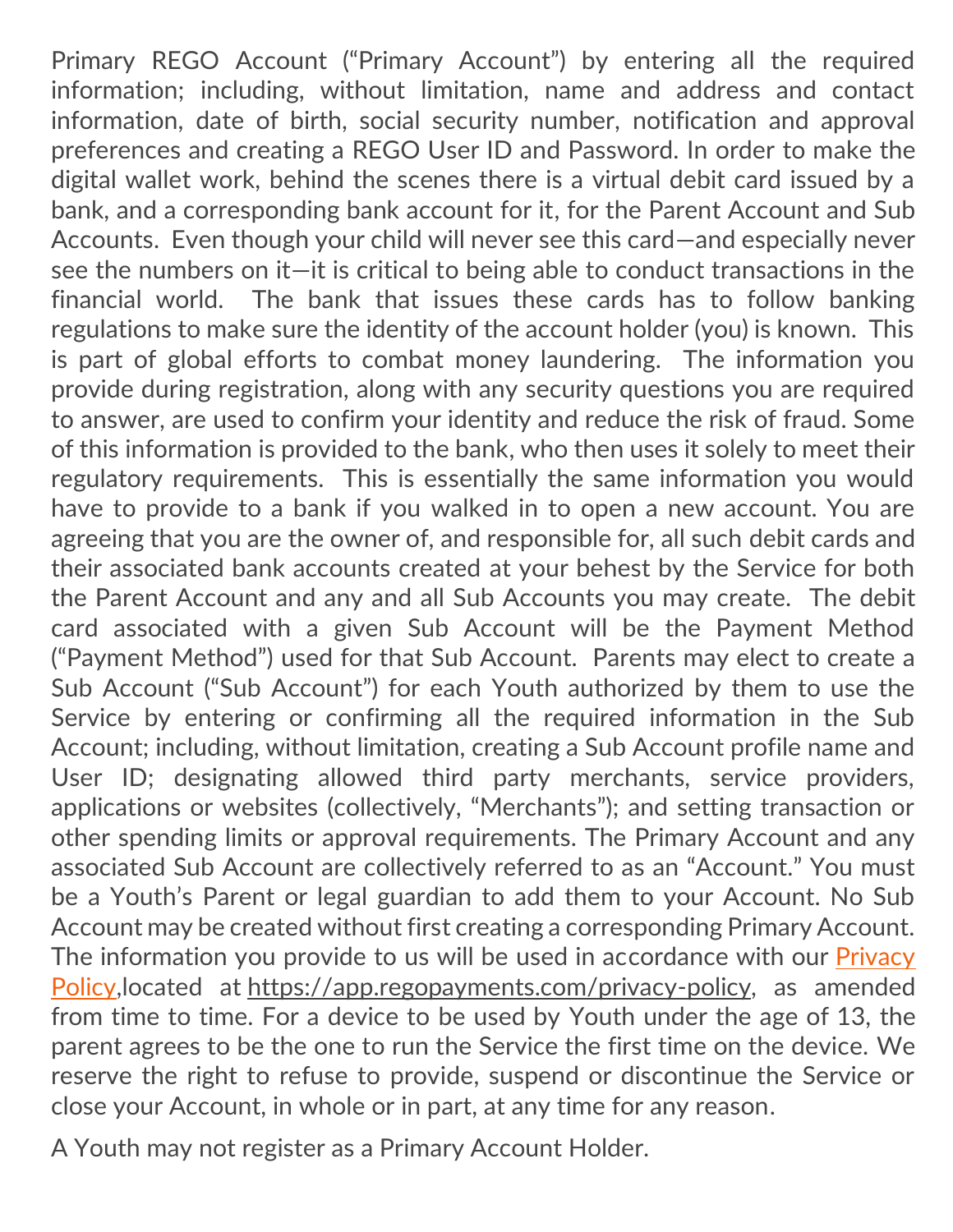Primary REGO Account ("Primary Account") by entering all the required information; including, without limitation, name and address and contact information, date of birth, social security number, notification and approval preferences and creating a REGO User ID and Password. In order to make the digital wallet work, behind the scenes there is a virtual debit card issued by a bank, and a corresponding bank account for it, for the Parent Account and Sub Accounts. Even though your child will never see this card—and especially never see the numbers on it—it is critical to being able to conduct transactions in the financial world. The bank that issues these cards has to follow banking regulations to make sure the identity of the account holder (you) is known. This is part of global efforts to combat money laundering. The information you provide during registration, along with any security questions you are required to answer, are used to confirm your identity and reduce the risk of fraud. Some of this information is provided to the bank, who then uses it solely to meet their regulatory requirements. This is essentially the same information you would have to provide to a bank if you walked in to open a new account. You are agreeing that you are the owner of, and responsible for, all such debit cards and their associated bank accounts created at your behest by the Service for both the Parent Account and any and all Sub Accounts you may create. The debit card associated with a given Sub Account will be the Payment Method ("Payment Method") used for that Sub Account. Parents may elect to create a Sub Account ("Sub Account") for each Youth authorized by them to use the Service by entering or confirming all the required information in the Sub Account; including, without limitation, creating a Sub Account profile name and User ID; designating allowed third party merchants, service providers, applications or websites (collectively, "Merchants"); and setting transaction or other spending limits or approval requirements. The Primary Account and any associated Sub Account are collectively referred to as an "Account." You must be a Youth's Parent or legal guardian to add them to your Account. No Sub Account may be created without first creating a corresponding Primary Account. The information you provide to us will be used in accordance with our [Privacy Policy](https://app.regopayments.com/privacy-policy),located at https://app.regopayments.com/privacy-policy, as amended from time to time. For a device to be used by Youth under the age of 13, the parent agrees to be the one to run the Service the first time on the device. We reserve the right to refuse to provide, suspend or discontinue the Service or close your Account, in whole or in part, at any time for any reason.

A Youth may not register as a Primary Account Holder.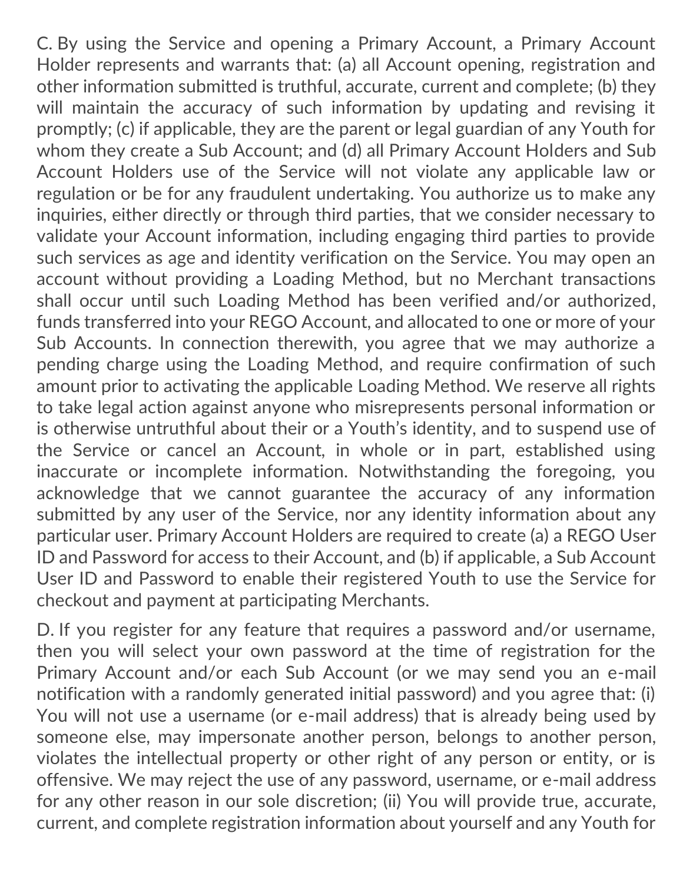C. By using the Service and opening a Primary Account, a Primary Account Holder represents and warrants that: (a) all Account opening, registration and other information submitted is truthful, accurate, current and complete; (b) they will maintain the accuracy of such information by updating and revising it promptly; (c) if applicable, they are the parent or legal guardian of any Youth for whom they create a Sub Account; and (d) all Primary Account Holders and Sub Account Holders use of the Service will not violate any applicable law or regulation or be for any fraudulent undertaking. You authorize us to make any inquiries, either directly or through third parties, that we consider necessary to validate your Account information, including engaging third parties to provide such services as age and identity verification on the Service. You may open an account without providing a Loading Method, but no Merchant transactions shall occur until such Loading Method has been verified and/or authorized, funds transferred into your REGO Account, and allocated to one or more of your Sub Accounts. In connection therewith, you agree that we may authorize a pending charge using the Loading Method, and require confirmation of such amount prior to activating the applicable Loading Method. We reserve all rights to take legal action against anyone who misrepresents personal information or is otherwise untruthful about their or a Youth's identity, and to suspend use of the Service or cancel an Account, in whole or in part, established using inaccurate or incomplete information. Notwithstanding the foregoing, you acknowledge that we cannot guarantee the accuracy of any information submitted by any user of the Service, nor any identity information about any particular user. Primary Account Holders are required to create (a) a REGO User ID and Password for access to their Account, and (b) if applicable, a Sub Account User ID and Password to enable their registered Youth to use the Service for checkout and payment at participating Merchants.

D. If you register for any feature that requires a password and/or username, then you will select your own password at the time of registration for the Primary Account and/or each Sub Account (or we may send you an e-mail notification with a randomly generated initial password) and you agree that: (i) You will not use a username (or e-mail address) that is already being used by someone else, may impersonate another person, belongs to another person, violates the intellectual property or other right of any person or entity, or is offensive. We may reject the use of any password, username, or e-mail address for any other reason in our sole discretion; (ii) You will provide true, accurate, current, and complete registration information about yourself and any Youth for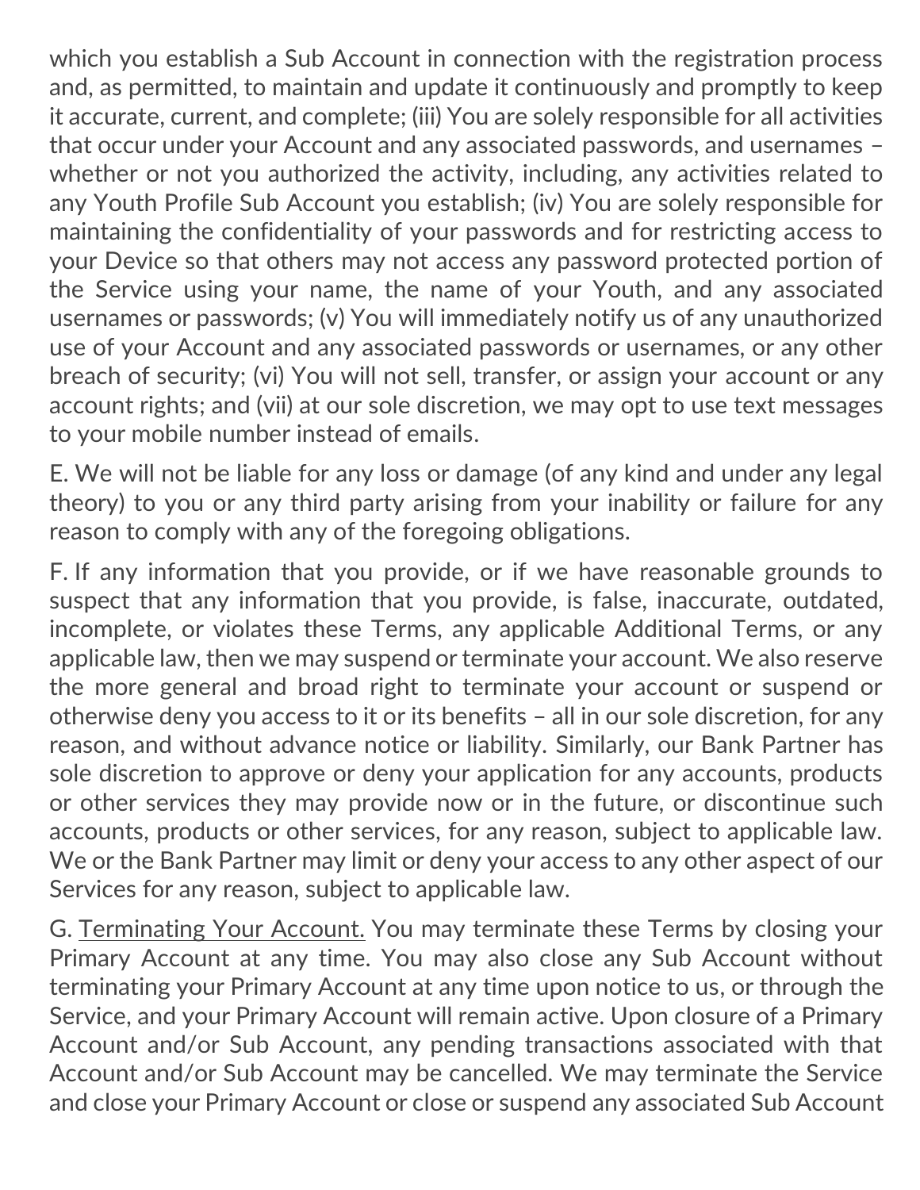which you establish a Sub Account in connection with the registration process and, as permitted, to maintain and update it continuously and promptly to keep it accurate, current, and complete; (iii) You are solely responsible for all activities that occur under your Account and any associated passwords, and usernames – whether or not you authorized the activity, including, any activities related to any Youth Profile Sub Account you establish; (iv) You are solely responsible for maintaining the confidentiality of your passwords and for restricting access to your Device so that others may not access any password protected portion of the Service using your name, the name of your Youth, and any associated usernames or passwords; (v) You will immediately notify us of any unauthorized use of your Account and any associated passwords or usernames, or any other breach of security; (vi) You will not sell, transfer, or assign your account or any account rights; and (vii) at our sole discretion, we may opt to use text messages to your mobile number instead of emails.

E. We will not be liable for any loss or damage (of any kind and under any legal theory) to you or any third party arising from your inability or failure for any reason to comply with any of the foregoing obligations.

F. If any information that you provide, or if we have reasonable grounds to suspect that any information that you provide, is false, inaccurate, outdated, incomplete, or violates these Terms, any applicable Additional Terms, or any applicable law, then we may suspend or terminate your account. We also reserve the more general and broad right to terminate your account or suspend or otherwise deny you access to it or its benefits – all in our sole discretion, for any reason, and without advance notice or liability. Similarly, our Bank Partner has sole discretion to approve or deny your application for any accounts, products or other services they may provide now or in the future, or discontinue such accounts, products or other services, for any reason, subject to applicable law. We or the Bank Partner may limit or deny your access to any other aspect of our Services for any reason, subject to applicable law.

G. <u>Terminating Your Account.</u> You may terminate these Terms by closing your Primary Account at any time. You may also close any Sub Account without terminating your Primary Account at any time upon notice to us, or through the Service, and your Primary Account will remain active. Upon closure of a Primary Account and/or Sub Account, any pending transactions associated with that Account and/or Sub Account may be cancelled. We may terminate the Service and close your Primary Account or close or suspend any associated Sub Account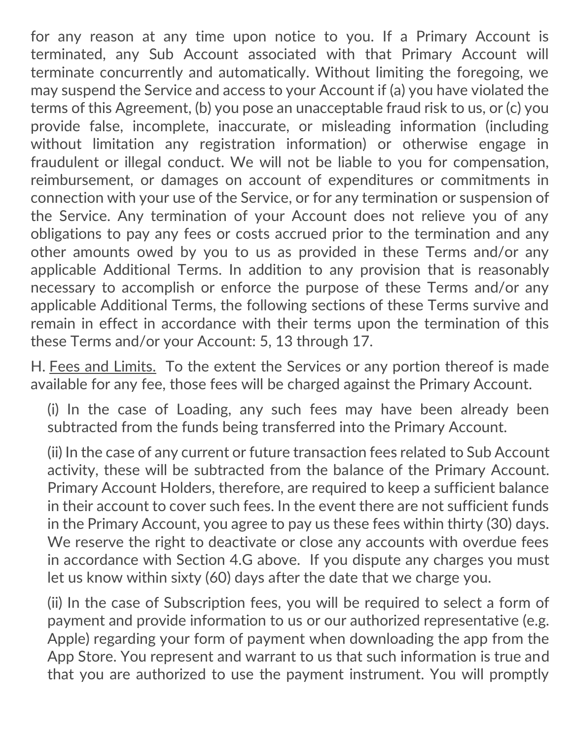for any reason at any time upon notice to you. If a Primary Account is terminated, any Sub Account associated with that Primary Account will terminate concurrently and automatically. Without limiting the foregoing, we may suspend the Service and access to your Account if (a) you have violated the terms of this Agreement, (b) you pose an unacceptable fraud risk to us, or (c) you provide false, incomplete, inaccurate, or misleading information (including without limitation any registration information) or otherwise engage in fraudulent or illegal conduct. We will not be liable to you for compensation, reimbursement, or damages on account of expenditures or commitments in connection with your use of the Service, or for any termination or suspension of the Service. Any termination of your Account does not relieve you of any obligations to pay any fees or costs accrued prior to the termination and any other amounts owed by you to us as provided in these Terms and/or any applicable Additional Terms. In addition to any provision that is reasonably necessary to accomplish or enforce the purpose of these Terms and/or any applicable Additional Terms, the following sections of these Terms survive and remain in effect in accordance with their terms upon the termination of this these Terms and/or your Account: 5, 13 through 17.

H. <u>Fees and Limits.</u> To the extent the Services or any portion thereof is made available for any fee, those fees will be charged against the Primary Account.

(i) In the case of Loading, any such fees may have been already been subtracted from the funds being transferred into the Primary Account.

(ii) In the case of any current or future transaction fees related to Sub Account activity, these will be subtracted from the balance of the Primary Account. Primary Account Holders, therefore, are required to keep a sufficient balance in their account to cover such fees. In the event there are not sufficient funds in the Primary Account, you agree to pay us these fees within thirty (30) days. We reserve the right to deactivate or close any accounts with overdue fees in accordance with Section 4.G above. If you dispute any charges you must let us know within sixty (60) days after the date that we charge you.

(ii) In the case of Subscription fees, you will be required to select a form of payment and provide information to us or our authorized representative (e.g. Apple) regarding your form of payment when downloading the app from the App Store. You represent and warrant to us that such information is true and that you are authorized to use the payment instrument. You will promptly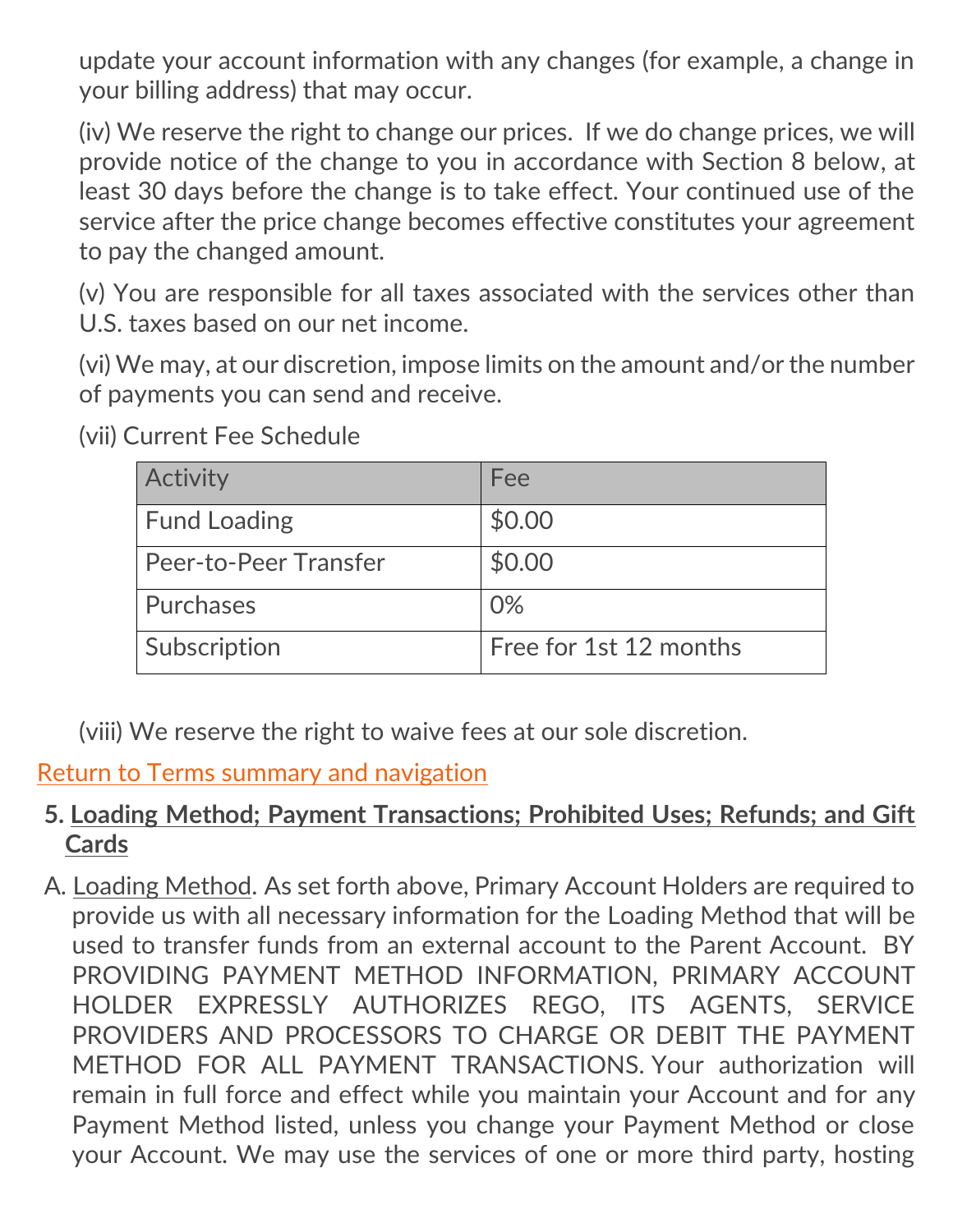update your account information with any changes (for example, a change in your billing address) that may occur.

(iv) We reserve the right to change our prices. If we do change prices, we will provide notice of the change to you in accordance with Section 8 below, at least 30 days before the change is to take effect. Your continued use of the service after the price change becomes effective constitutes your agreement to pay the changed amount.

(v) You are responsible for all taxes associated with the services other than U.S. taxes based on our net income.

(vi) We may, at our discretion, impose limits on the amount and/or the number of payments you can send and receive.

(vii) Current Fee Schedule

| Activity | Fee |
| --- | --- |
| Fund Loading | $0.00 |
| Peer-to-Peer Transfer | $0.00 |
| Purchases | 0% |
| Subscription | Free for 1st 12 months |

(viii) We reserve the right to waive fees at our sole discretion.

Return to Terms summary and navigation

## 5. Loading Method; Payment Transactions; Prohibited Uses; Refunds; and Gift Cards

A. Loading Method. As set forth above, Primary Account Holders are required to provide us with all necessary information for the Loading Method that will be used to transfer funds from an external account to the Parent Account. BY PROVIDING PAYMENT METHOD INFORMATION, PRIMARY ACCOUNT HOLDER EXPRESSLY AUTHORIZES REGO, ITS AGENTS, SERVICE PROVIDERS AND PROCESSORS TO CHARGE OR DEBIT THE PAYMENT METHOD FOR ALL PAYMENT TRANSACTIONS. Your authorization will remain in full force and effect while you maintain your Account and for any Payment Method listed, unless you change your Payment Method or close your Account. We may use the services of one or more third party, hosting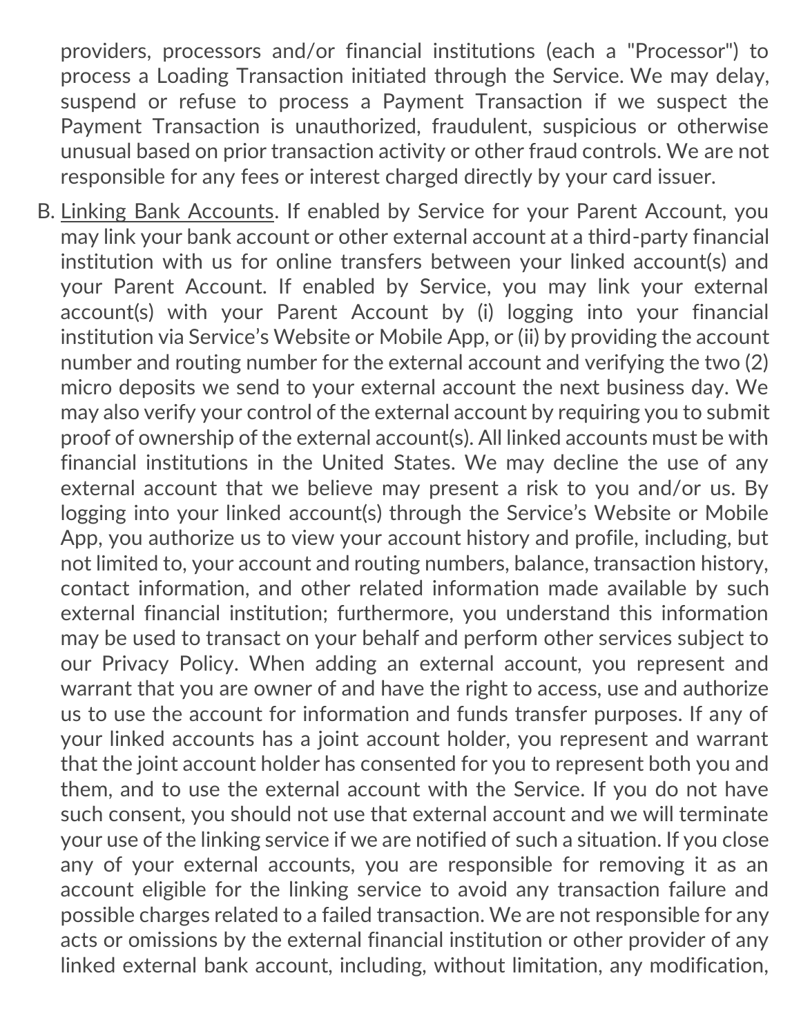providers, processors and/or financial institutions (each a "Processor") to process a Loading Transaction initiated through the Service. We may delay, suspend or refuse to process a Payment Transaction if we suspect the Payment Transaction is unauthorized, fraudulent, suspicious or otherwise unusual based on prior transaction activity or other fraud controls. We are not responsible for any fees or interest charged directly by your card issuer.

B. Linking Bank Accounts. If enabled by Service for your Parent Account, you may link your bank account or other external account at a third-party financial institution with us for online transfers between your linked account(s) and your Parent Account. If enabled by Service, you may link your external account(s) with your Parent Account by (i) logging into your financial institution via Service's Website or Mobile App, or (ii) by providing the account number and routing number for the external account and verifying the two (2) micro deposits we send to your external account the next business day. We may also verify your control of the external account by requiring you to submit proof of ownership of the external account(s). All linked accounts must be with financial institutions in the United States. We may decline the use of any external account that we believe may present a risk to you and/or us. By logging into your linked account(s) through the Service's Website or Mobile App, you authorize us to view your account history and profile, including, but not limited to, your account and routing numbers, balance, transaction history, contact information, and other related information made available by such external financial institution; furthermore, you understand this information may be used to transact on your behalf and perform other services subject to our Privacy Policy. When adding an external account, you represent and warrant that you are owner of and have the right to access, use and authorize us to use the account for information and funds transfer purposes. If any of your linked accounts has a joint account holder, you represent and warrant that the joint account holder has consented for you to represent both you and them, and to use the external account with the Service. If you do not have such consent, you should not use that external account and we will terminate your use of the linking service if we are notified of such a situation. If you close any of your external accounts, you are responsible for removing it as an account eligible for the linking service to avoid any transaction failure and possible charges related to a failed transaction. We are not responsible for any acts or omissions by the external financial institution or other provider of any linked external bank account, including, without limitation, any modification,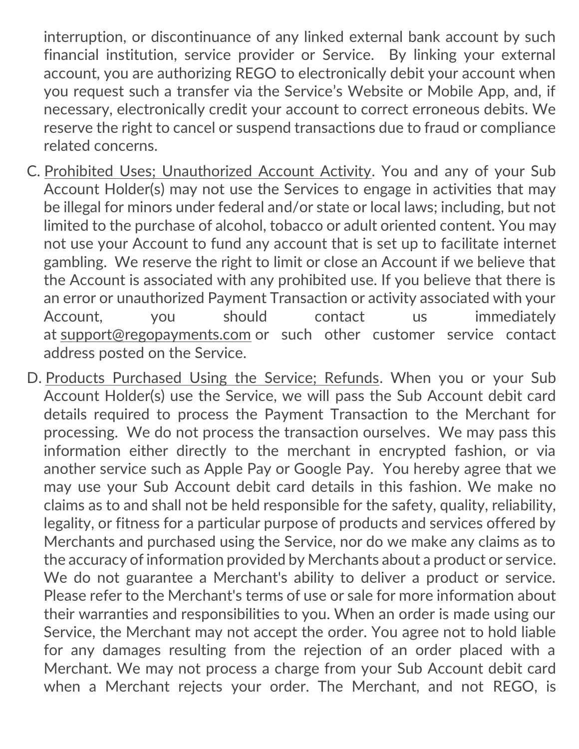interruption, or discontinuance of any linked external bank account by such financial institution, service provider or Service. By linking your external account, you are authorizing REGO to electronically debit your account when you request such a transfer via the Service's Website or Mobile App, and, if necessary, electronically credit your account to correct erroneous debits. We reserve the right to cancel or suspend transactions due to fraud or compliance related concerns.

C. Prohibited Uses; Unauthorized Account Activity. You and any of your Sub Account Holder(s) may not use the Services to engage in activities that may be illegal for minors under federal and/or state or local laws; including, but not limited to the purchase of alcohol, tobacco or adult oriented content. You may not use your Account to fund any account that is set up to facilitate internet gambling. We reserve the right to limit or close an Account if we believe that the Account is associated with any prohibited use. If you believe that there is an error or unauthorized Payment Transaction or activity associated with your Account, you should contact us immediately at support@regopayments.com or such other customer service contact address posted on the Service.

D. Products Purchased Using the Service; Refunds. When you or your Sub Account Holder(s) use the Service, we will pass the Sub Account debit card details required to process the Payment Transaction to the Merchant for processing. We do not process the transaction ourselves. We may pass this information either directly to the merchant in encrypted fashion, or via another service such as Apple Pay or Google Pay. You hereby agree that we may use your Sub Account debit card details in this fashion. We make no claims as to and shall not be held responsible for the safety, quality, reliability, legality, or fitness for a particular purpose of products and services offered by Merchants and purchased using the Service, nor do we make any claims as to the accuracy of information provided by Merchants about a product or service. We do not guarantee a Merchant's ability to deliver a product or service. Please refer to the Merchant's terms of use or sale for more information about their warranties and responsibilities to you. When an order is made using our Service, the Merchant may not accept the order. You agree not to hold liable for any damages resulting from the rejection of an order placed with a Merchant. We may not process a charge from your Sub Account debit card when a Merchant rejects your order. The Merchant, and not REGO, is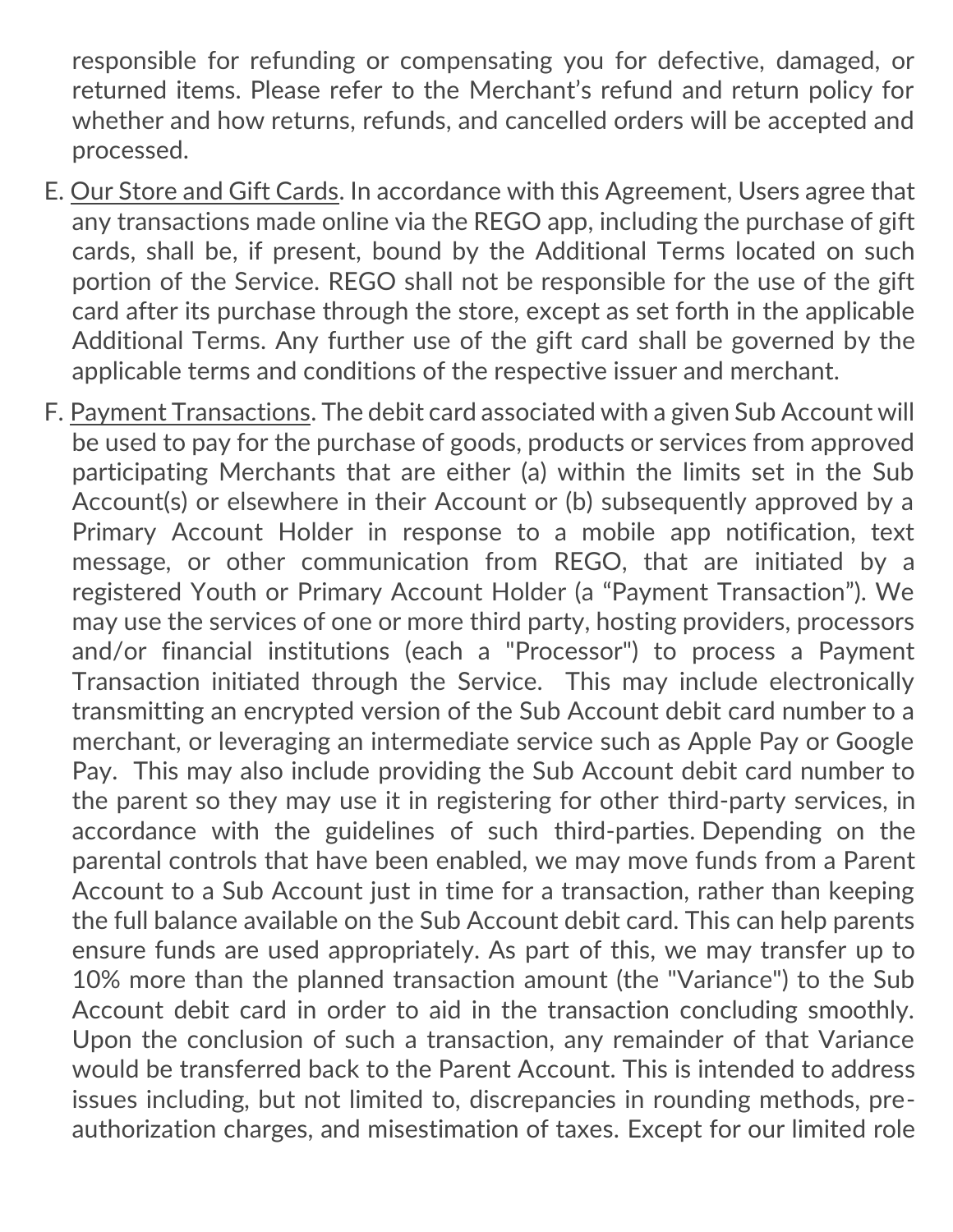responsible for refunding or compensating you for defective, damaged, or returned items. Please refer to the Merchant's refund and return policy for whether and how returns, refunds, and cancelled orders will be accepted and processed.

E. Our Store and Gift Cards. In accordance with this Agreement, Users agree that any transactions made online via the REGO app, including the purchase of gift cards, shall be, if present, bound by the Additional Terms located on such portion of the Service. REGO shall not be responsible for the use of the gift card after its purchase through the store, except as set forth in the applicable Additional Terms. Any further use of the gift card shall be governed by the applicable terms and conditions of the respective issuer and merchant.

F. Payment Transactions. The debit card associated with a given Sub Account will be used to pay for the purchase of goods, products or services from approved participating Merchants that are either (a) within the limits set in the Sub Account(s) or elsewhere in their Account or (b) subsequently approved by a Primary Account Holder in response to a mobile app notification, text message, or other communication from REGO, that are initiated by a registered Youth or Primary Account Holder (a "Payment Transaction"). We may use the services of one or more third party, hosting providers, processors and/or financial institutions (each a "Processor") to process a Payment Transaction initiated through the Service. This may include electronically transmitting an encrypted version of the Sub Account debit card number to a merchant, or leveraging an intermediate service such as Apple Pay or Google Pay. This may also include providing the Sub Account debit card number to the parent so they may use it in registering for other third-party services, in accordance with the guidelines of such third-parties. Depending on the parental controls that have been enabled, we may move funds from a Parent Account to a Sub Account just in time for a transaction, rather than keeping the full balance available on the Sub Account debit card. This can help parents ensure funds are used appropriately. As part of this, we may transfer up to 10% more than the planned transaction amount (the "Variance") to the Sub Account debit card in order to aid in the transaction concluding smoothly. Upon the conclusion of such a transaction, any remainder of that Variance would be transferred back to the Parent Account. This is intended to address issues including, but not limited to, discrepancies in rounding methods, pre-authorization charges, and misestimation of taxes. Except for our limited role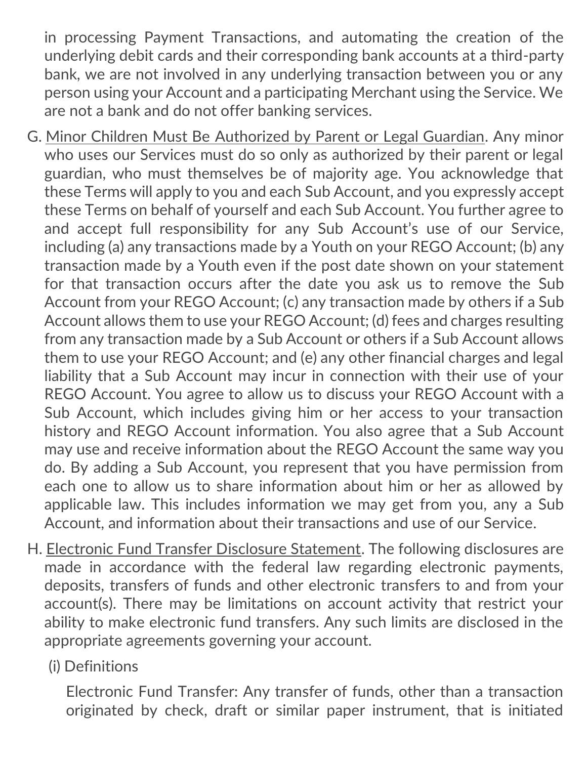in processing Payment Transactions, and automating the creation of the underlying debit cards and their corresponding bank accounts at a third-party bank, we are not involved in any underlying transaction between you or any person using your Account and a participating Merchant using the Service. We are not a bank and do not offer banking services.

G. Minor Children Must Be Authorized by Parent or Legal Guardian. Any minor who uses our Services must do so only as authorized by their parent or legal guardian, who must themselves be of majority age. You acknowledge that these Terms will apply to you and each Sub Account, and you expressly accept these Terms on behalf of yourself and each Sub Account. You further agree to and accept full responsibility for any Sub Account's use of our Service, including (a) any transactions made by a Youth on your REGO Account; (b) any transaction made by a Youth even if the post date shown on your statement for that transaction occurs after the date you ask us to remove the Sub Account from your REGO Account; (c) any transaction made by others if a Sub Account allows them to use your REGO Account; (d) fees and charges resulting from any transaction made by a Sub Account or others if a Sub Account allows them to use your REGO Account; and (e) any other financial charges and legal liability that a Sub Account may incur in connection with their use of your REGO Account. You agree to allow us to discuss your REGO Account with a Sub Account, which includes giving him or her access to your transaction history and REGO Account information. You also agree that a Sub Account may use and receive information about the REGO Account the same way you do. By adding a Sub Account, you represent that you have permission from each one to allow us to share information about him or her as allowed by applicable law. This includes information we may get from you, any a Sub Account, and information about their transactions and use of our Service.

H. Electronic Fund Transfer Disclosure Statement. The following disclosures are made in accordance with the federal law regarding electronic payments, deposits, transfers of funds and other electronic transfers to and from your account(s). There may be limitations on account activity that restrict your ability to make electronic fund transfers. Any such limits are disclosed in the appropriate agreements governing your account.

(i) Definitions

Electronic Fund Transfer: Any transfer of funds, other than a transaction originated by check, draft or similar paper instrument, that is initiated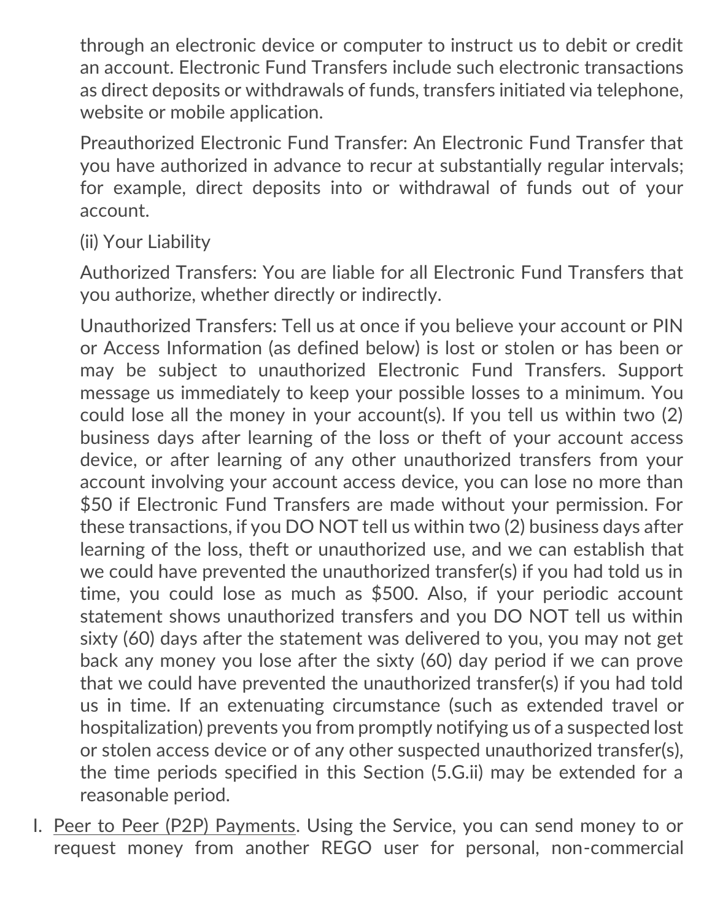through an electronic device or computer to instruct us to debit or credit an account. Electronic Fund Transfers include such electronic transactions as direct deposits or withdrawals of funds, transfers initiated via telephone, website or mobile application.

Preauthorized Electronic Fund Transfer: An Electronic Fund Transfer that you have authorized in advance to recur at substantially regular intervals; for example, direct deposits into or withdrawal of funds out of your account.

(ii) Your Liability

Authorized Transfers: You are liable for all Electronic Fund Transfers that you authorize, whether directly or indirectly.

Unauthorized Transfers: Tell us at once if you believe your account or PIN or Access Information (as defined below) is lost or stolen or has been or may be subject to unauthorized Electronic Fund Transfers. Support message us immediately to keep your possible losses to a minimum. You could lose all the money in your account(s). If you tell us within two (2) business days after learning of the loss or theft of your account access device, or after learning of any other unauthorized transfers from your account involving your account access device, you can lose no more than $50 if Electronic Fund Transfers are made without your permission. For these transactions, if you DO NOT tell us within two (2) business days after learning of the loss, theft or unauthorized use, and we can establish that we could have prevented the unauthorized transfer(s) if you had told us in time, you could lose as much as $500. Also, if your periodic account statement shows unauthorized transfers and you DO NOT tell us within sixty (60) days after the statement was delivered to you, you may not get back any money you lose after the sixty (60) day period if we can prove that we could have prevented the unauthorized transfer(s) if you had told us in time. If an extenuating circumstance (such as extended travel or hospitalization) prevents you from promptly notifying us of a suspected lost or stolen access device or of any other suspected unauthorized transfer(s), the time periods specified in this Section (5.G.ii) may be extended for a reasonable period.

I. <u>Peer to Peer (P2P) Payments</u>. Using the Service, you can send money to or request money from another REGO user for personal, non-commercial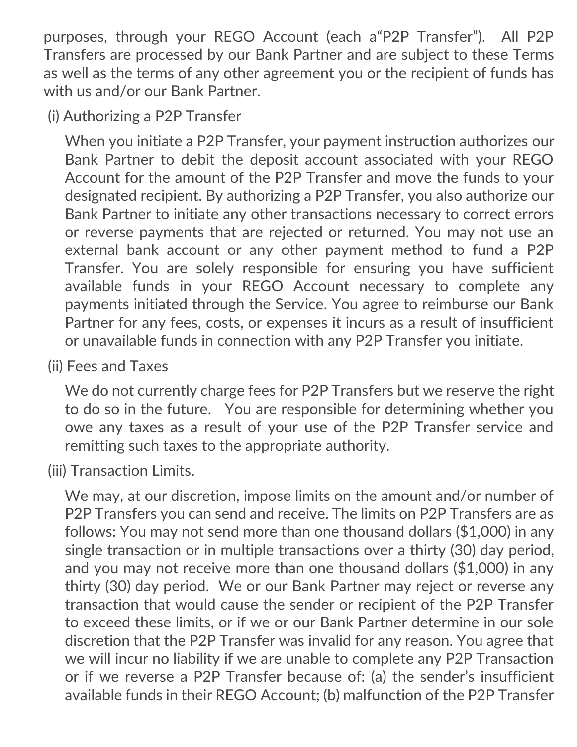purposes, through your REGO Account (each a"P2P Transfer"). All P2P Transfers are processed by our Bank Partner and are subject to these Terms as well as the terms of any other agreement you or the recipient of funds has with us and/or our Bank Partner.

(i) Authorizing a P2P Transfer

When you initiate a P2P Transfer, your payment instruction authorizes our Bank Partner to debit the deposit account associated with your REGO Account for the amount of the P2P Transfer and move the funds to your designated recipient. By authorizing a P2P Transfer, you also authorize our Bank Partner to initiate any other transactions necessary to correct errors or reverse payments that are rejected or returned. You may not use an external bank account or any other payment method to fund a P2P Transfer. You are solely responsible for ensuring you have sufficient available funds in your REGO Account necessary to complete any payments initiated through the Service. You agree to reimburse our Bank Partner for any fees, costs, or expenses it incurs as a result of insufficient or unavailable funds in connection with any P2P Transfer you initiate.

(ii) Fees and Taxes

We do not currently charge fees for P2P Transfers but we reserve the right to do so in the future. You are responsible for determining whether you owe any taxes as a result of your use of the P2P Transfer service and remitting such taxes to the appropriate authority.

(iii) Transaction Limits.

We may, at our discretion, impose limits on the amount and/or number of P2P Transfers you can send and receive. The limits on P2P Transfers are as follows: You may not send more than one thousand dollars ($1,000) in any single transaction or in multiple transactions over a thirty (30) day period, and you may not receive more than one thousand dollars ($1,000) in any thirty (30) day period. We or our Bank Partner may reject or reverse any transaction that would cause the sender or recipient of the P2P Transfer to exceed these limits, or if we or our Bank Partner determine in our sole discretion that the P2P Transfer was invalid for any reason. You agree that we will incur no liability if we are unable to complete any P2P Transaction or if we reverse a P2P Transfer because of: (a) the sender's insufficient available funds in their REGO Account; (b) malfunction of the P2P Transfer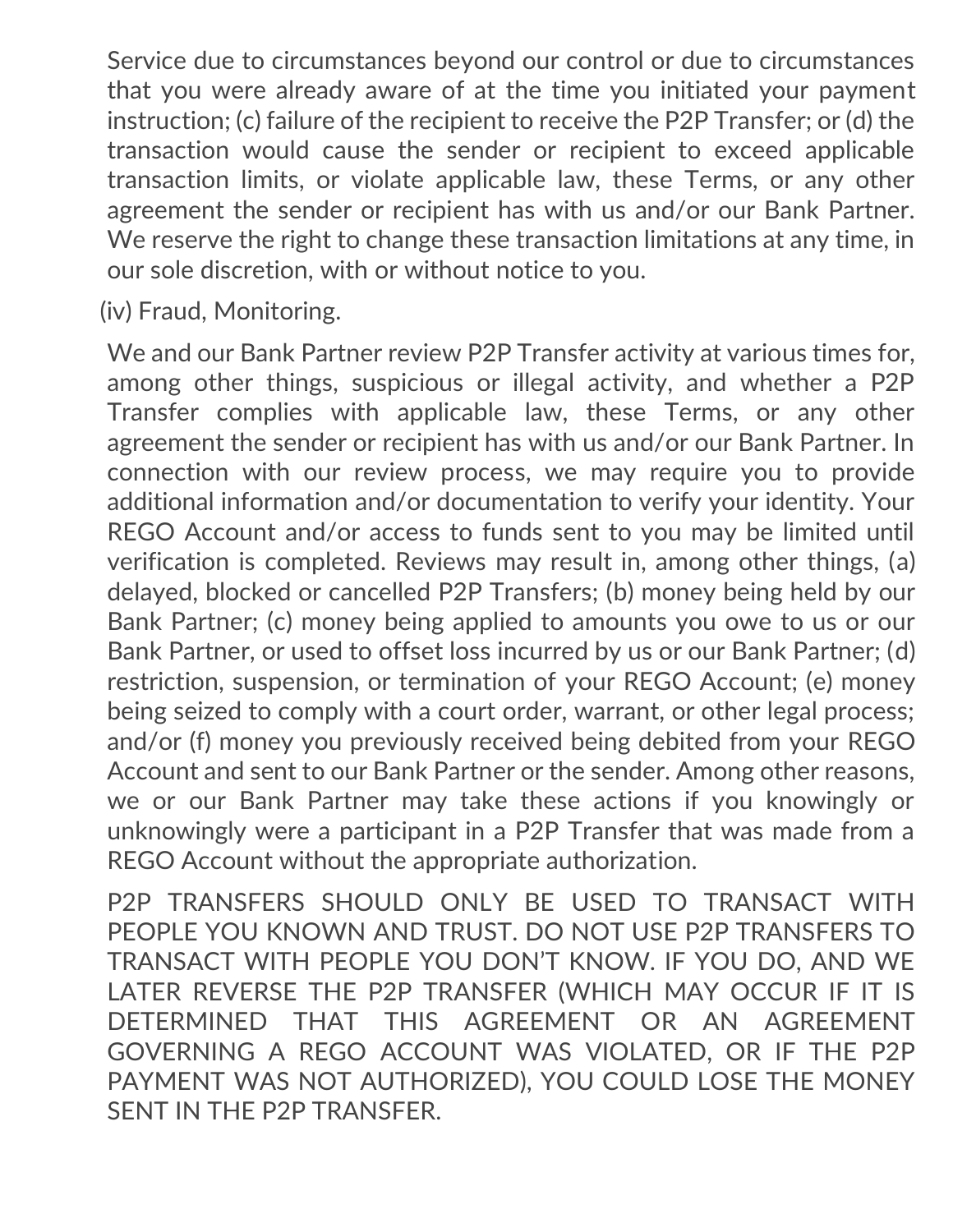Service due to circumstances beyond our control or due to circumstances that you were already aware of at the time you initiated your payment instruction; (c) failure of the recipient to receive the P2P Transfer; or (d) the transaction would cause the sender or recipient to exceed applicable transaction limits, or violate applicable law, these Terms, or any other agreement the sender or recipient has with us and/or our Bank Partner. We reserve the right to change these transaction limitations at any time, in our sole discretion, with or without notice to you.

(iv) Fraud, Monitoring.

We and our Bank Partner review P2P Transfer activity at various times for, among other things, suspicious or illegal activity, and whether a P2P Transfer complies with applicable law, these Terms, or any other agreement the sender or recipient has with us and/or our Bank Partner. In connection with our review process, we may require you to provide additional information and/or documentation to verify your identity. Your REGO Account and/or access to funds sent to you may be limited until verification is completed. Reviews may result in, among other things, (a) delayed, blocked or cancelled P2P Transfers; (b) money being held by our Bank Partner; (c) money being applied to amounts you owe to us or our Bank Partner, or used to offset loss incurred by us or our Bank Partner; (d) restriction, suspension, or termination of your REGO Account; (e) money being seized to comply with a court order, warrant, or other legal process; and/or (f) money you previously received being debited from your REGO Account and sent to our Bank Partner or the sender. Among other reasons, we or our Bank Partner may take these actions if you knowingly or unknowingly were a participant in a P2P Transfer that was made from a REGO Account without the appropriate authorization.

P2P TRANSFERS SHOULD ONLY BE USED TO TRANSACT WITH PEOPLE YOU KNOWN AND TRUST. DO NOT USE P2P TRANSFERS TO TRANSACT WITH PEOPLE YOU DON'T KNOW. IF YOU DO, AND WE LATER REVERSE THE P2P TRANSFER (WHICH MAY OCCUR IF IT IS DETERMINED THAT THIS AGREEMENT OR AN AGREEMENT GOVERNING A REGO ACCOUNT WAS VIOLATED, OR IF THE P2P PAYMENT WAS NOT AUTHORIZED), YOU COULD LOSE THE MONEY SENT IN THE P2P TRANSFER.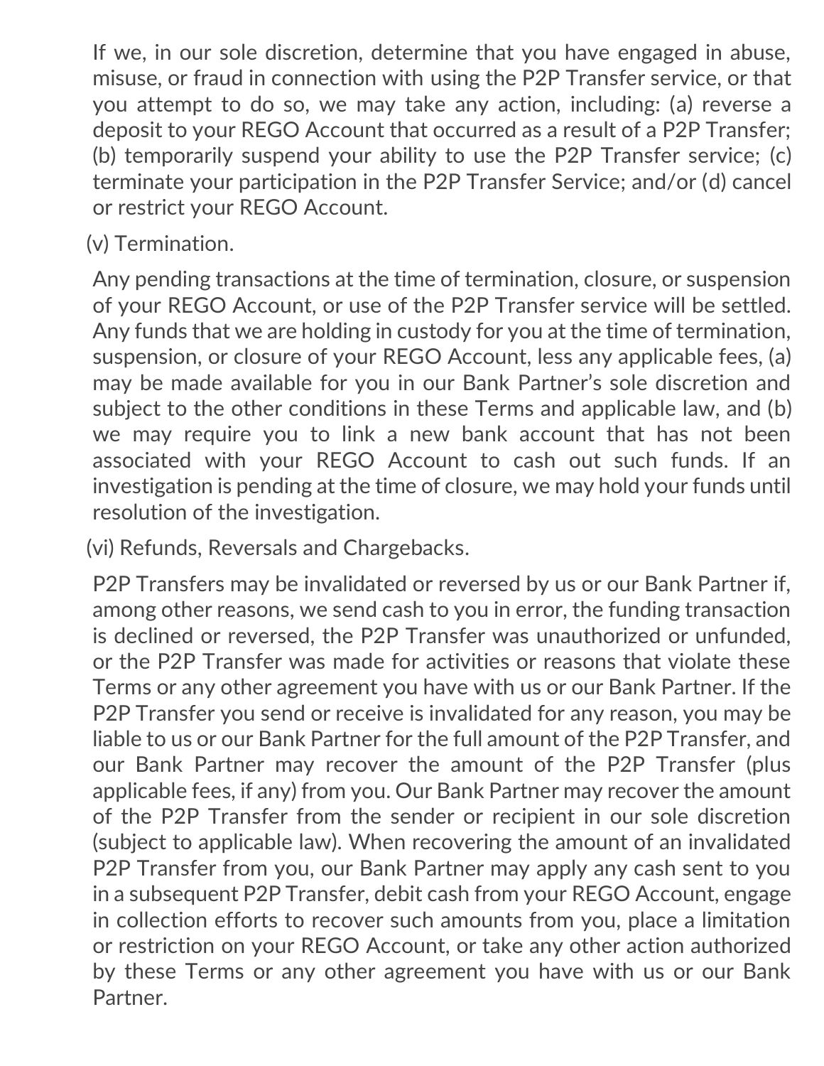If we, in our sole discretion, determine that you have engaged in abuse, misuse, or fraud in connection with using the P2P Transfer service, or that you attempt to do so, we may take any action, including: (a) reverse a deposit to your REGO Account that occurred as a result of a P2P Transfer; (b) temporarily suspend your ability to use the P2P Transfer service; (c) terminate your participation in the P2P Transfer Service; and/or (d) cancel or restrict your REGO Account.

(v) Termination.

Any pending transactions at the time of termination, closure, or suspension of your REGO Account, or use of the P2P Transfer service will be settled. Any funds that we are holding in custody for you at the time of termination, suspension, or closure of your REGO Account, less any applicable fees, (a) may be made available for you in our Bank Partner's sole discretion and subject to the other conditions in these Terms and applicable law, and (b) we may require you to link a new bank account that has not been associated with your REGO Account to cash out such funds. If an investigation is pending at the time of closure, we may hold your funds until resolution of the investigation.

(vi) Refunds, Reversals and Chargebacks.

P2P Transfers may be invalidated or reversed by us or our Bank Partner if, among other reasons, we send cash to you in error, the funding transaction is declined or reversed, the P2P Transfer was unauthorized or unfunded, or the P2P Transfer was made for activities or reasons that violate these Terms or any other agreement you have with us or our Bank Partner. If the P2P Transfer you send or receive is invalidated for any reason, you may be liable to us or our Bank Partner for the full amount of the P2P Transfer, and our Bank Partner may recover the amount of the P2P Transfer (plus applicable fees, if any) from you. Our Bank Partner may recover the amount of the P2P Transfer from the sender or recipient in our sole discretion (subject to applicable law). When recovering the amount of an invalidated P2P Transfer from you, our Bank Partner may apply any cash sent to you in a subsequent P2P Transfer, debit cash from your REGO Account, engage in collection efforts to recover such amounts from you, place a limitation or restriction on your REGO Account, or take any other action authorized by these Terms or any other agreement you have with us or our Bank Partner.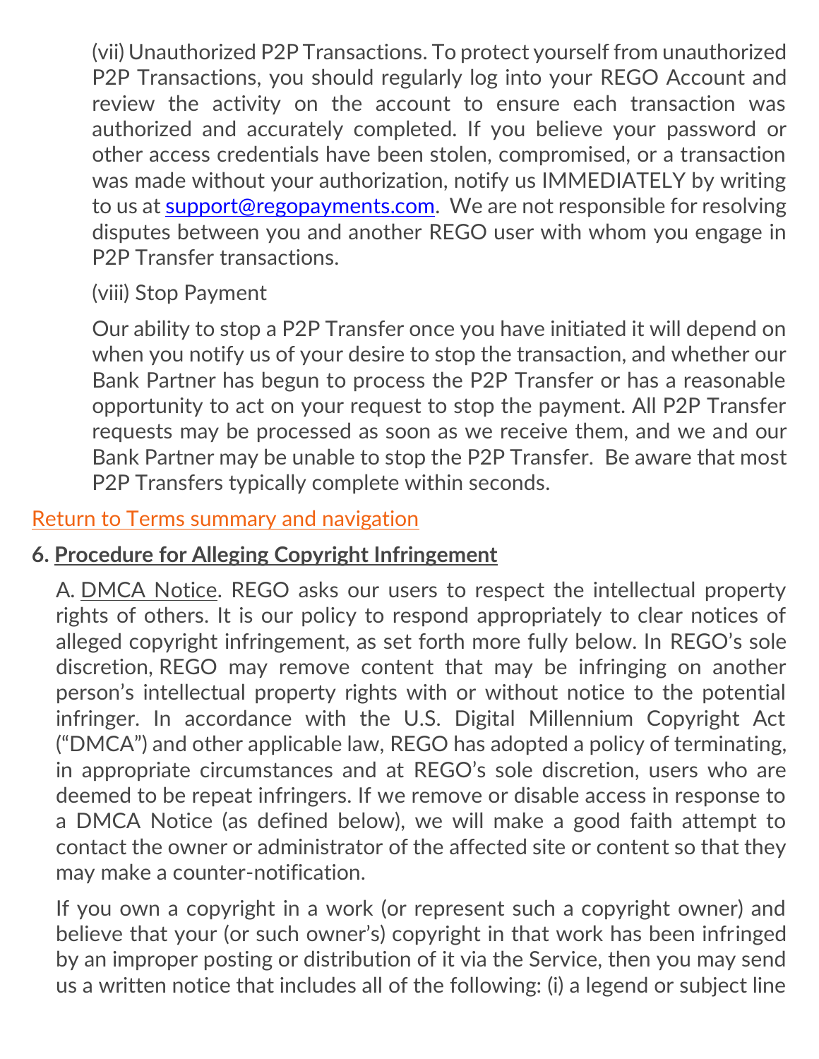(vii) Unauthorized P2P Transactions. To protect yourself from unauthorized P2P Transactions, you should regularly log into your REGO Account and review the activity on the account to ensure each transaction was authorized and accurately completed. If you believe your password or other access credentials have been stolen, compromised, or a transaction was made without your authorization, notify us IMMEDIATELY by writing to us at support@regopayments.com. We are not responsible for resolving disputes between you and another REGO user with whom you engage in P2P Transfer transactions.

(viii) Stop Payment

Our ability to stop a P2P Transfer once you have initiated it will depend on when you notify us of your desire to stop the transaction, and whether our Bank Partner has begun to process the P2P Transfer or has a reasonable opportunity to act on your request to stop the payment. All P2P Transfer requests may be processed as soon as we receive them, and we and our Bank Partner may be unable to stop the P2P Transfer. Be aware that most P2P Transfers typically complete within seconds.

Return to Terms summary and navigation

**6. Procedure for Alleging Copyright Infringement**

A. DMCA Notice. REGO asks our users to respect the intellectual property rights of others. It is our policy to respond appropriately to clear notices of alleged copyright infringement, as set forth more fully below. In REGO's sole discretion, REGO may remove content that may be infringing on another person's intellectual property rights with or without notice to the potential infringer. In accordance with the U.S. Digital Millennium Copyright Act ("DMCA") and other applicable law, REGO has adopted a policy of terminating, in appropriate circumstances and at REGO's sole discretion, users who are deemed to be repeat infringers. If we remove or disable access in response to a DMCA Notice (as defined below), we will make a good faith attempt to contact the owner or administrator of the affected site or content so that they may make a counter-notification.

If you own a copyright in a work (or represent such a copyright owner) and believe that your (or such owner's) copyright in that work has been infringed by an improper posting or distribution of it via the Service, then you may send us a written notice that includes all of the following: (i) a legend or subject line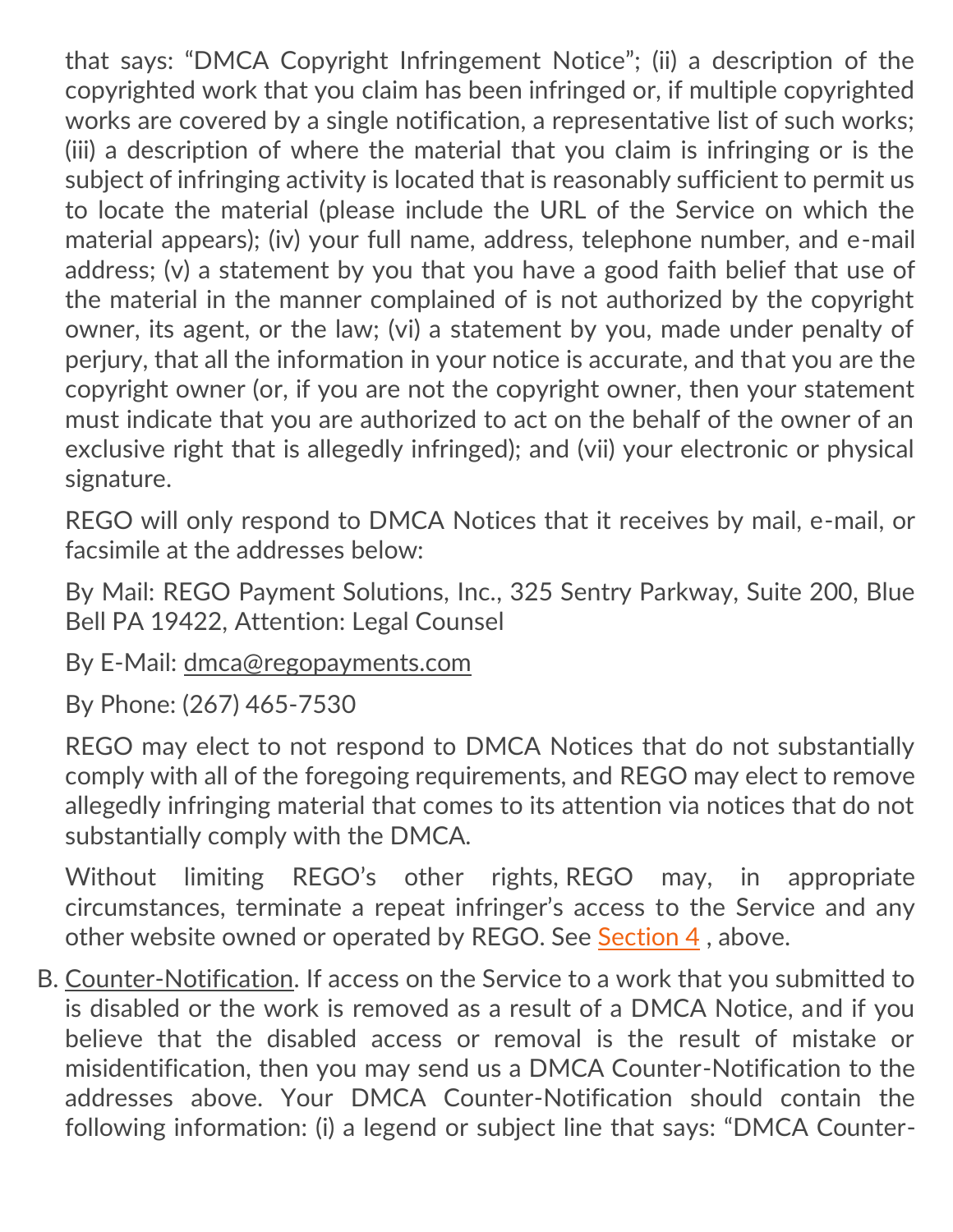that says: "DMCA Copyright Infringement Notice"; (ii) a description of the copyrighted work that you claim has been infringed or, if multiple copyrighted works are covered by a single notification, a representative list of such works; (iii) a description of where the material that you claim is infringing or is the subject of infringing activity is located that is reasonably sufficient to permit us to locate the material (please include the URL of the Service on which the material appears); (iv) your full name, address, telephone number, and e-mail address; (v) a statement by you that you have a good faith belief that use of the material in the manner complained of is not authorized by the copyright owner, its agent, or the law; (vi) a statement by you, made under penalty of perjury, that all the information in your notice is accurate, and that you are the copyright owner (or, if you are not the copyright owner, then your statement must indicate that you are authorized to act on the behalf of the owner of an exclusive right that is allegedly infringed); and (vii) your electronic or physical signature.

REGO will only respond to DMCA Notices that it receives by mail, e-mail, or facsimile at the addresses below:

By Mail: REGO Payment Solutions, Inc., 325 Sentry Parkway, Suite 200, Blue Bell PA 19422, Attention: Legal Counsel

By E-Mail: dmca@regopayments.com

By Phone: (267) 465-7530

REGO may elect to not respond to DMCA Notices that do not substantially comply with all of the foregoing requirements, and REGO may elect to remove allegedly infringing material that comes to its attention via notices that do not substantially comply with the DMCA.

Without limiting REGO's other rights, REGO may, in appropriate circumstances, terminate a repeat infringer's access to the Service and any other website owned or operated by REGO. See Section 4 , above.

B. Counter-Notification. If access on the Service to a work that you submitted to is disabled or the work is removed as a result of a DMCA Notice, and if you believe that the disabled access or removal is the result of mistake or misidentification, then you may send us a DMCA Counter-Notification to the addresses above. Your DMCA Counter-Notification should contain the following information: (i) a legend or subject line that says: "DMCA Counter-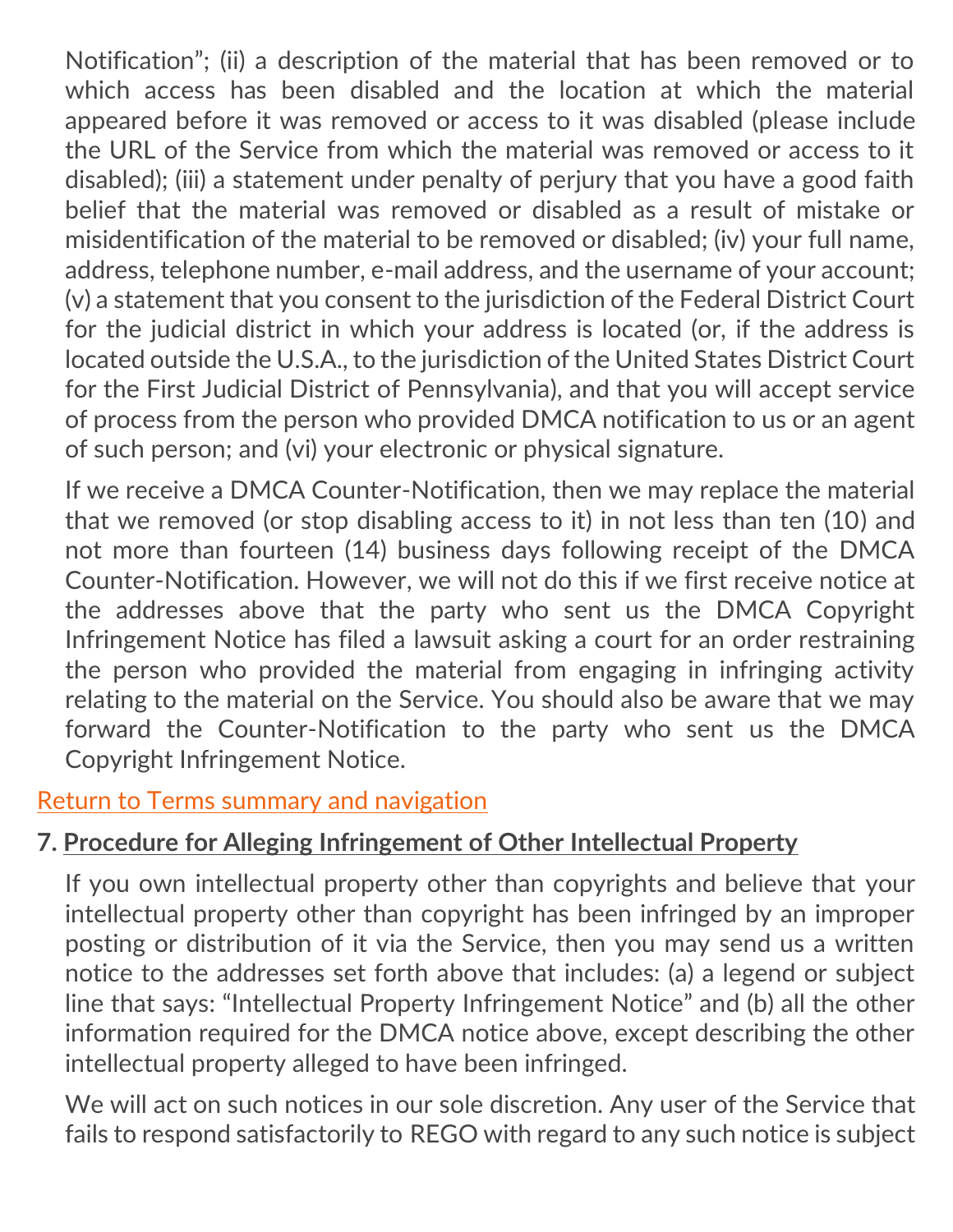Notification”; (ii) a description of the material that has been removed or to which access has been disabled and the location at which the material appeared before it was removed or access to it was disabled (please include the URL of the Service from which the material was removed or access to it disabled); (iii) a statement under penalty of perjury that you have a good faith belief that the material was removed or disabled as a result of mistake or misidentification of the material to be removed or disabled; (iv) your full name, address, telephone number, e-mail address, and the username of your account; (v) a statement that you consent to the jurisdiction of the Federal District Court for the judicial district in which your address is located (or, if the address is located outside the U.S.A., to the jurisdiction of the United States District Court for the First Judicial District of Pennsylvania), and that you will accept service of process from the person who provided DMCA notification to us or an agent of such person; and (vi) your electronic or physical signature.

If we receive a DMCA Counter-Notification, then we may replace the material that we removed (or stop disabling access to it) in not less than ten (10) and not more than fourteen (14) business days following receipt of the DMCA Counter-Notification. However, we will not do this if we first receive notice at the addresses above that the party who sent us the DMCA Copyright Infringement Notice has filed a lawsuit asking a court for an order restraining the person who provided the material from engaging in infringing activity relating to the material on the Service. You should also be aware that we may forward the Counter-Notification to the party who sent us the DMCA Copyright Infringement Notice.

Return to Terms summary and navigation

**7. Procedure for Alleging Infringement of Other Intellectual Property**

If you own intellectual property other than copyrights and believe that your intellectual property other than copyright has been infringed by an improper posting or distribution of it via the Service, then you may send us a written notice to the addresses set forth above that includes: (a) a legend or subject line that says: “Intellectual Property Infringement Notice” and (b) all the other information required for the DMCA notice above, except describing the other intellectual property alleged to have been infringed.

We will act on such notices in our sole discretion. Any user of the Service that fails to respond satisfactorily to REGO with regard to any such notice is subject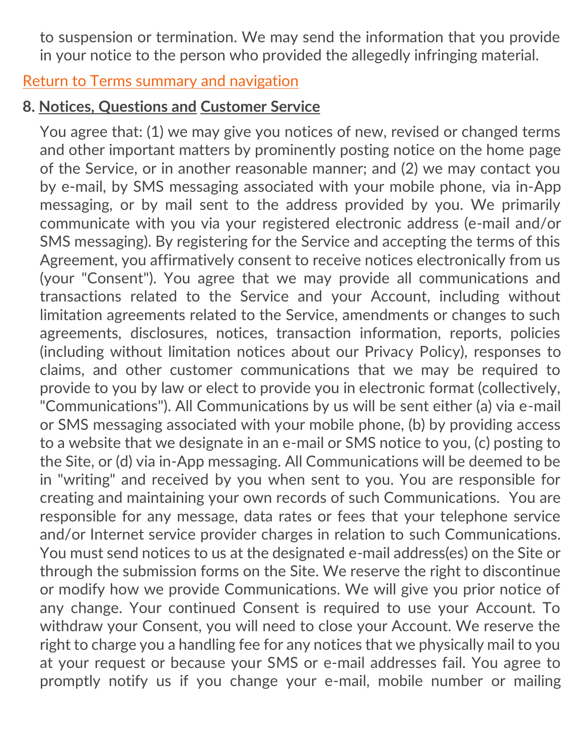to suspension or termination. We may send the information that you provide in your notice to the person who provided the allegedly infringing material.

Return to Terms summary and navigation

**8. Notices, Questions and Customer Service**

You agree that: (1) we may give you notices of new, revised or changed terms and other important matters by prominently posting notice on the home page of the Service, or in another reasonable manner; and (2) we may contact you by e-mail, by SMS messaging associated with your mobile phone, via in-App messaging, or by mail sent to the address provided by you. We primarily communicate with you via your registered electronic address (e-mail and/or SMS messaging). By registering for the Service and accepting the terms of this Agreement, you affirmatively consent to receive notices electronically from us (your "Consent"). You agree that we may provide all communications and transactions related to the Service and your Account, including without limitation agreements related to the Service, amendments or changes to such agreements, disclosures, notices, transaction information, reports, policies (including without limitation notices about our Privacy Policy), responses to claims, and other customer communications that we may be required to provide to you by law or elect to provide you in electronic format (collectively, "Communications"). All Communications by us will be sent either (a) via e-mail or SMS messaging associated with your mobile phone, (b) by providing access to a website that we designate in an e-mail or SMS notice to you, (c) posting to the Site, or (d) via in-App messaging. All Communications will be deemed to be in "writing" and received by you when sent to you. You are responsible for creating and maintaining your own records of such Communications. You are responsible for any message, data rates or fees that your telephone service and/or Internet service provider charges in relation to such Communications. You must send notices to us at the designated e-mail address(es) on the Site or through the submission forms on the Site. We reserve the right to discontinue or modify how we provide Communications. We will give you prior notice of any change. Your continued Consent is required to use your Account. To withdraw your Consent, you will need to close your Account. We reserve the right to charge you a handling fee for any notices that we physically mail to you at your request or because your SMS or e-mail addresses fail. You agree to promptly notify us if you change your e-mail, mobile number or mailing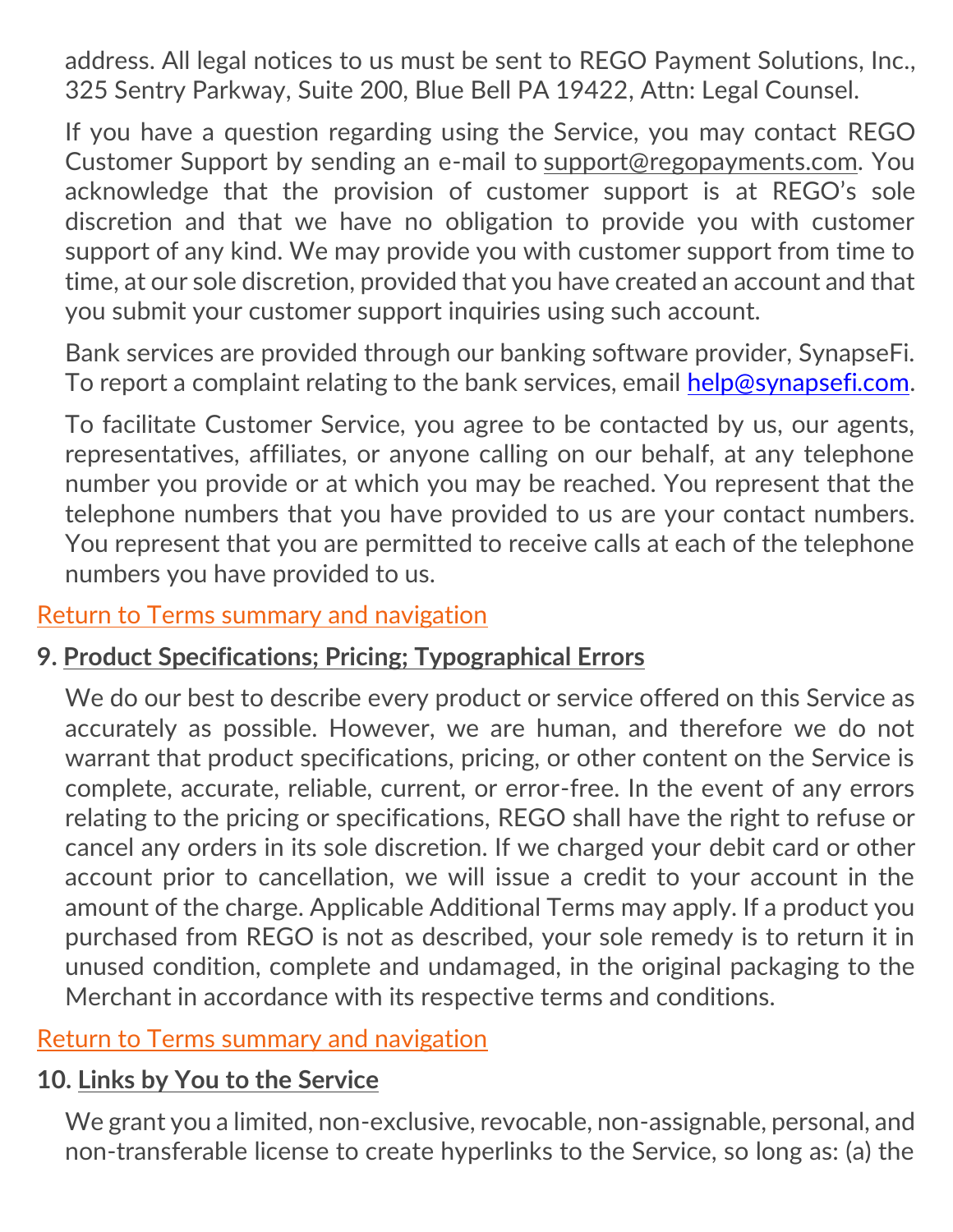address. All legal notices to us must be sent to REGO Payment Solutions, Inc., 325 Sentry Parkway, Suite 200, Blue Bell PA 19422, Attn: Legal Counsel.

If you have a question regarding using the Service, you may contact REGO Customer Support by sending an e-mail to support@regopayments.com. You acknowledge that the provision of customer support is at REGO's sole discretion and that we have no obligation to provide you with customer support of any kind. We may provide you with customer support from time to time, at our sole discretion, provided that you have created an account and that you submit your customer support inquiries using such account.

Bank services are provided through our banking software provider, SynapseFi. To report a complaint relating to the bank services, email help@synapsefi.com.

To facilitate Customer Service, you agree to be contacted by us, our agents, representatives, affiliates, or anyone calling on our behalf, at any telephone number you provide or at which you may be reached. You represent that the telephone numbers that you have provided to us are your contact numbers. You represent that you are permitted to receive calls at each of the telephone numbers you have provided to us.

Return to Terms summary and navigation

## 9. Product Specifications; Pricing; Typographical Errors

We do our best to describe every product or service offered on this Service as accurately as possible. However, we are human, and therefore we do not warrant that product specifications, pricing, or other content on the Service is complete, accurate, reliable, current, or error-free. In the event of any errors relating to the pricing or specifications, REGO shall have the right to refuse or cancel any orders in its sole discretion. If we charged your debit card or other account prior to cancellation, we will issue a credit to your account in the amount of the charge. Applicable Additional Terms may apply. If a product you purchased from REGO is not as described, your sole remedy is to return it in unused condition, complete and undamaged, in the original packaging to the Merchant in accordance with its respective terms and conditions.

Return to Terms summary and navigation

## 10. Links by You to the Service

We grant you a limited, non-exclusive, revocable, non-assignable, personal, and non-transferable license to create hyperlinks to the Service, so long as: (a) the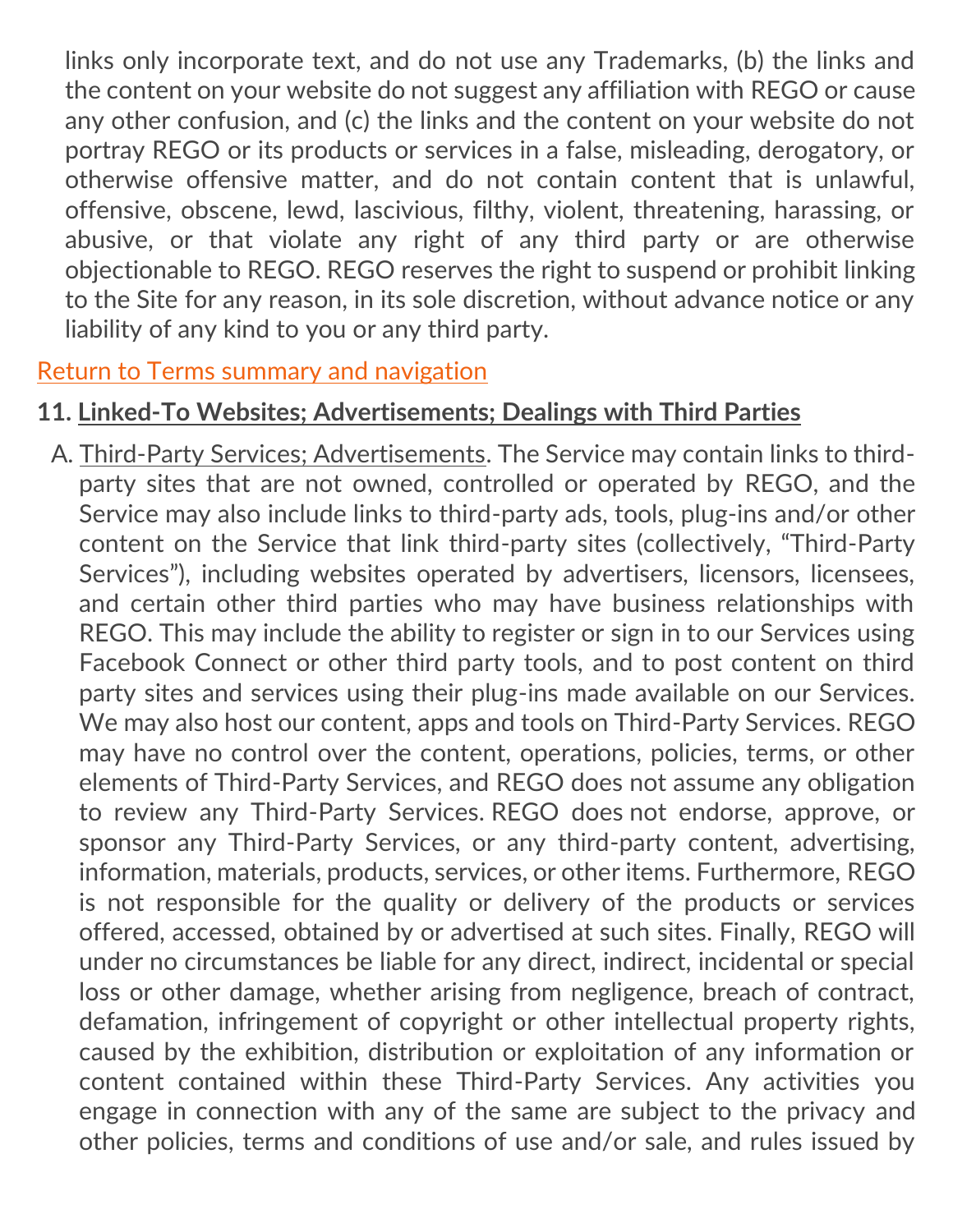links only incorporate text, and do not use any Trademarks, (b) the links and the content on your website do not suggest any affiliation with REGO or cause any other confusion, and (c) the links and the content on your website do not portray REGO or its products or services in a false, misleading, derogatory, or otherwise offensive matter, and do not contain content that is unlawful, offensive, obscene, lewd, lascivious, filthy, violent, threatening, harassing, or abusive, or that violate any right of any third party or are otherwise objectionable to REGO. REGO reserves the right to suspend or prohibit linking to the Site for any reason, in its sole discretion, without advance notice or any liability of any kind to you or any third party.

Return to Terms summary and navigation

**11. Linked-To Websites; Advertisements; Dealings with Third Parties**

A. Third-Party Services; Advertisements. The Service may contain links to third-party sites that are not owned, controlled or operated by REGO, and the Service may also include links to third-party ads, tools, plug-ins and/or other content on the Service that link third-party sites (collectively, "Third-Party Services"), including websites operated by advertisers, licensors, licensees, and certain other third parties who may have business relationships with REGO. This may include the ability to register or sign in to our Services using Facebook Connect or other third party tools, and to post content on third party sites and services using their plug-ins made available on our Services. We may also host our content, apps and tools on Third-Party Services. REGO may have no control over the content, operations, policies, terms, or other elements of Third-Party Services, and REGO does not assume any obligation to review any Third-Party Services. REGO does not endorse, approve, or sponsor any Third-Party Services, or any third-party content, advertising, information, materials, products, services, or other items. Furthermore, REGO is not responsible for the quality or delivery of the products or services offered, accessed, obtained by or advertised at such sites. Finally, REGO will under no circumstances be liable for any direct, indirect, incidental or special loss or other damage, whether arising from negligence, breach of contract, defamation, infringement of copyright or other intellectual property rights, caused by the exhibition, distribution or exploitation of any information or content contained within these Third-Party Services. Any activities you engage in connection with any of the same are subject to the privacy and other policies, terms and conditions of use and/or sale, and rules issued by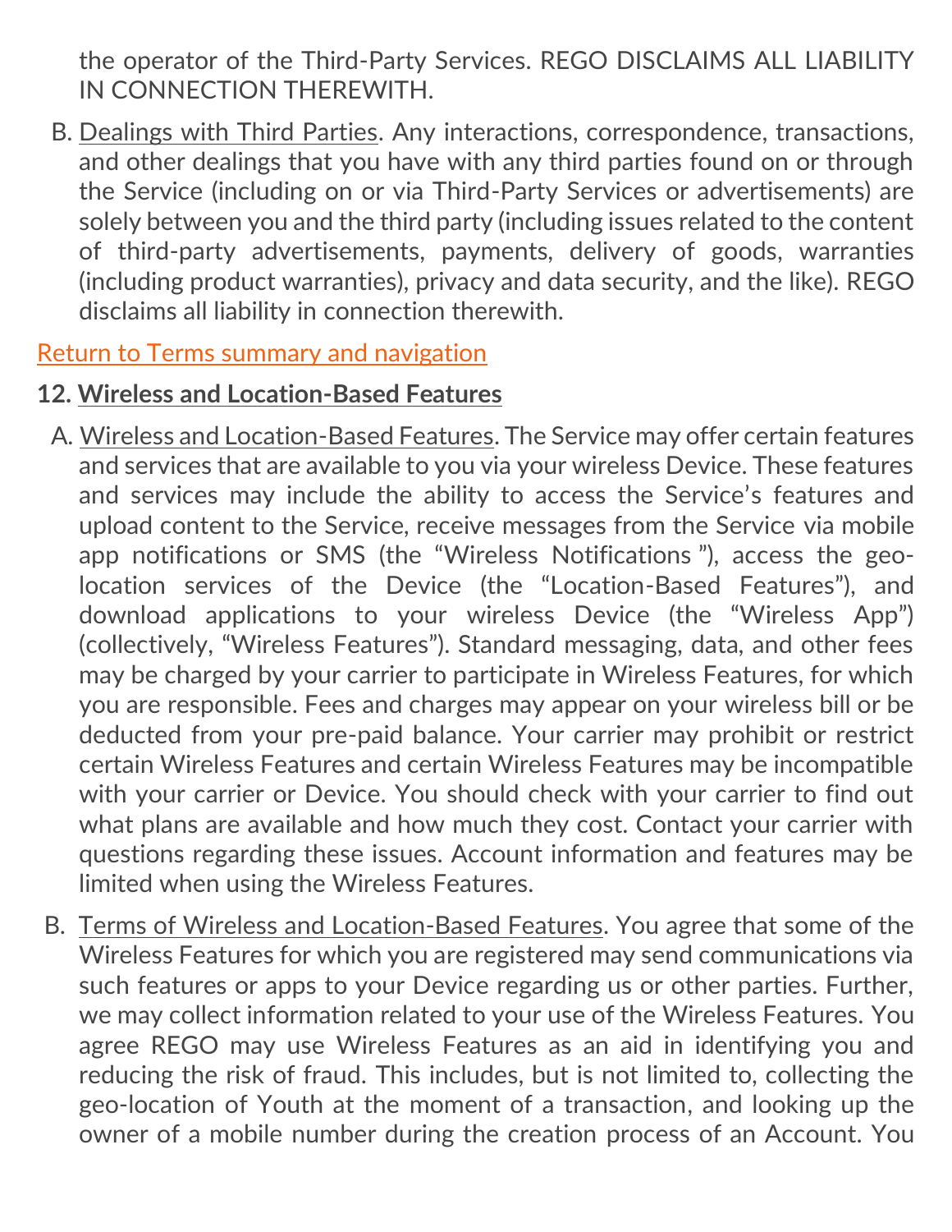the operator of the Third-Party Services. REGO DISCLAIMS ALL LIABILITY IN CONNECTION THEREWITH.

B. Dealings with Third Parties. Any interactions, correspondence, transactions, and other dealings that you have with any third parties found on or through the Service (including on or via Third-Party Services or advertisements) are solely between you and the third party (including issues related to the content of third-party advertisements, payments, delivery of goods, warranties (including product warranties), privacy and data security, and the like). REGO disclaims all liability in connection therewith.

Return to Terms summary and navigation

**12. Wireless and Location-Based Features**

A. Wireless and Location-Based Features. The Service may offer certain features and services that are available to you via your wireless Device. These features and services may include the ability to access the Service's features and upload content to the Service, receive messages from the Service via mobile app notifications or SMS (the "Wireless Notifications"), access the geo-location services of the Device (the "Location-Based Features"), and download applications to your wireless Device (the "Wireless App") (collectively, "Wireless Features"). Standard messaging, data, and other fees may be charged by your carrier to participate in Wireless Features, for which you are responsible. Fees and charges may appear on your wireless bill or be deducted from your pre-paid balance. Your carrier may prohibit or restrict certain Wireless Features and certain Wireless Features may be incompatible with your carrier or Device. You should check with your carrier to find out what plans are available and how much they cost. Contact your carrier with questions regarding these issues. Account information and features may be limited when using the Wireless Features.

B. Terms of Wireless and Location-Based Features. You agree that some of the Wireless Features for which you are registered may send communications via such features or apps to your Device regarding us or other parties. Further, we may collect information related to your use of the Wireless Features. You agree REGO may use Wireless Features as an aid in identifying you and reducing the risk of fraud. This includes, but is not limited to, collecting the geo-location of Youth at the moment of a transaction, and looking up the owner of a mobile number during the creation process of an Account. You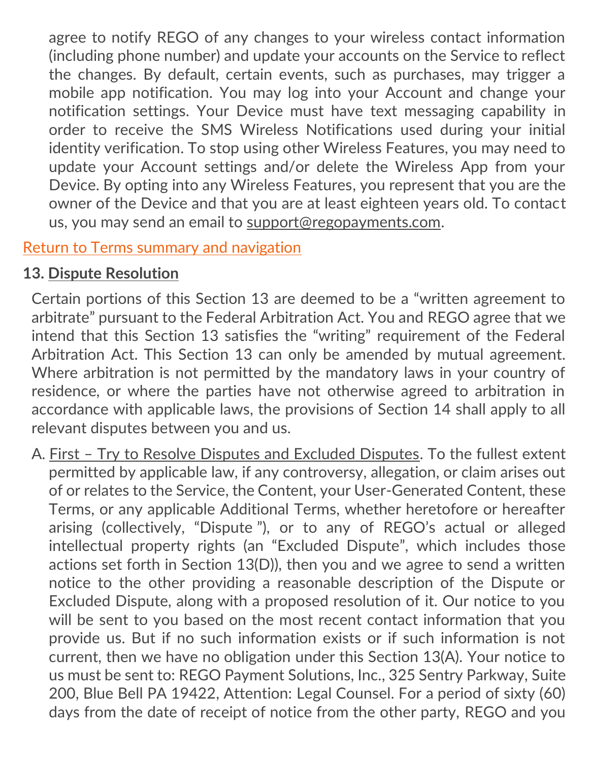agree to notify REGO of any changes to your wireless contact information (including phone number) and update your accounts on the Service to reflect the changes. By default, certain events, such as purchases, may trigger a mobile app notification. You may log into your Account and change your notification settings. Your Device must have text messaging capability in order to receive the SMS Wireless Notifications used during your initial identity verification. To stop using other Wireless Features, you may need to update your Account settings and/or delete the Wireless App from your Device. By opting into any Wireless Features, you represent that you are the owner of the Device and that you are at least eighteen years old. To contact us, you may send an email to support@regopayments.com.

Return to Terms summary and navigation

**13. Dispute Resolution**

Certain portions of this Section 13 are deemed to be a "written agreement to arbitrate" pursuant to the Federal Arbitration Act. You and REGO agree that we intend that this Section 13 satisfies the "writing" requirement of the Federal Arbitration Act. This Section 13 can only be amended by mutual agreement. Where arbitration is not permitted by the mandatory laws in your country of residence, or where the parties have not otherwise agreed to arbitration in accordance with applicable laws, the provisions of Section 14 shall apply to all relevant disputes between you and us.

A. First – Try to Resolve Disputes and Excluded Disputes. To the fullest extent permitted by applicable law, if any controversy, allegation, or claim arises out of or relates to the Service, the Content, your User-Generated Content, these Terms, or any applicable Additional Terms, whether heretofore or hereafter arising (collectively, "Dispute "), or to any of REGO's actual or alleged intellectual property rights (an "Excluded Dispute", which includes those actions set forth in Section 13(D)), then you and we agree to send a written notice to the other providing a reasonable description of the Dispute or Excluded Dispute, along with a proposed resolution of it. Our notice to you will be sent to you based on the most recent contact information that you provide us. But if no such information exists or if such information is not current, then we have no obligation under this Section 13(A). Your notice to us must be sent to: REGO Payment Solutions, Inc., 325 Sentry Parkway, Suite 200, Blue Bell PA 19422, Attention: Legal Counsel. For a period of sixty (60) days from the date of receipt of notice from the other party, REGO and you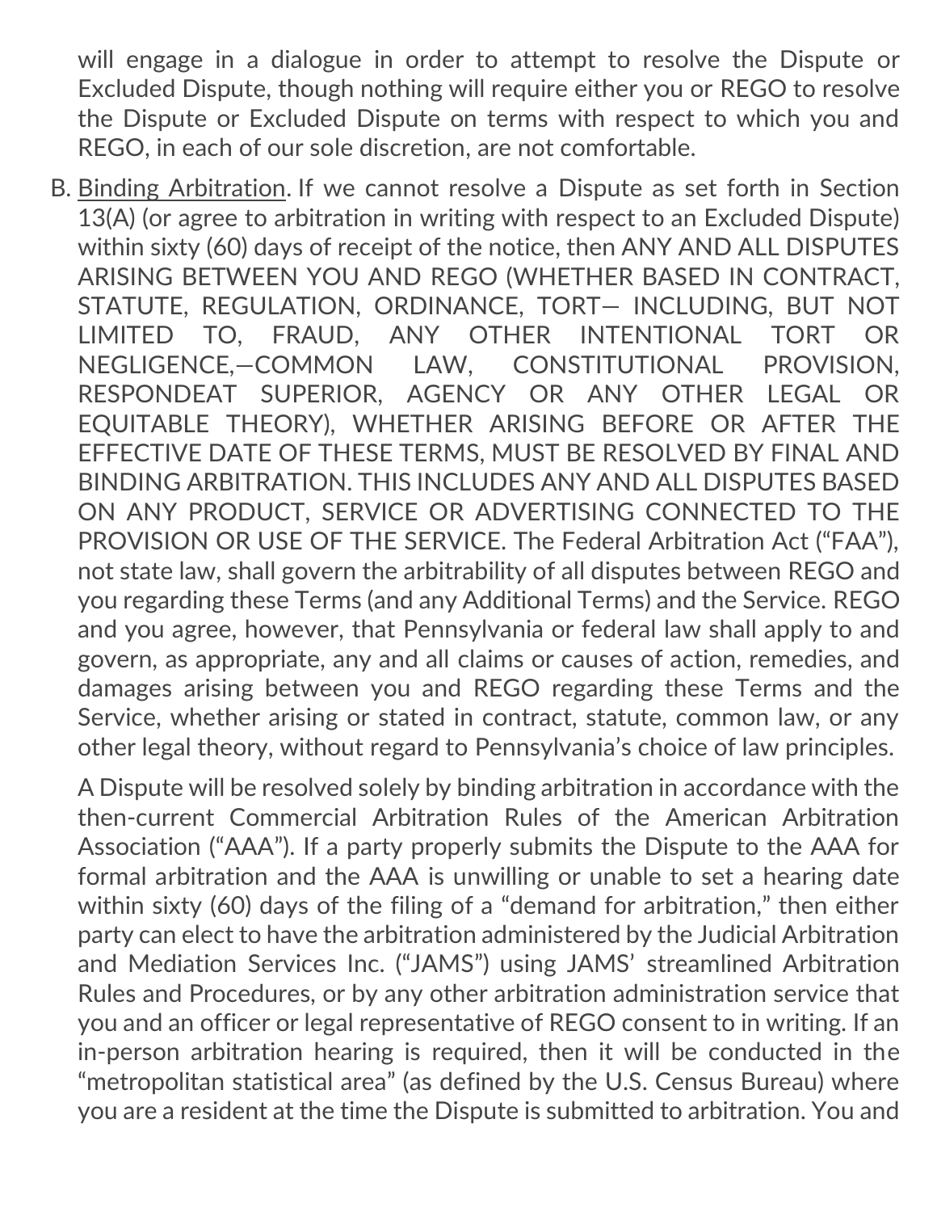will engage in a dialogue in order to attempt to resolve the Dispute or Excluded Dispute, though nothing will require either you or REGO to resolve the Dispute or Excluded Dispute on terms with respect to which you and REGO, in each of our sole discretion, are not comfortable.

B. <u>Binding Arbitration</u>. If we cannot resolve a Dispute as set forth in Section 13(A) (or agree to arbitration in writing with respect to an Excluded Dispute) within sixty (60) days of receipt of the notice, then ANY AND ALL DISPUTES ARISING BETWEEN YOU AND REGO (WHETHER BASED IN CONTRACT, STATUTE, REGULATION, ORDINANCE, TORT— INCLUDING, BUT NOT LIMITED TO, FRAUD, ANY OTHER INTENTIONAL TORT OR NEGLIGENCE,—COMMON LAW, CONSTITUTIONAL PROVISION, RESPONDEAT SUPERIOR, AGENCY OR ANY OTHER LEGAL OR EQUITABLE THEORY), WHETHER ARISING BEFORE OR AFTER THE EFFECTIVE DATE OF THESE TERMS, MUST BE RESOLVED BY FINAL AND BINDING ARBITRATION. THIS INCLUDES ANY AND ALL DISPUTES BASED ON ANY PRODUCT, SERVICE OR ADVERTISING CONNECTED TO THE PROVISION OR USE OF THE SERVICE. The Federal Arbitration Act ("FAA"), not state law, shall govern the arbitrability of all disputes between REGO and you regarding these Terms (and any Additional Terms) and the Service. REGO and you agree, however, that Pennsylvania or federal law shall apply to and govern, as appropriate, any and all claims or causes of action, remedies, and damages arising between you and REGO regarding these Terms and the Service, whether arising or stated in contract, statute, common law, or any other legal theory, without regard to Pennsylvania's choice of law principles.

   A Dispute will be resolved solely by binding arbitration in accordance with the then-current Commercial Arbitration Rules of the American Arbitration Association ("AAA"). If a party properly submits the Dispute to the AAA for formal arbitration and the AAA is unwilling or unable to set a hearing date within sixty (60) days of the filing of a "demand for arbitration," then either party can elect to have the arbitration administered by the Judicial Arbitration and Mediation Services Inc. ("JAMS") using JAMS' streamlined Arbitration Rules and Procedures, or by any other arbitration administration service that you and an officer or legal representative of REGO consent to in writing. If an in-person arbitration hearing is required, then it will be conducted in the "metropolitan statistical area" (as defined by the U.S. Census Bureau) where you are a resident at the time the Dispute is submitted to arbitration. You and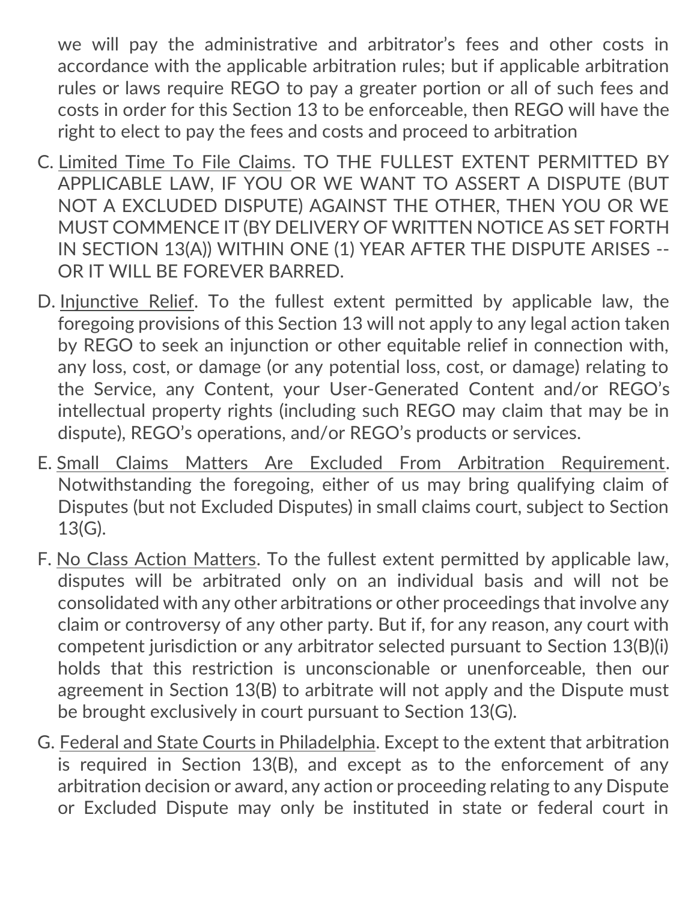we will pay the administrative and arbitrator's fees and other costs in accordance with the applicable arbitration rules; but if applicable arbitration rules or laws require REGO to pay a greater portion or all of such fees and costs in order for this Section 13 to be enforceable, then REGO will have the right to elect to pay the fees and costs and proceed to arbitration

C. <u>Limited Time To File Claims</u>. TO THE FULLEST EXTENT PERMITTED BY APPLICABLE LAW, IF YOU OR WE WANT TO ASSERT A DISPUTE (BUT NOT A EXCLUDED DISPUTE) AGAINST THE OTHER, THEN YOU OR WE MUST COMMENCE IT (BY DELIVERY OF WRITTEN NOTICE AS SET FORTH IN SECTION 13(A)) WITHIN ONE (1) YEAR AFTER THE DISPUTE ARISES -- OR IT WILL BE FOREVER BARRED.

D. <u>Injunctive Relief</u>. To the fullest extent permitted by applicable law, the foregoing provisions of this Section 13 will not apply to any legal action taken by REGO to seek an injunction or other equitable relief in connection with, any loss, cost, or damage (or any potential loss, cost, or damage) relating to the Service, any Content, your User-Generated Content and/or REGO's intellectual property rights (including such REGO may claim that may be in dispute), REGO's operations, and/or REGO's products or services.

E. <u>Small Claims Matters Are Excluded From Arbitration Requirement</u>. Notwithstanding the foregoing, either of us may bring qualifying claim of Disputes (but not Excluded Disputes) in small claims court, subject to Section 13(G).

F. <u>No Class Action Matters</u>. To the fullest extent permitted by applicable law, disputes will be arbitrated only on an individual basis and will not be consolidated with any other arbitrations or other proceedings that involve any claim or controversy of any other party. But if, for any reason, any court with competent jurisdiction or any arbitrator selected pursuant to Section 13(B)(i) holds that this restriction is unconscionable or unenforceable, then our agreement in Section 13(B) to arbitrate will not apply and the Dispute must be brought exclusively in court pursuant to Section 13(G).

G. <u>Federal and State Courts in Philadelphia</u>. Except to the extent that arbitration is required in Section 13(B), and except as to the enforcement of any arbitration decision or award, any action or proceeding relating to any Dispute or Excluded Dispute may only be instituted in state or federal court in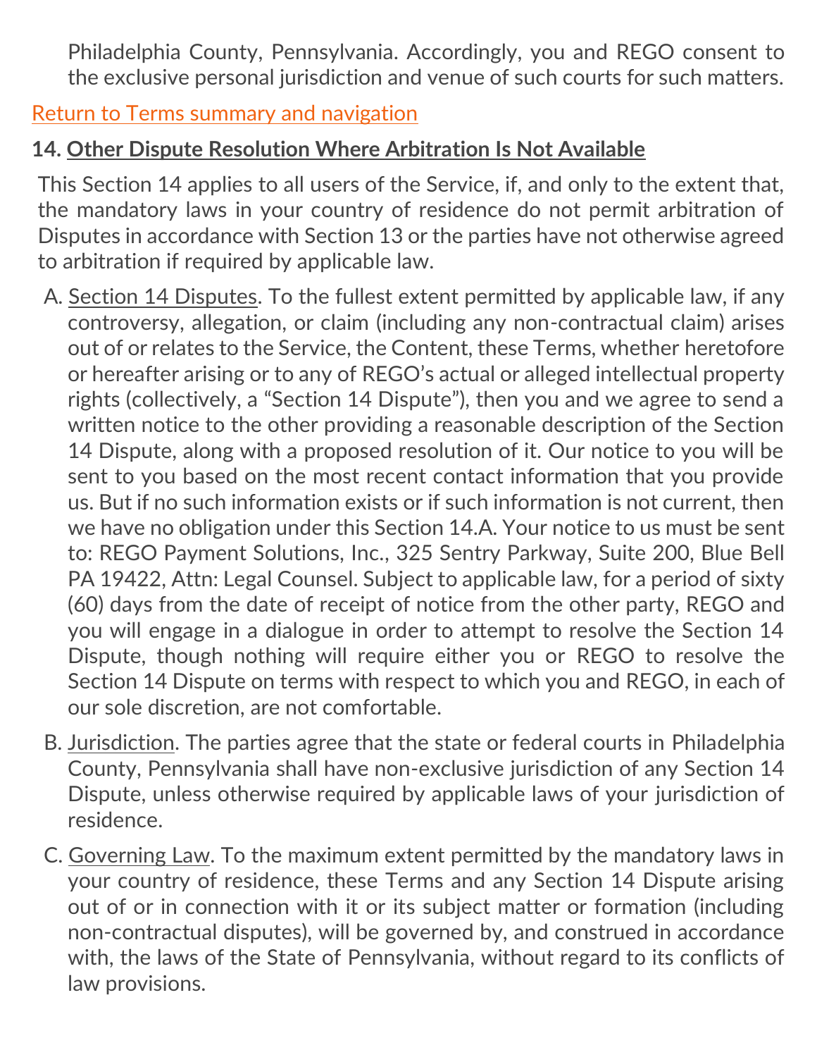Philadelphia County, Pennsylvania. Accordingly, you and REGO consent to the exclusive personal jurisdiction and venue of such courts for such matters.

Return to Terms summary and navigation

**14. Other Dispute Resolution Where Arbitration Is Not Available**

This Section 14 applies to all users of the Service, if, and only to the extent that, the mandatory laws in your country of residence do not permit arbitration of Disputes in accordance with Section 13 or the parties have not otherwise agreed to arbitration if required by applicable law.

A. Section 14 Disputes. To the fullest extent permitted by applicable law, if any controversy, allegation, or claim (including any non-contractual claim) arises out of or relates to the Service, the Content, these Terms, whether heretofore or hereafter arising or to any of REGO's actual or alleged intellectual property rights (collectively, a "Section 14 Dispute"), then you and we agree to send a written notice to the other providing a reasonable description of the Section 14 Dispute, along with a proposed resolution of it. Our notice to you will be sent to you based on the most recent contact information that you provide us. But if no such information exists or if such information is not current, then we have no obligation under this Section 14.A. Your notice to us must be sent to: REGO Payment Solutions, Inc., 325 Sentry Parkway, Suite 200, Blue Bell PA 19422, Attn: Legal Counsel. Subject to applicable law, for a period of sixty (60) days from the date of receipt of notice from the other party, REGO and you will engage in a dialogue in order to attempt to resolve the Section 14 Dispute, though nothing will require either you or REGO to resolve the Section 14 Dispute on terms with respect to which you and REGO, in each of our sole discretion, are not comfortable.

B. Jurisdiction. The parties agree that the state or federal courts in Philadelphia County, Pennsylvania shall have non-exclusive jurisdiction of any Section 14 Dispute, unless otherwise required by applicable laws of your jurisdiction of residence.

C. Governing Law. To the maximum extent permitted by the mandatory laws in your country of residence, these Terms and any Section 14 Dispute arising out of or in connection with it or its subject matter or formation (including non-contractual disputes), will be governed by, and construed in accordance with, the laws of the State of Pennsylvania, without regard to its conflicts of law provisions.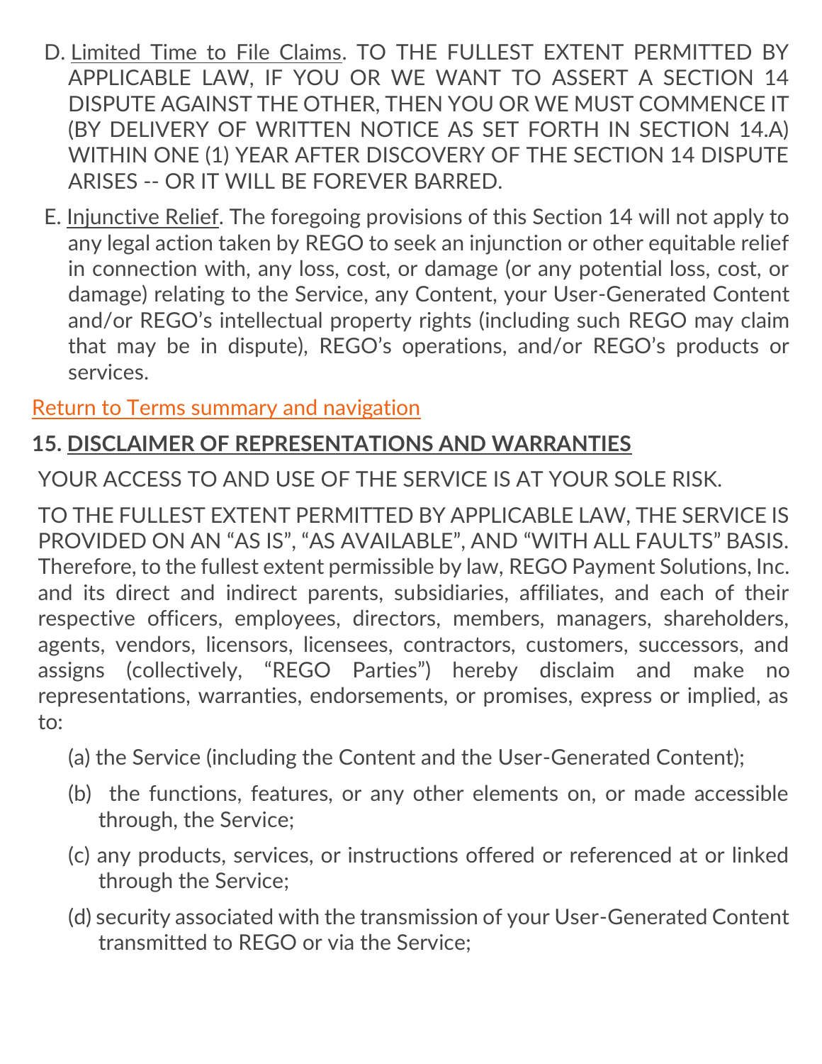D. <u>Limited Time to File Claims</u>. TO THE FULLEST EXTENT PERMITTED BY APPLICABLE LAW, IF YOU OR WE WANT TO ASSERT A SECTION 14 DISPUTE AGAINST THE OTHER, THEN YOU OR WE MUST COMMENCE IT (BY DELIVERY OF WRITTEN NOTICE AS SET FORTH IN SECTION 14.A) WITHIN ONE (1) YEAR AFTER DISCOVERY OF THE SECTION 14 DISPUTE ARISES -- OR IT WILL BE FOREVER BARRED.

E. <u>Injunctive Relief</u>. The foregoing provisions of this Section 14 will not apply to any legal action taken by REGO to seek an injunction or other equitable relief in connection with, any loss, cost, or damage (or any potential loss, cost, or damage) relating to the Service, any Content, your User-Generated Content and/or REGO's intellectual property rights (including such REGO may claim that may be in dispute), REGO's operations, and/or REGO's products or services.

Return to Terms summary and navigation

## 15. DISCLAIMER OF REPRESENTATIONS AND WARRANTIES

YOUR ACCESS TO AND USE OF THE SERVICE IS AT YOUR SOLE RISK.

TO THE FULLEST EXTENT PERMITTED BY APPLICABLE LAW, THE SERVICE IS PROVIDED ON AN "AS IS", "AS AVAILABLE", AND "WITH ALL FAULTS" BASIS. Therefore, to the fullest extent permissible by law, REGO Payment Solutions, Inc. and its direct and indirect parents, subsidiaries, affiliates, and each of their respective officers, employees, directors, members, managers, shareholders, agents, vendors, licensors, licensees, contractors, customers, successors, and assigns (collectively, "REGO Parties") hereby disclaim and make no representations, warranties, endorsements, or promises, express or implied, as to:

(a) the Service (including the Content and the User-Generated Content);

(b) the functions, features, or any other elements on, or made accessible through, the Service;

(c) any products, services, or instructions offered or referenced at or linked through the Service;

(d) security associated with the transmission of your User-Generated Content transmitted to REGO or via the Service;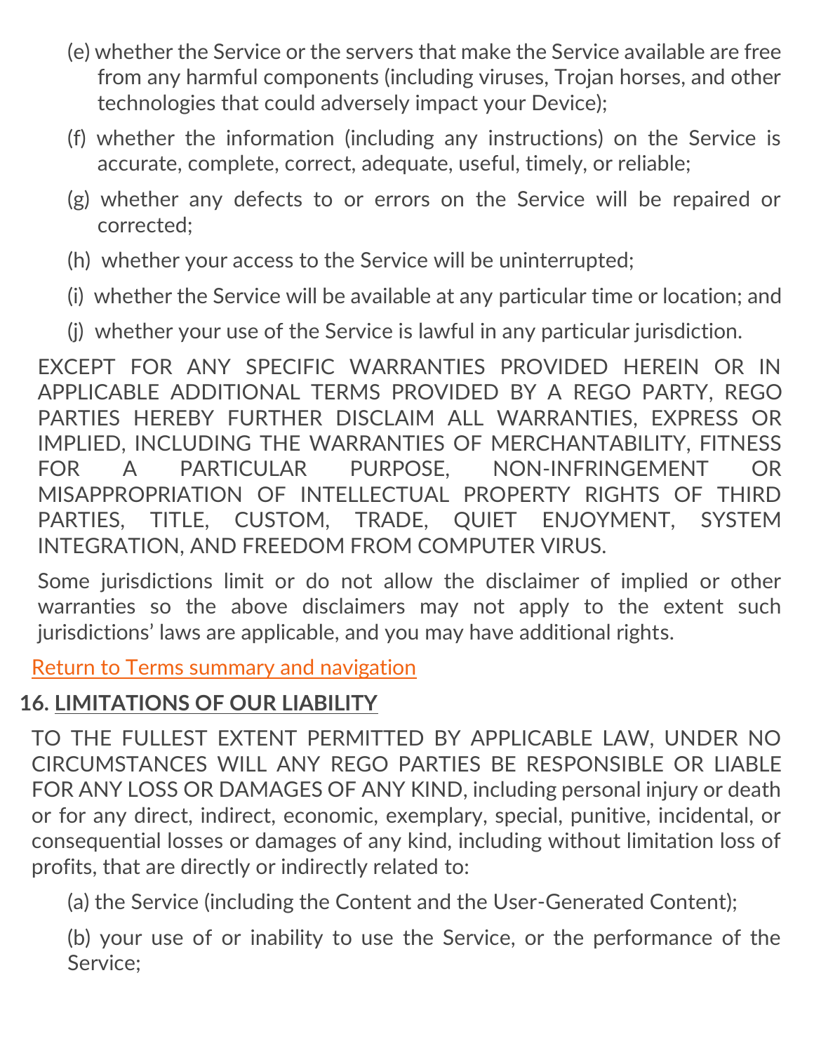(e) whether the Service or the servers that make the Service available are free from any harmful components (including viruses, Trojan horses, and other technologies that could adversely impact your Device);

(f) whether the information (including any instructions) on the Service is accurate, complete, correct, adequate, useful, timely, or reliable;

(g) whether any defects to or errors on the Service will be repaired or corrected;

(h) whether your access to the Service will be uninterrupted;

(i) whether the Service will be available at any particular time or location; and

(j) whether your use of the Service is lawful in any particular jurisdiction.

EXCEPT FOR ANY SPECIFIC WARRANTIES PROVIDED HEREIN OR IN APPLICABLE ADDITIONAL TERMS PROVIDED BY A REGO PARTY, REGO PARTIES HEREBY FURTHER DISCLAIM ALL WARRANTIES, EXPRESS OR IMPLIED, INCLUDING THE WARRANTIES OF MERCHANTABILITY, FITNESS FOR A PARTICULAR PURPOSE, NON-INFRINGEMENT OR MISAPPROPRIATION OF INTELLECTUAL PROPERTY RIGHTS OF THIRD PARTIES, TITLE, CUSTOM, TRADE, QUIET ENJOYMENT, SYSTEM INTEGRATION, AND FREEDOM FROM COMPUTER VIRUS.

Some jurisdictions limit or do not allow the disclaimer of implied or other warranties so the above disclaimers may not apply to the extent such jurisdictions' laws are applicable, and you may have additional rights.

Return to Terms summary and navigation

## 16. LIMITATIONS OF OUR LIABILITY

TO THE FULLEST EXTENT PERMITTED BY APPLICABLE LAW, UNDER NO CIRCUMSTANCES WILL ANY REGO PARTIES BE RESPONSIBLE OR LIABLE FOR ANY LOSS OR DAMAGES OF ANY KIND, including personal injury or death or for any direct, indirect, economic, exemplary, special, punitive, incidental, or consequential losses or damages of any kind, including without limitation loss of profits, that are directly or indirectly related to:

(a) the Service (including the Content and the User-Generated Content);

(b) your use of or inability to use the Service, or the performance of the Service;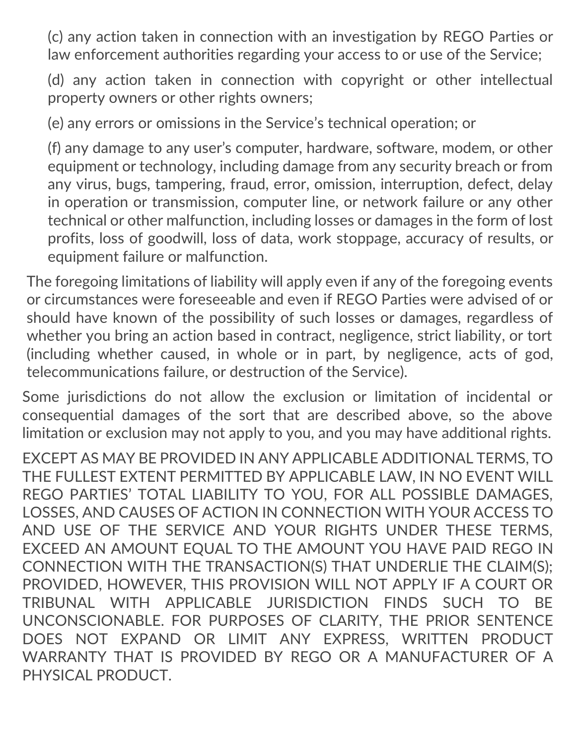(c) any action taken in connection with an investigation by REGO Parties or law enforcement authorities regarding your access to or use of the Service;

(d) any action taken in connection with copyright or other intellectual property owners or other rights owners;

(e) any errors or omissions in the Service's technical operation; or

(f) any damage to any user's computer, hardware, software, modem, or other equipment or technology, including damage from any security breach or from any virus, bugs, tampering, fraud, error, omission, interruption, defect, delay in operation or transmission, computer line, or network failure or any other technical or other malfunction, including losses or damages in the form of lost profits, loss of goodwill, loss of data, work stoppage, accuracy of results, or equipment failure or malfunction.

The foregoing limitations of liability will apply even if any of the foregoing events or circumstances were foreseeable and even if REGO Parties were advised of or should have known of the possibility of such losses or damages, regardless of whether you bring an action based in contract, negligence, strict liability, or tort (including whether caused, in whole or in part, by negligence, acts of god, telecommunications failure, or destruction of the Service).

Some jurisdictions do not allow the exclusion or limitation of incidental or consequential damages of the sort that are described above, so the above limitation or exclusion may not apply to you, and you may have additional rights.

EXCEPT AS MAY BE PROVIDED IN ANY APPLICABLE ADDITIONAL TERMS, TO THE FULLEST EXTENT PERMITTED BY APPLICABLE LAW, IN NO EVENT WILL REGO PARTIES' TOTAL LIABILITY TO YOU, FOR ALL POSSIBLE DAMAGES, LOSSES, AND CAUSES OF ACTION IN CONNECTION WITH YOUR ACCESS TO AND USE OF THE SERVICE AND YOUR RIGHTS UNDER THESE TERMS, EXCEED AN AMOUNT EQUAL TO THE AMOUNT YOU HAVE PAID REGO IN CONNECTION WITH THE TRANSACTION(S) THAT UNDERLIE THE CLAIM(S); PROVIDED, HOWEVER, THIS PROVISION WILL NOT APPLY IF A COURT OR TRIBUNAL WITH APPLICABLE JURISDICTION FINDS SUCH TO BE UNCONSCIONABLE. FOR PURPOSES OF CLARITY, THE PRIOR SENTENCE DOES NOT EXPAND OR LIMIT ANY EXPRESS, WRITTEN PRODUCT WARRANTY THAT IS PROVIDED BY REGO OR A MANUFACTURER OF A PHYSICAL PRODUCT.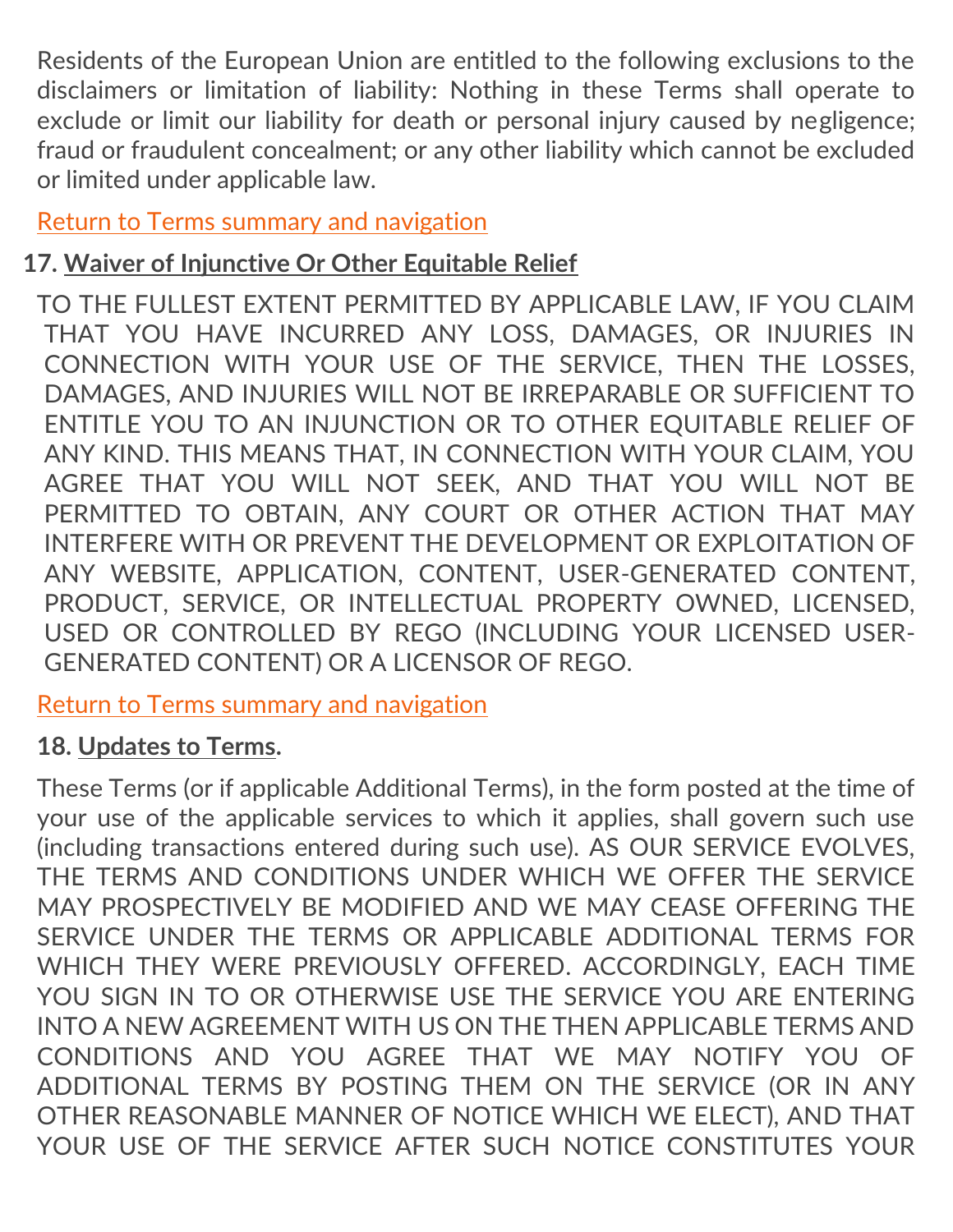Residents of the European Union are entitled to the following exclusions to the disclaimers or limitation of liability: Nothing in these Terms shall operate to exclude or limit our liability for death or personal injury caused by negligence; fraud or fraudulent concealment; or any other liability which cannot be excluded or limited under applicable law.

Return to Terms summary and navigation

**17. Waiver of Injunctive Or Other Equitable Relief**

TO THE FULLEST EXTENT PERMITTED BY APPLICABLE LAW, IF YOU CLAIM THAT YOU HAVE INCURRED ANY LOSS, DAMAGES, OR INJURIES IN CONNECTION WITH YOUR USE OF THE SERVICE, THEN THE LOSSES, DAMAGES, AND INJURIES WILL NOT BE IRREPARABLE OR SUFFICIENT TO ENTITLE YOU TO AN INJUNCTION OR TO OTHER EQUITABLE RELIEF OF ANY KIND. THIS MEANS THAT, IN CONNECTION WITH YOUR CLAIM, YOU AGREE THAT YOU WILL NOT SEEK, AND THAT YOU WILL NOT BE PERMITTED TO OBTAIN, ANY COURT OR OTHER ACTION THAT MAY INTERFERE WITH OR PREVENT THE DEVELOPMENT OR EXPLOITATION OF ANY WEBSITE, APPLICATION, CONTENT, USER-GENERATED CONTENT, PRODUCT, SERVICE, OR INTELLECTUAL PROPERTY OWNED, LICENSED, USED OR CONTROLLED BY REGO (INCLUDING YOUR LICENSED USER-GENERATED CONTENT) OR A LICENSOR OF REGO.

Return to Terms summary and navigation

**18. Updates to Terms.**

These Terms (or if applicable Additional Terms), in the form posted at the time of your use of the applicable services to which it applies, shall govern such use (including transactions entered during such use). AS OUR SERVICE EVOLVES, THE TERMS AND CONDITIONS UNDER WHICH WE OFFER THE SERVICE MAY PROSPECTIVELY BE MODIFIED AND WE MAY CEASE OFFERING THE SERVICE UNDER THE TERMS OR APPLICABLE ADDITIONAL TERMS FOR WHICH THEY WERE PREVIOUSLY OFFERED. ACCORDINGLY, EACH TIME YOU SIGN IN TO OR OTHERWISE USE THE SERVICE YOU ARE ENTERING INTO A NEW AGREEMENT WITH US ON THE THEN APPLICABLE TERMS AND CONDITIONS AND YOU AGREE THAT WE MAY NOTIFY YOU OF ADDITIONAL TERMS BY POSTING THEM ON THE SERVICE (OR IN ANY OTHER REASONABLE MANNER OF NOTICE WHICH WE ELECT), AND THAT YOUR USE OF THE SERVICE AFTER SUCH NOTICE CONSTITUTES YOUR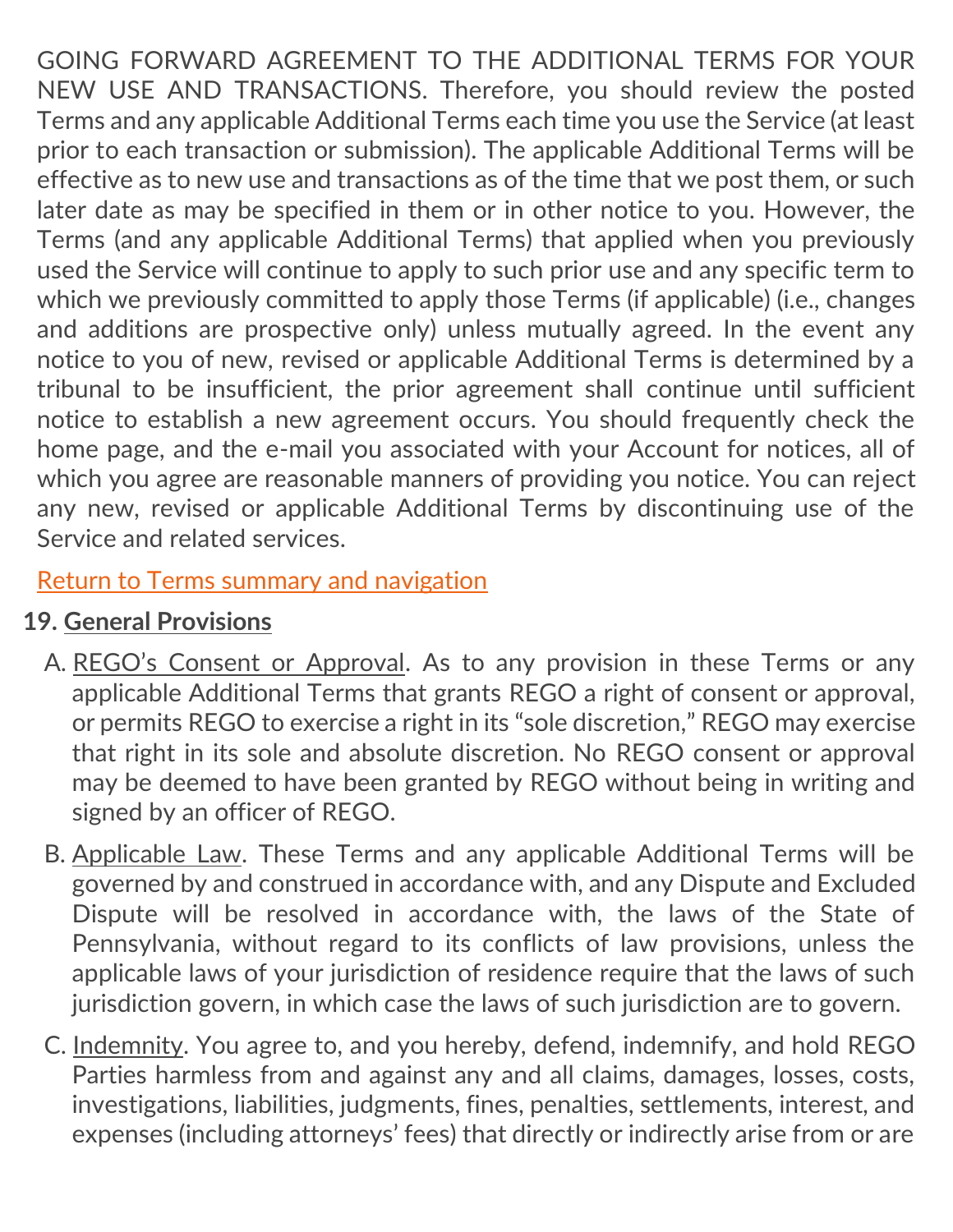GOING FORWARD AGREEMENT TO THE ADDITIONAL TERMS FOR YOUR NEW USE AND TRANSACTIONS. Therefore, you should review the posted Terms and any applicable Additional Terms each time you use the Service (at least prior to each transaction or submission). The applicable Additional Terms will be effective as to new use and transactions as of the time that we post them, or such later date as may be specified in them or in other notice to you. However, the Terms (and any applicable Additional Terms) that applied when you previously used the Service will continue to apply to such prior use and any specific term to which we previously committed to apply those Terms (if applicable) (i.e., changes and additions are prospective only) unless mutually agreed. In the event any notice to you of new, revised or applicable Additional Terms is determined by a tribunal to be insufficient, the prior agreement shall continue until sufficient notice to establish a new agreement occurs. You should frequently check the home page, and the e-mail you associated with your Account for notices, all of which you agree are reasonable manners of providing you notice. You can reject any new, revised or applicable Additional Terms by discontinuing use of the Service and related services.

Return to Terms summary and navigation

**19. General Provisions**

A. REGO's Consent or Approval. As to any provision in these Terms or any applicable Additional Terms that grants REGO a right of consent or approval, or permits REGO to exercise a right in its "sole discretion," REGO may exercise that right in its sole and absolute discretion. No REGO consent or approval may be deemed to have been granted by REGO without being in writing and signed by an officer of REGO.

B. Applicable Law. These Terms and any applicable Additional Terms will be governed by and construed in accordance with, and any Dispute and Excluded Dispute will be resolved in accordance with, the laws of the State of Pennsylvania, without regard to its conflicts of law provisions, unless the applicable laws of your jurisdiction of residence require that the laws of such jurisdiction govern, in which case the laws of such jurisdiction are to govern.

C. Indemnity. You agree to, and you hereby, defend, indemnify, and hold REGO Parties harmless from and against any and all claims, damages, losses, costs, investigations, liabilities, judgments, fines, penalties, settlements, interest, and expenses (including attorneys' fees) that directly or indirectly arise from or are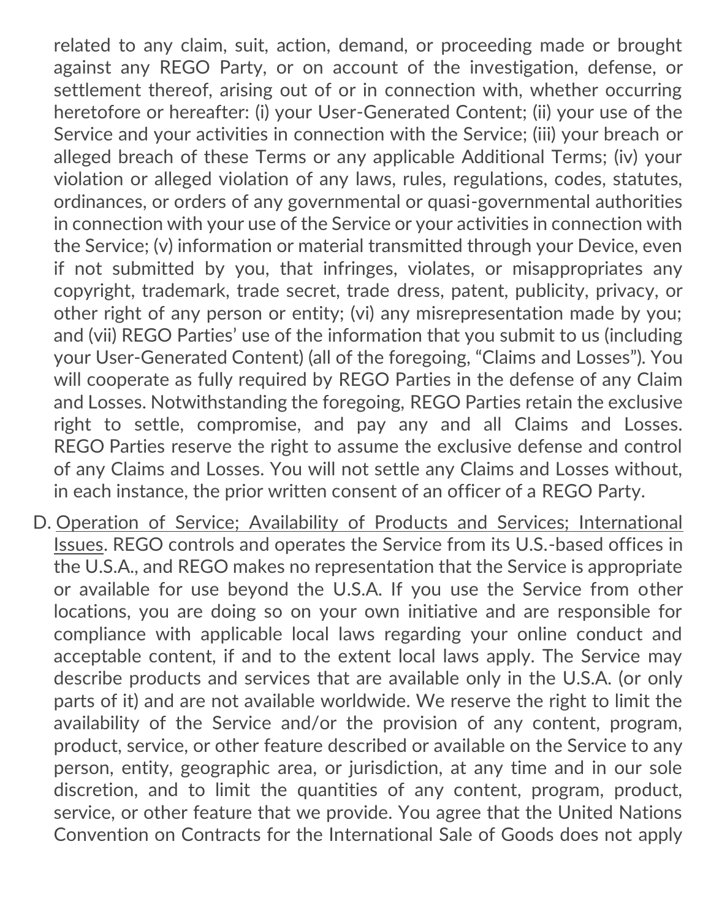related to any claim, suit, action, demand, or proceeding made or brought against any REGO Party, or on account of the investigation, defense, or settlement thereof, arising out of or in connection with, whether occurring heretofore or hereafter: (i) your User-Generated Content; (ii) your use of the Service and your activities in connection with the Service; (iii) your breach or alleged breach of these Terms or any applicable Additional Terms; (iv) your violation or alleged violation of any laws, rules, regulations, codes, statutes, ordinances, or orders of any governmental or quasi-governmental authorities in connection with your use of the Service or your activities in connection with the Service; (v) information or material transmitted through your Device, even if not submitted by you, that infringes, violates, or misappropriates any copyright, trademark, trade secret, trade dress, patent, publicity, privacy, or other right of any person or entity; (vi) any misrepresentation made by you; and (vii) REGO Parties' use of the information that you submit to us (including your User-Generated Content) (all of the foregoing, "Claims and Losses"). You will cooperate as fully required by REGO Parties in the defense of any Claim and Losses. Notwithstanding the foregoing, REGO Parties retain the exclusive right to settle, compromise, and pay any and all Claims and Losses. REGO Parties reserve the right to assume the exclusive defense and control of any Claims and Losses. You will not settle any Claims and Losses without, in each instance, the prior written consent of an officer of a REGO Party.

D. Operation of Service; Availability of Products and Services; International Issues. REGO controls and operates the Service from its U.S.-based offices in the U.S.A., and REGO makes no representation that the Service is appropriate or available for use beyond the U.S.A. If you use the Service from other locations, you are doing so on your own initiative and are responsible for compliance with applicable local laws regarding your online conduct and acceptable content, if and to the extent local laws apply. The Service may describe products and services that are available only in the U.S.A. (or only parts of it) and are not available worldwide. We reserve the right to limit the availability of the Service and/or the provision of any content, program, product, service, or other feature described or available on the Service to any person, entity, geographic area, or jurisdiction, at any time and in our sole discretion, and to limit the quantities of any content, program, product, service, or other feature that we provide. You agree that the United Nations Convention on Contracts for the International Sale of Goods does not apply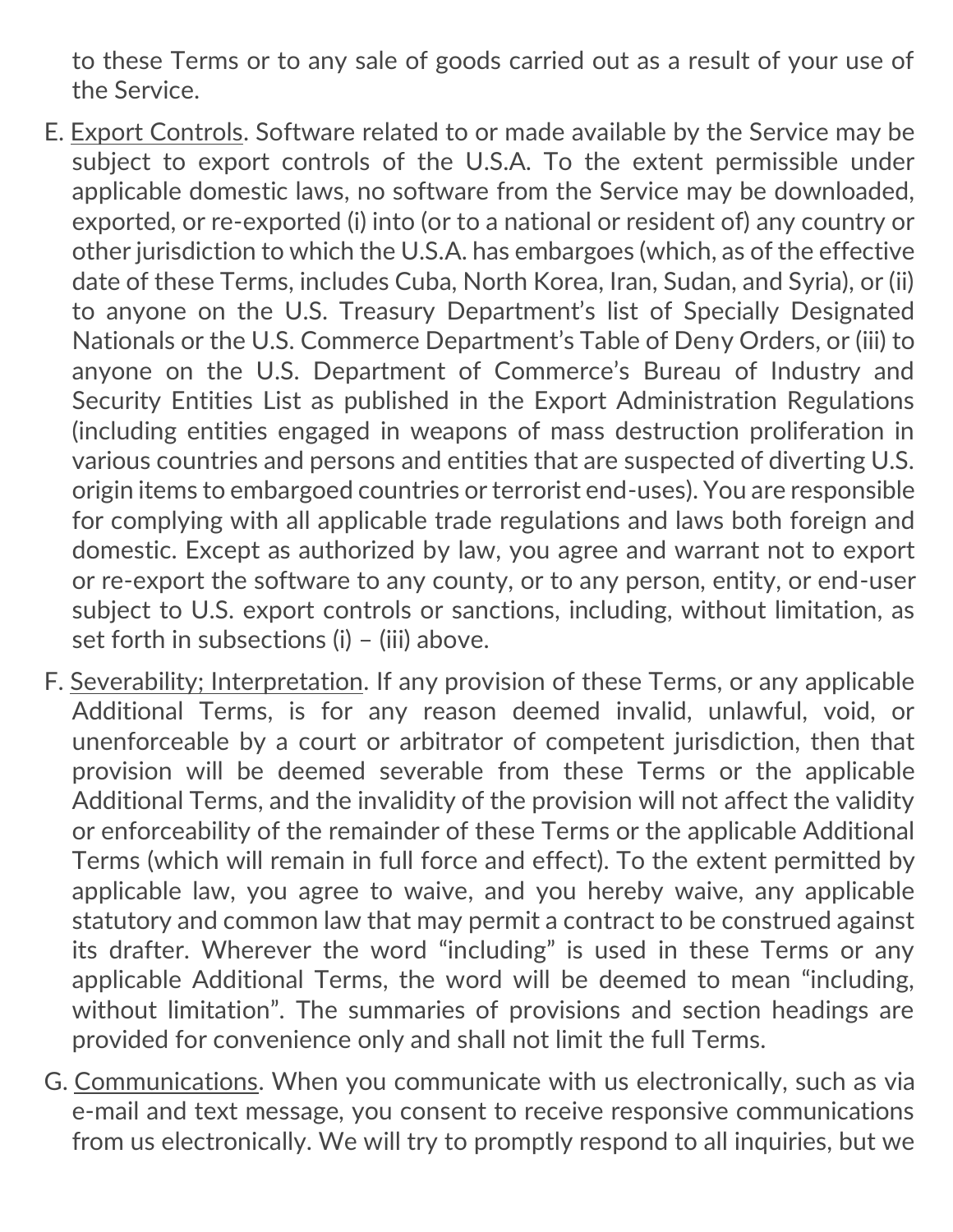to these Terms or to any sale of goods carried out as a result of your use of the Service.

E. Export Controls. Software related to or made available by the Service may be subject to export controls of the U.S.A. To the extent permissible under applicable domestic laws, no software from the Service may be downloaded, exported, or re-exported (i) into (or to a national or resident of) any country or other jurisdiction to which the U.S.A. has embargoes (which, as of the effective date of these Terms, includes Cuba, North Korea, Iran, Sudan, and Syria), or (ii) to anyone on the U.S. Treasury Department's list of Specially Designated Nationals or the U.S. Commerce Department's Table of Deny Orders, or (iii) to anyone on the U.S. Department of Commerce's Bureau of Industry and Security Entities List as published in the Export Administration Regulations (including entities engaged in weapons of mass destruction proliferation in various countries and persons and entities that are suspected of diverting U.S. origin items to embargoed countries or terrorist end-uses). You are responsible for complying with all applicable trade regulations and laws both foreign and domestic. Except as authorized by law, you agree and warrant not to export or re-export the software to any county, or to any person, entity, or end-user subject to U.S. export controls or sanctions, including, without limitation, as set forth in subsections (i) – (iii) above.

F. Severability; Interpretation. If any provision of these Terms, or any applicable Additional Terms, is for any reason deemed invalid, unlawful, void, or unenforceable by a court or arbitrator of competent jurisdiction, then that provision will be deemed severable from these Terms or the applicable Additional Terms, and the invalidity of the provision will not affect the validity or enforceability of the remainder of these Terms or the applicable Additional Terms (which will remain in full force and effect). To the extent permitted by applicable law, you agree to waive, and you hereby waive, any applicable statutory and common law that may permit a contract to be construed against its drafter. Wherever the word "including" is used in these Terms or any applicable Additional Terms, the word will be deemed to mean "including, without limitation". The summaries of provisions and section headings are provided for convenience only and shall not limit the full Terms.

G. Communications. When you communicate with us electronically, such as via e-mail and text message, you consent to receive responsive communications from us electronically. We will try to promptly respond to all inquiries, but we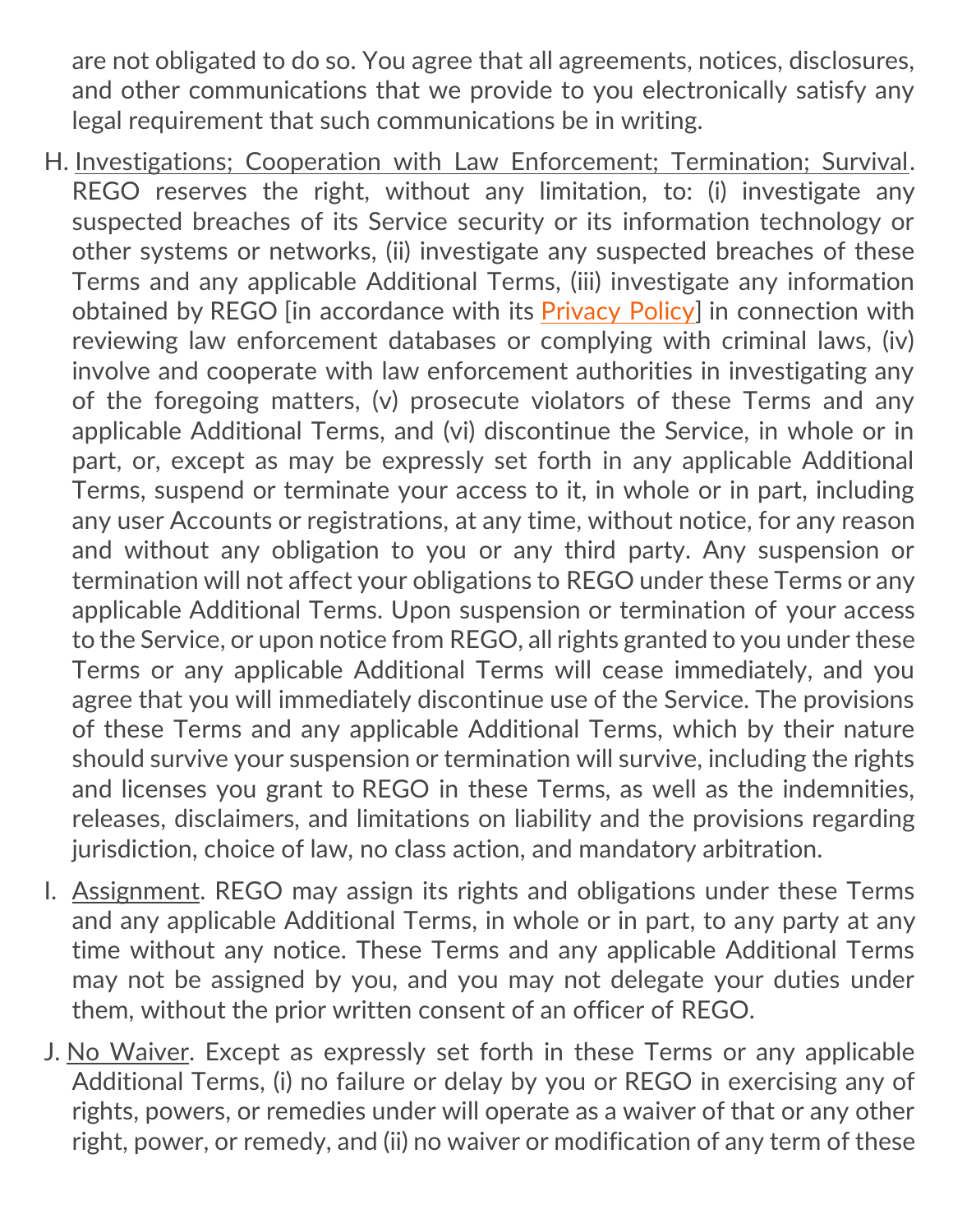are not obligated to do so. You agree that all agreements, notices, disclosures, and other communications that we provide to you electronically satisfy any legal requirement that such communications be in writing.

H. Investigations; Cooperation with Law Enforcement; Termination; Survival. REGO reserves the right, without any limitation, to: (i) investigate any suspected breaches of its Service security or its information technology or other systems or networks, (ii) investigate any suspected breaches of these Terms and any applicable Additional Terms, (iii) investigate any information obtained by REGO [in accordance with its Privacy Policy] in connection with reviewing law enforcement databases or complying with criminal laws, (iv) involve and cooperate with law enforcement authorities in investigating any of the foregoing matters, (v) prosecute violators of these Terms and any applicable Additional Terms, and (vi) discontinue the Service, in whole or in part, or, except as may be expressly set forth in any applicable Additional Terms, suspend or terminate your access to it, in whole or in part, including any user Accounts or registrations, at any time, without notice, for any reason and without any obligation to you or any third party. Any suspension or termination will not affect your obligations to REGO under these Terms or any applicable Additional Terms. Upon suspension or termination of your access to the Service, or upon notice from REGO, all rights granted to you under these Terms or any applicable Additional Terms will cease immediately, and you agree that you will immediately discontinue use of the Service. The provisions of these Terms and any applicable Additional Terms, which by their nature should survive your suspension or termination will survive, including the rights and licenses you grant to REGO in these Terms, as well as the indemnities, releases, disclaimers, and limitations on liability and the provisions regarding jurisdiction, choice of law, no class action, and mandatory arbitration.

I. Assignment. REGO may assign its rights and obligations under these Terms and any applicable Additional Terms, in whole or in part, to any party at any time without any notice. These Terms and any applicable Additional Terms may not be assigned by you, and you may not delegate your duties under them, without the prior written consent of an officer of REGO.

J. No Waiver. Except as expressly set forth in these Terms or any applicable Additional Terms, (i) no failure or delay by you or REGO in exercising any of rights, powers, or remedies under will operate as a waiver of that or any other right, power, or remedy, and (ii) no waiver or modification of any term of these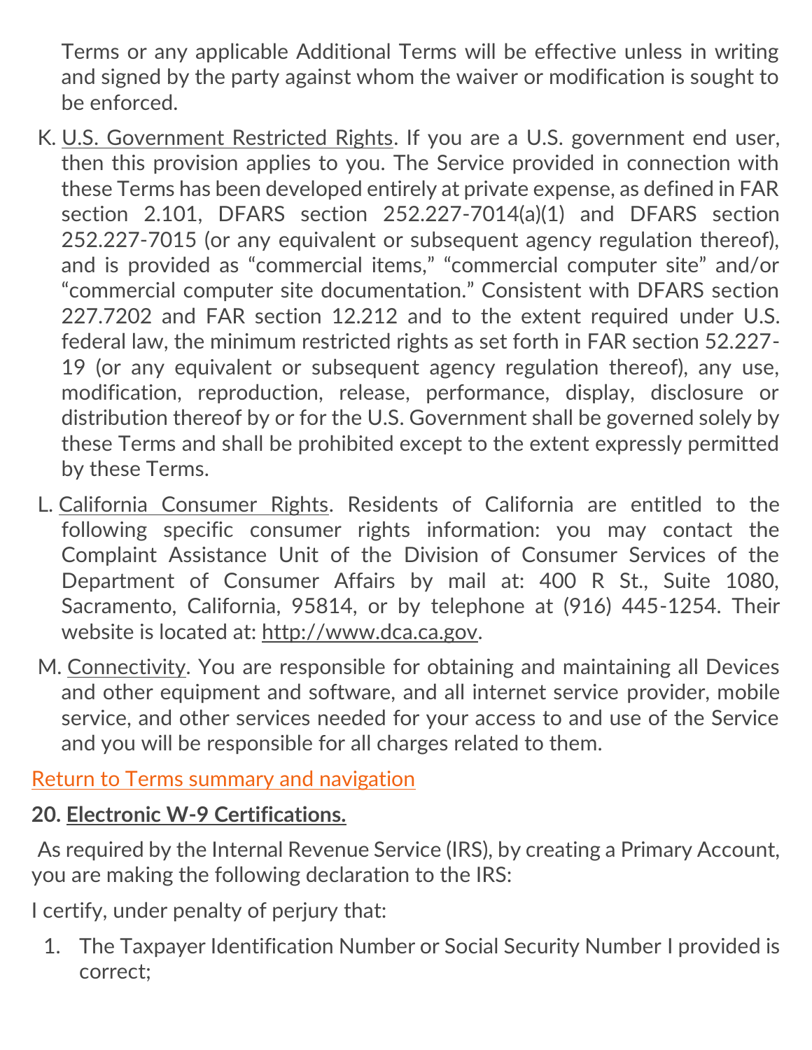Terms or any applicable Additional Terms will be effective unless in writing and signed by the party against whom the waiver or modification is sought to be enforced.

K. U.S. Government Restricted Rights. If you are a U.S. government end user, then this provision applies to you. The Service provided in connection with these Terms has been developed entirely at private expense, as defined in FAR section 2.101, DFARS section 252.227-7014(a)(1) and DFARS section 252.227-7015 (or any equivalent or subsequent agency regulation thereof), and is provided as "commercial items," "commercial computer site" and/or "commercial computer site documentation." Consistent with DFARS section 227.7202 and FAR section 12.212 and to the extent required under U.S. federal law, the minimum restricted rights as set forth in FAR section 52.227-19 (or any equivalent or subsequent agency regulation thereof), any use, modification, reproduction, release, performance, display, disclosure or distribution thereof by or for the U.S. Government shall be governed solely by these Terms and shall be prohibited except to the extent expressly permitted by these Terms.

L. California Consumer Rights. Residents of California are entitled to the following specific consumer rights information: you may contact the Complaint Assistance Unit of the Division of Consumer Services of the Department of Consumer Affairs by mail at: 400 R St., Suite 1080, Sacramento, California, 95814, or by telephone at (916) 445-1254. Their website is located at: http://www.dca.ca.gov.

M. Connectivity. You are responsible for obtaining and maintaining all Devices and other equipment and software, and all internet service provider, mobile service, and other services needed for your access to and use of the Service and you will be responsible for all charges related to them.

Return to Terms summary and navigation

**20. Electronic W-9 Certifications.**

As required by the Internal Revenue Service (IRS), by creating a Primary Account, you are making the following declaration to the IRS:

I certify, under penalty of perjury that:

1. The Taxpayer Identification Number or Social Security Number I provided is correct;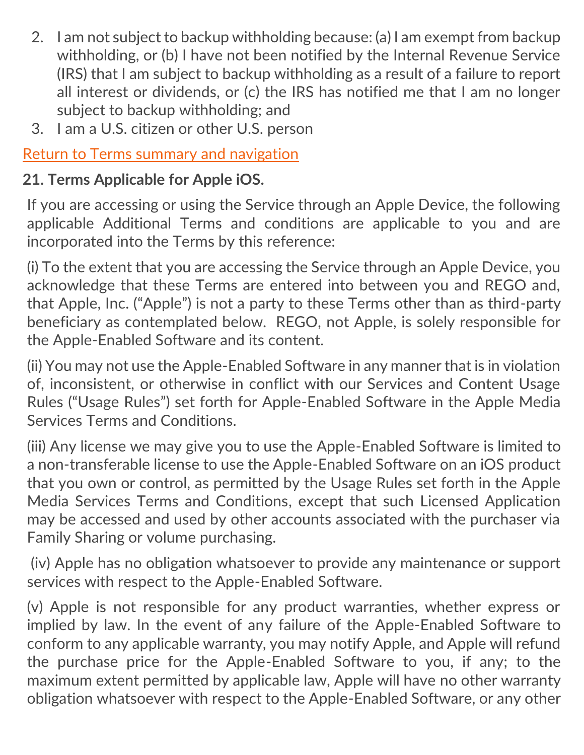2. I am not subject to backup withholding because: (a) I am exempt from backup withholding, or (b) I have not been notified by the Internal Revenue Service (IRS) that I am subject to backup withholding as a result of a failure to report all interest or dividends, or (c) the IRS has notified me that I am no longer subject to backup withholding; and
3. I am a U.S. citizen or other U.S. person

Return to Terms summary and navigation

**21. Terms Applicable for Apple iOS.**

If you are accessing or using the Service through an Apple Device, the following applicable Additional Terms and conditions are applicable to you and are incorporated into the Terms by this reference:

(i) To the extent that you are accessing the Service through an Apple Device, you acknowledge that these Terms are entered into between you and REGO and, that Apple, Inc. ("Apple") is not a party to these Terms other than as third-party beneficiary as contemplated below. REGO, not Apple, is solely responsible for the Apple-Enabled Software and its content.

(ii) You may not use the Apple-Enabled Software in any manner that is in violation of, inconsistent, or otherwise in conflict with our Services and Content Usage Rules ("Usage Rules") set forth for Apple-Enabled Software in the Apple Media Services Terms and Conditions.

(iii) Any license we may give you to use the Apple-Enabled Software is limited to a non-transferable license to use the Apple-Enabled Software on an iOS product that you own or control, as permitted by the Usage Rules set forth in the Apple Media Services Terms and Conditions, except that such Licensed Application may be accessed and used by other accounts associated with the purchaser via Family Sharing or volume purchasing.

(iv) Apple has no obligation whatsoever to provide any maintenance or support services with respect to the Apple-Enabled Software.

(v) Apple is not responsible for any product warranties, whether express or implied by law. In the event of any failure of the Apple-Enabled Software to conform to any applicable warranty, you may notify Apple, and Apple will refund the purchase price for the Apple-Enabled Software to you, if any; to the maximum extent permitted by applicable law, Apple will have no other warranty obligation whatsoever with respect to the Apple-Enabled Software, or any other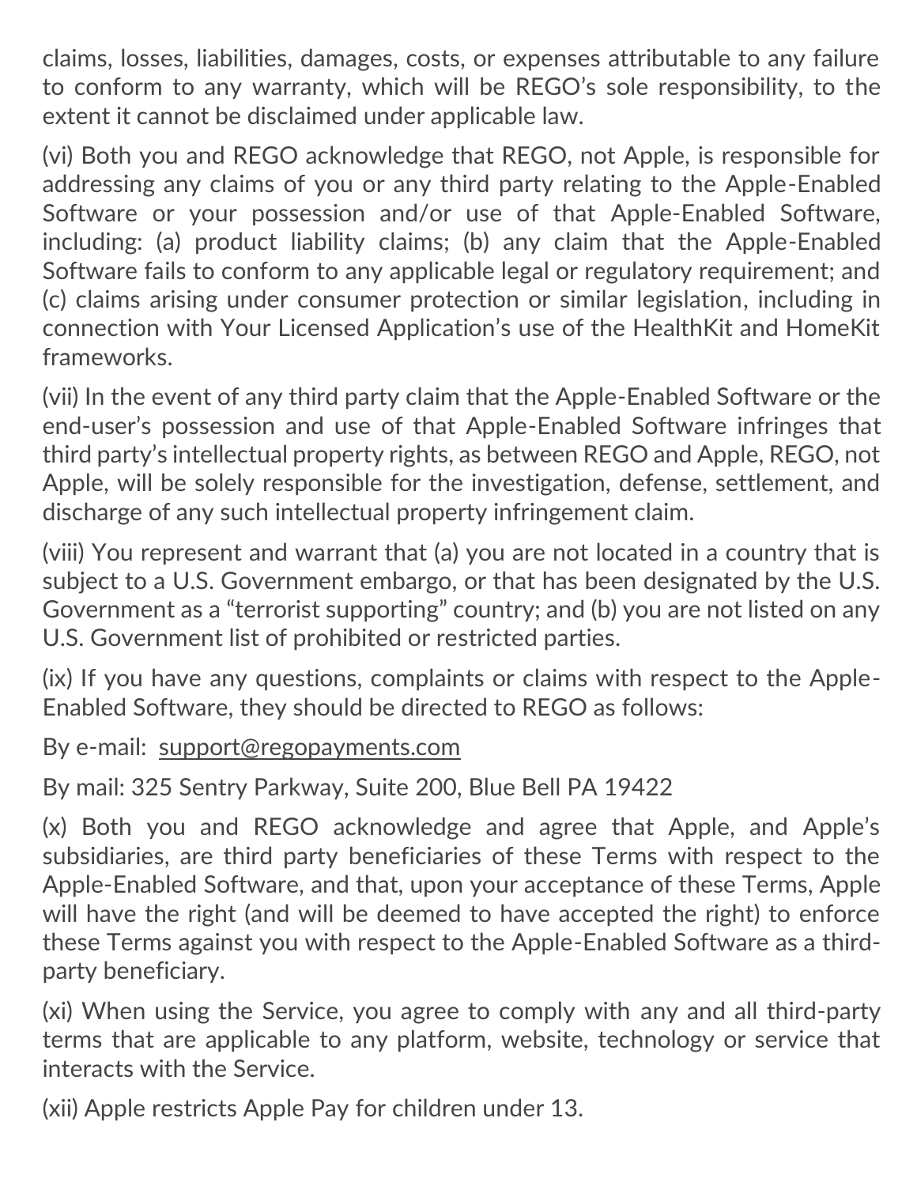claims, losses, liabilities, damages, costs, or expenses attributable to any failure to conform to any warranty, which will be REGO's sole responsibility, to the extent it cannot be disclaimed under applicable law.

(vi) Both you and REGO acknowledge that REGO, not Apple, is responsible for addressing any claims of you or any third party relating to the Apple-Enabled Software or your possession and/or use of that Apple-Enabled Software, including: (a) product liability claims; (b) any claim that the Apple-Enabled Software fails to conform to any applicable legal or regulatory requirement; and (c) claims arising under consumer protection or similar legislation, including in connection with Your Licensed Application's use of the HealthKit and HomeKit frameworks.

(vii) In the event of any third party claim that the Apple-Enabled Software or the end-user's possession and use of that Apple-Enabled Software infringes that third party's intellectual property rights, as between REGO and Apple, REGO, not Apple, will be solely responsible for the investigation, defense, settlement, and discharge of any such intellectual property infringement claim.

(viii) You represent and warrant that (a) you are not located in a country that is subject to a U.S. Government embargo, or that has been designated by the U.S. Government as a "terrorist supporting" country; and (b) you are not listed on any U.S. Government list of prohibited or restricted parties.

(ix) If you have any questions, complaints or claims with respect to the Apple-Enabled Software, they should be directed to REGO as follows:

By e-mail: support@regopayments.com

By mail: 325 Sentry Parkway, Suite 200, Blue Bell PA 19422

(x) Both you and REGO acknowledge and agree that Apple, and Apple's subsidiaries, are third party beneficiaries of these Terms with respect to the Apple-Enabled Software, and that, upon your acceptance of these Terms, Apple will have the right (and will be deemed to have accepted the right) to enforce these Terms against you with respect to the Apple-Enabled Software as a third-party beneficiary.

(xi) When using the Service, you agree to comply with any and all third-party terms that are applicable to any platform, website, technology or service that interacts with the Service.

(xii) Apple restricts Apple Pay for children under 13.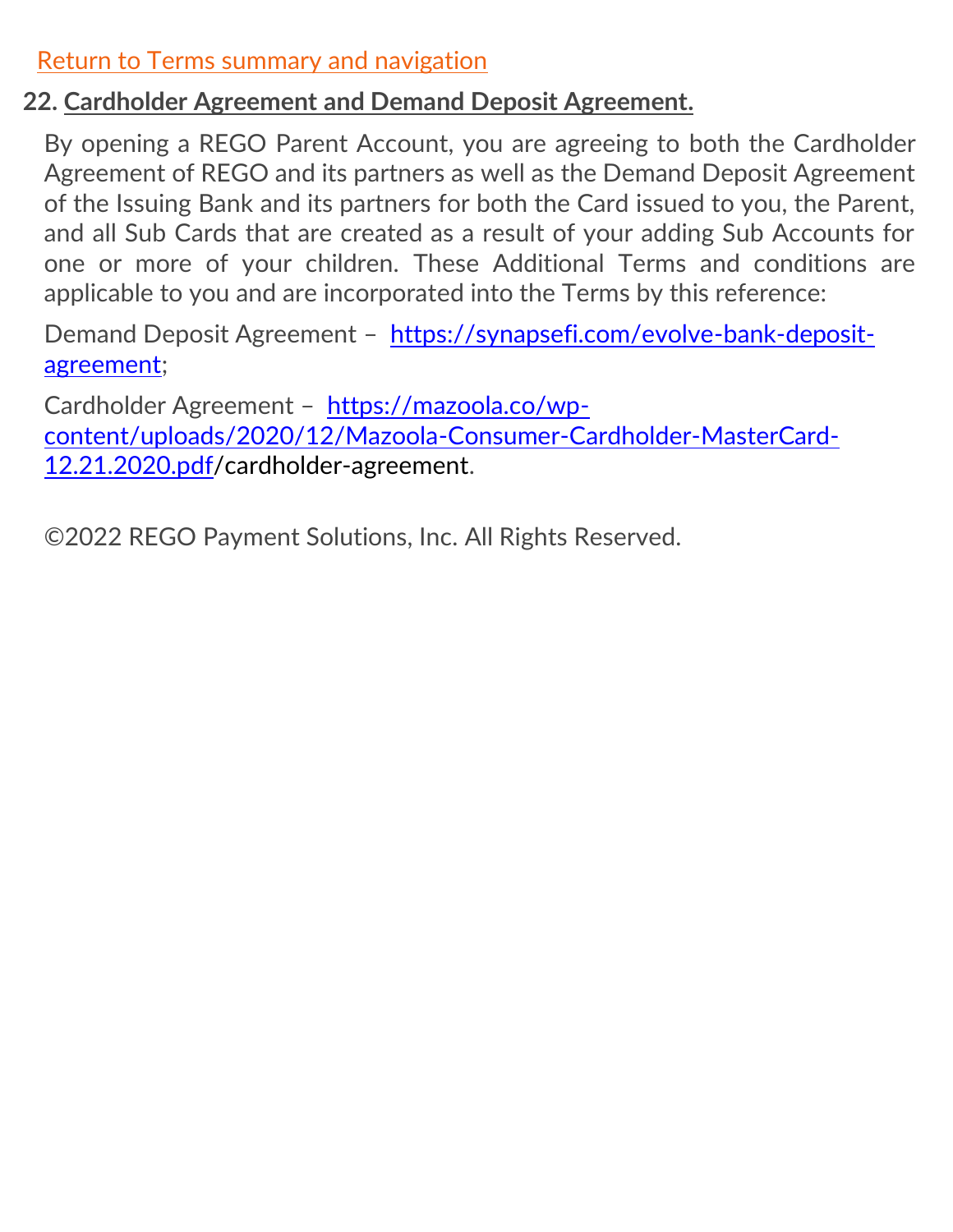Return to Terms summary and navigation

**22. Cardholder Agreement and Demand Deposit Agreement.**

By opening a REGO Parent Account, you are agreeing to both the Cardholder Agreement of REGO and its partners as well as the Demand Deposit Agreement of the Issuing Bank and its partners for both the Card issued to you, the Parent, and all Sub Cards that are created as a result of your adding Sub Accounts for one or more of your children. These Additional Terms and conditions are applicable to you and are incorporated into the Terms by this reference:

Demand Deposit Agreement – https://synapsefi.com/evolve-bank-deposit-agreement;

Cardholder Agreement – https://mazoola.co/wp-content/uploads/2020/12/Mazoola-Consumer-Cardholder-MasterCard-12.21.2020.pdf/cardholder-agreement.

©2022 REGO Payment Solutions, Inc. All Rights Reserved.